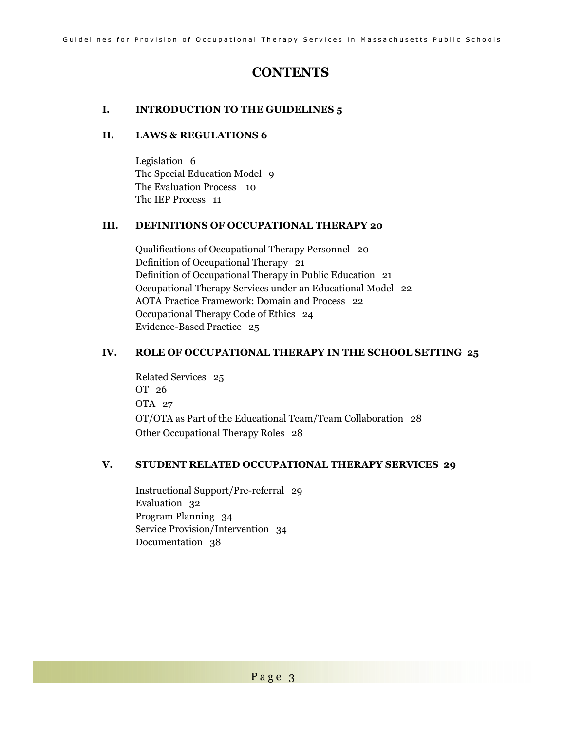# CONTENTS

**I. INTRODUCTION TO THE GUIDELINES 5**

**II. LAWS & REGULATIONS 6**

Legislation 6
The Special Education Model 9
The Evaluation Process 10
The IEP Process 11

**III. DEFINITIONS OF OCCUPATIONAL THERAPY 20**

Qualifications of Occupational Therapy Personnel 20
Definition of Occupational Therapy 21
Definition of Occupational Therapy in Public Education 21
Occupational Therapy Services under an Educational Model 22
AOTA Practice Framework: Domain and Process 22
Occupational Therapy Code of Ethics 24
Evidence-Based Practice 25

**IV. ROLE OF OCCUPATIONAL THERAPY IN THE SCHOOL SETTING 25**

Related Services 25
OT 26
OTA 27
OT/OTA as Part of the Educational Team/Team Collaboration 28
Other Occupational Therapy Roles 28

**V. STUDENT RELATED OCCUPATIONAL THERAPY SERVICES 29**

Instructional Support/Pre-referral 29
Evaluation 32
Program Planning 34
Service Provision/Intervention 34
Documentation 38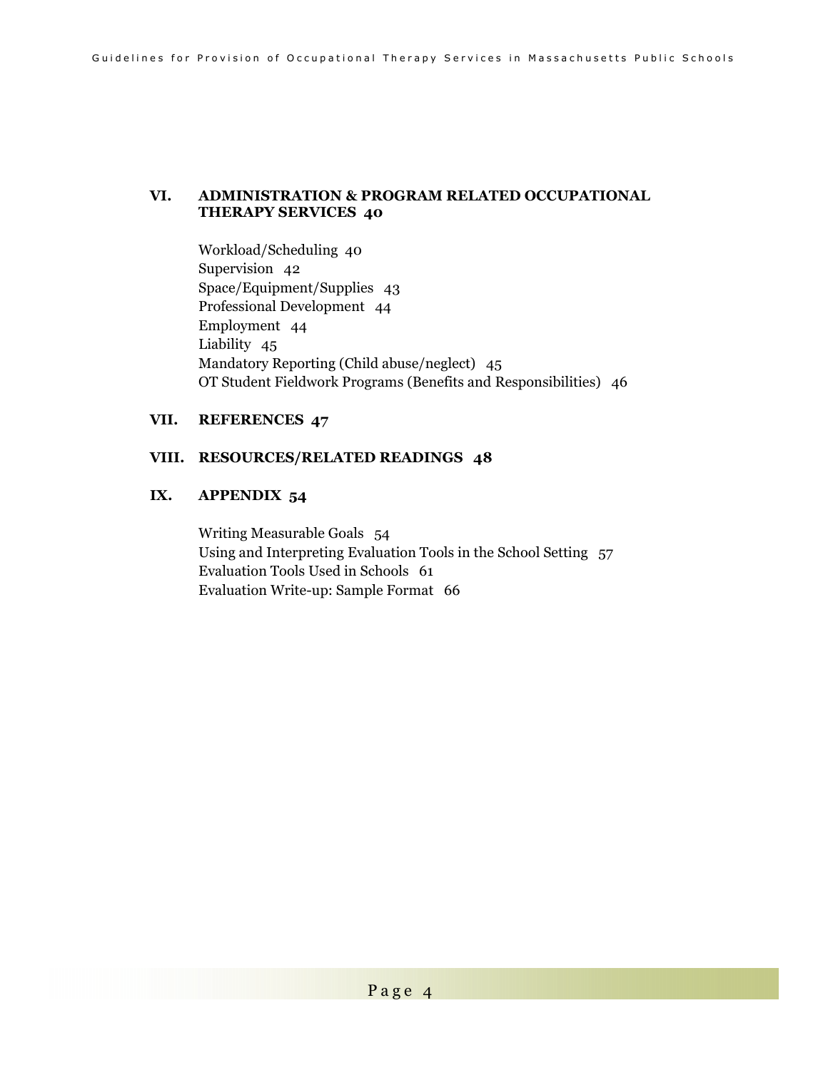**VI. ADMINISTRATION & PROGRAM RELATED OCCUPATIONAL THERAPY SERVICES 40**

Workload/Scheduling 40
Supervision 42
Space/Equipment/Supplies 43
Professional Development 44
Employment 44
Liability 45
Mandatory Reporting (Child abuse/neglect) 45
OT Student Fieldwork Programs (Benefits and Responsibilities) 46

**VII. REFERENCES 47**

**VIII. RESOURCES/RELATED READINGS 48**

**IX. APPENDIX 54**

Writing Measurable Goals 54
Using and Interpreting Evaluation Tools in the School Setting 57
Evaluation Tools Used in Schools 61
Evaluation Write-up: Sample Format 66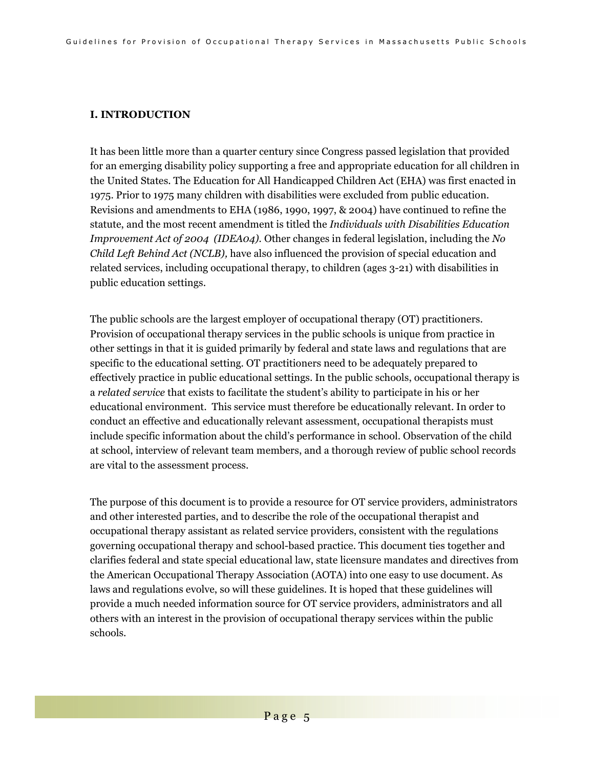# I. INTRODUCTION

It has been little more than a quarter century since Congress passed legislation that provided for an emerging disability policy supporting a free and appropriate education for all children in the United States. The Education for All Handicapped Children Act (EHA) was first enacted in 1975. Prior to 1975 many children with disabilities were excluded from public education. Revisions and amendments to EHA (1986, 1990, 1997, & 2004) have continued to refine the statute, and the most recent amendment is titled the *Individuals with Disabilities Education Improvement Act of 2004 (IDEA04).* Other changes in federal legislation, including the *No Child Left Behind Act (NCLB),* have also influenced the provision of special education and related services, including occupational therapy, to children (ages 3-21) with disabilities in public education settings.

The public schools are the largest employer of occupational therapy (OT) practitioners. Provision of occupational therapy services in the public schools is unique from practice in other settings in that it is guided primarily by federal and state laws and regulations that are specific to the educational setting. OT practitioners need to be adequately prepared to effectively practice in public educational settings. In the public schools, occupational therapy is a *related service* that exists to facilitate the student's ability to participate in his or her educational environment. This service must therefore be educationally relevant. In order to conduct an effective and educationally relevant assessment, occupational therapists must include specific information about the child's performance in school. Observation of the child at school, interview of relevant team members, and a thorough review of public school records are vital to the assessment process.

The purpose of this document is to provide a resource for OT service providers, administrators and other interested parties, and to describe the role of the occupational therapist and occupational therapy assistant as related service providers, consistent with the regulations governing occupational therapy and school-based practice. This document ties together and clarifies federal and state special educational law, state licensure mandates and directives from the American Occupational Therapy Association (AOTA) into one easy to use document. As laws and regulations evolve, so will these guidelines. It is hoped that these guidelines will provide a much needed information source for OT service providers, administrators and all others with an interest in the provision of occupational therapy services within the public schools.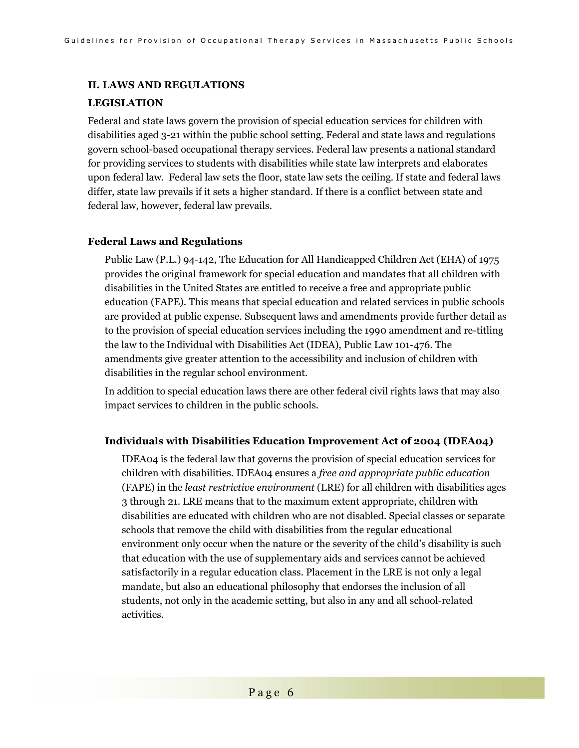## II. LAWS AND REGULATIONS

### LEGISLATION

Federal and state laws govern the provision of special education services for children with disabilities aged 3-21 within the public school setting. Federal and state laws and regulations govern school-based occupational therapy services. Federal law presents a national standard for providing services to students with disabilities while state law interprets and elaborates upon federal law. Federal law sets the floor, state law sets the ceiling. If state and federal laws differ, state law prevails if it sets a higher standard. If there is a conflict between state and federal law, however, federal law prevails.

#### Federal Laws and Regulations

Public Law (P.L.) 94-142, The Education for All Handicapped Children Act (EHA) of 1975 provides the original framework for special education and mandates that all children with disabilities in the United States are entitled to receive a free and appropriate public education (FAPE). This means that special education and related services in public schools are provided at public expense. Subsequent laws and amendments provide further detail as to the provision of special education services including the 1990 amendment and re-titling the law to the Individual with Disabilities Act (IDEA), Public Law 101-476. The amendments give greater attention to the accessibility and inclusion of children with disabilities in the regular school environment.

In addition to special education laws there are other federal civil rights laws that may also impact services to children in the public schools.

#### Individuals with Disabilities Education Improvement Act of 2004 (IDEA04)

IDEA04 is the federal law that governs the provision of special education services for children with disabilities. IDEA04 ensures a *free and appropriate public education* (FAPE) in the *least restrictive environment* (LRE) for all children with disabilities ages 3 through 21. LRE means that to the maximum extent appropriate, children with disabilities are educated with children who are not disabled. Special classes or separate schools that remove the child with disabilities from the regular educational environment only occur when the nature or the severity of the child's disability is such that education with the use of supplementary aids and services cannot be achieved satisfactorily in a regular education class. Placement in the LRE is not only a legal mandate, but also an educational philosophy that endorses the inclusion of all students, not only in the academic setting, but also in any and all school-related activities.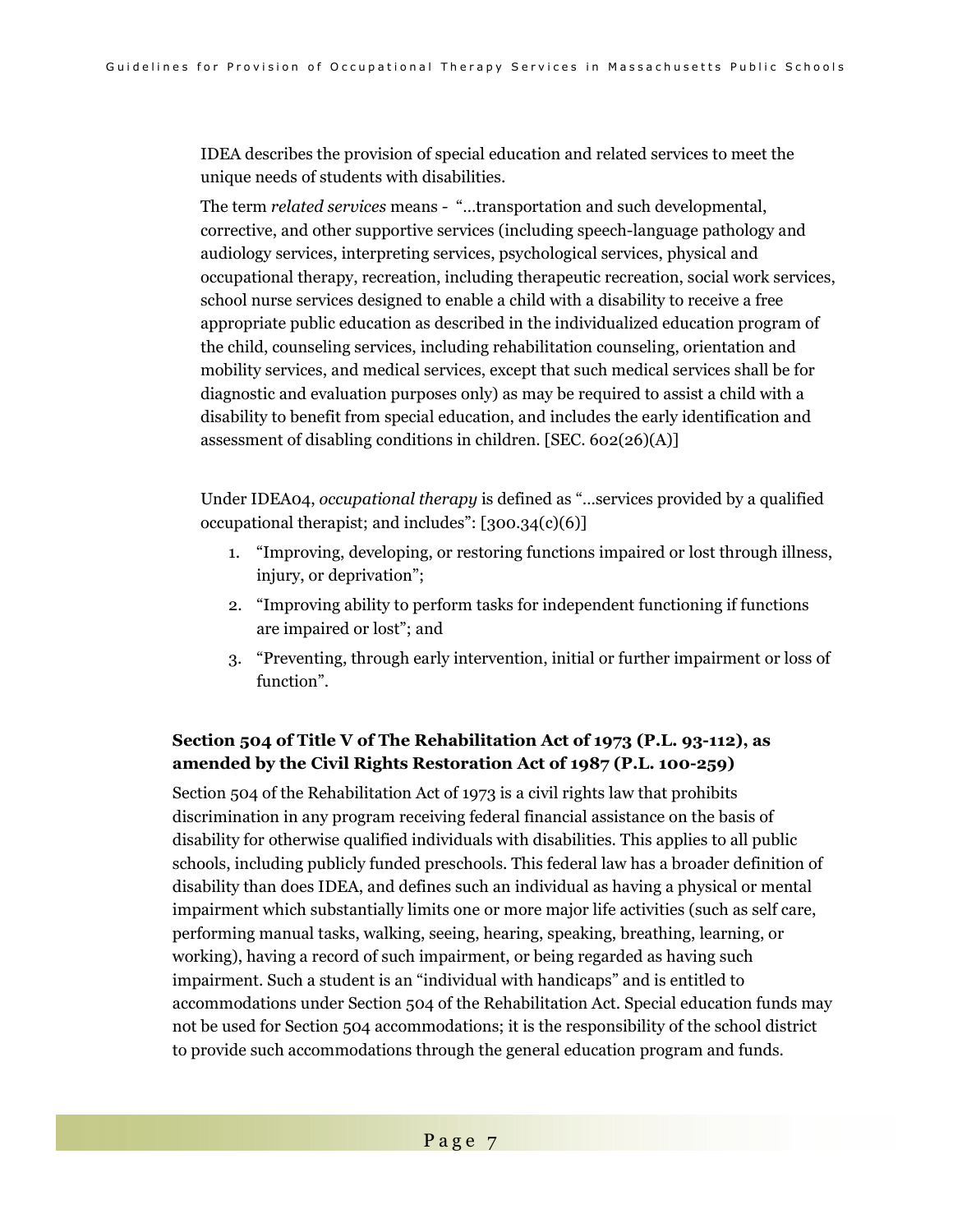IDEA describes the provision of special education and related services to meet the unique needs of students with disabilities.

The term *related services* means - "…transportation and such developmental, corrective, and other supportive services (including speech-language pathology and audiology services, interpreting services, psychological services, physical and occupational therapy, recreation, including therapeutic recreation, social work services, school nurse services designed to enable a child with a disability to receive a free appropriate public education as described in the individualized education program of the child, counseling services, including rehabilitation counseling, orientation and mobility services, and medical services, except that such medical services shall be for diagnostic and evaluation purposes only) as may be required to assist a child with a disability to benefit from special education, and includes the early identification and assessment of disabling conditions in children. [SEC. 602(26)(A)]

Under IDEA04, *occupational therapy* is defined as "…services provided by a qualified occupational therapist; and includes": [300.34(c)(6)]

1. "Improving, developing, or restoring functions impaired or lost through illness, injury, or deprivation";
2. "Improving ability to perform tasks for independent functioning if functions are impaired or lost"; and
3. "Preventing, through early intervention, initial or further impairment or loss of function".

**Section 504 of Title V of The Rehabilitation Act of 1973 (P.L. 93-112), as amended by the Civil Rights Restoration Act of 1987 (P.L. 100-259)**

Section 504 of the Rehabilitation Act of 1973 is a civil rights law that prohibits discrimination in any program receiving federal financial assistance on the basis of disability for otherwise qualified individuals with disabilities. This applies to all public schools, including publicly funded preschools. This federal law has a broader definition of disability than does IDEA, and defines such an individual as having a physical or mental impairment which substantially limits one or more major life activities (such as self care, performing manual tasks, walking, seeing, hearing, speaking, breathing, learning, or working), having a record of such impairment, or being regarded as having such impairment. Such a student is an "individual with handicaps" and is entitled to accommodations under Section 504 of the Rehabilitation Act. Special education funds may not be used for Section 504 accommodations; it is the responsibility of the school district to provide such accommodations through the general education program and funds.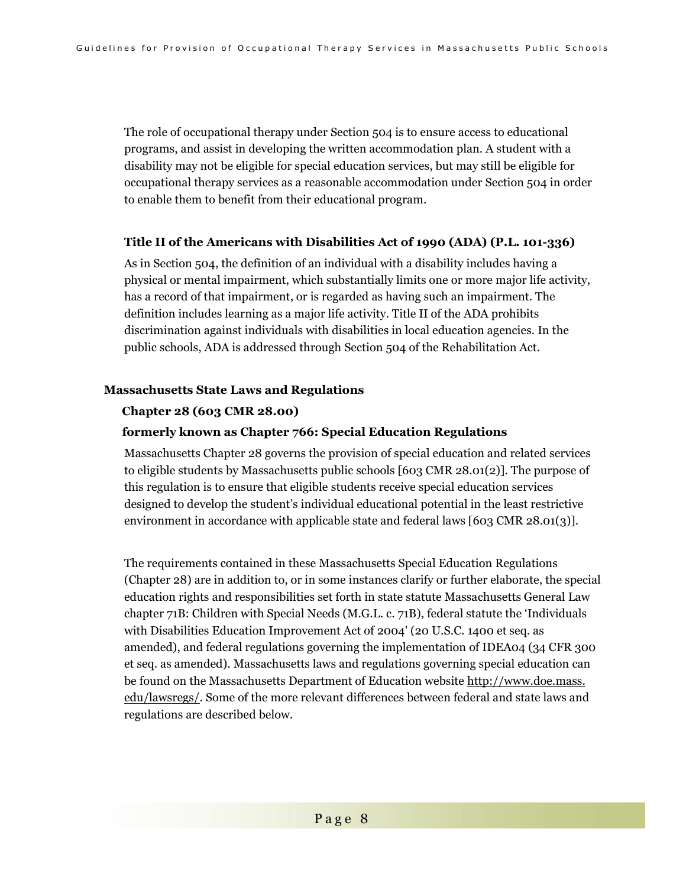The role of occupational therapy under Section 504 is to ensure access to educational programs, and assist in developing the written accommodation plan. A student with a disability may not be eligible for special education services, but may still be eligible for occupational therapy services as a reasonable accommodation under Section 504 in order to enable them to benefit from their educational program.

### Title II of the Americans with Disabilities Act of 1990 (ADA) (P.L. 101-336)

As in Section 504, the definition of an individual with a disability includes having a physical or mental impairment, which substantially limits one or more major life activity, has a record of that impairment, or is regarded as having such an impairment. The definition includes learning as a major life activity. Title II of the ADA prohibits discrimination against individuals with disabilities in local education agencies. In the public schools, ADA is addressed through Section 504 of the Rehabilitation Act.

## Massachusetts State Laws and Regulations

### Chapter 28 (603 CMR 28.00)

### formerly known as Chapter 766: Special Education Regulations

Massachusetts Chapter 28 governs the provision of special education and related services to eligible students by Massachusetts public schools [603 CMR 28.01(2)]. The purpose of this regulation is to ensure that eligible students receive special education services designed to develop the student's individual educational potential in the least restrictive environment in accordance with applicable state and federal laws [603 CMR 28.01(3)].

The requirements contained in these Massachusetts Special Education Regulations (Chapter 28) are in addition to, or in some instances clarify or further elaborate, the special education rights and responsibilities set forth in state statute Massachusetts General Law chapter 71B: Children with Special Needs (M.G.L. c. 71B), federal statute the 'Individuals with Disabilities Education Improvement Act of 2004' (20 U.S.C. 1400 et seq. as amended), and federal regulations governing the implementation of IDEA04 (34 CFR 300 et seq. as amended). Massachusetts laws and regulations governing special education can be found on the Massachusetts Department of Education website http://www.doe.mass.edu/lawsregs/. Some of the more relevant differences between federal and state laws and regulations are described below.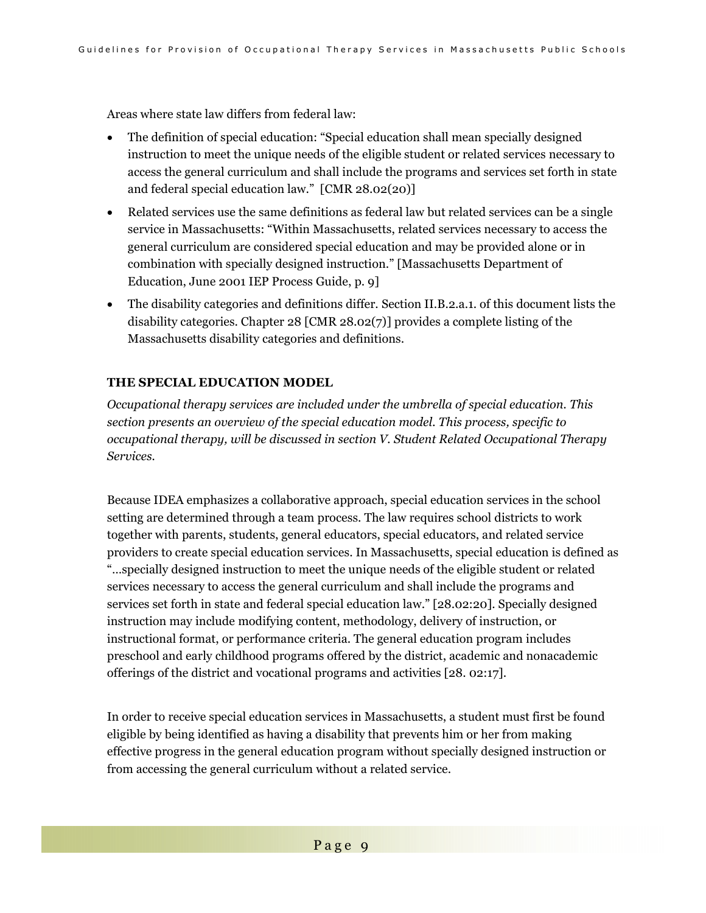Areas where state law differs from federal law:

- The definition of special education: "Special education shall mean specially designed instruction to meet the unique needs of the eligible student or related services necessary to access the general curriculum and shall include the programs and services set forth in state and federal special education law." [CMR 28.02(20)]
- Related services use the same definitions as federal law but related services can be a single service in Massachusetts: "Within Massachusetts, related services necessary to access the general curriculum are considered special education and may be provided alone or in combination with specially designed instruction." [Massachusetts Department of Education, June 2001 IEP Process Guide, p. 9]
- The disability categories and definitions differ. Section II.B.2.a.1. of this document lists the disability categories. Chapter 28 [CMR 28.02(7)] provides a complete listing of the Massachusetts disability categories and definitions.

## THE SPECIAL EDUCATION MODEL

*Occupational therapy services are included under the umbrella of special education. This section presents an overview of the special education model. This process, specific to occupational therapy, will be discussed in section V. Student Related Occupational Therapy Services.*

Because IDEA emphasizes a collaborative approach, special education services in the school setting are determined through a team process. The law requires school districts to work together with parents, students, general educators, special educators, and related service providers to create special education services. In Massachusetts, special education is defined as "…specially designed instruction to meet the unique needs of the eligible student or related services necessary to access the general curriculum and shall include the programs and services set forth in state and federal special education law." [28.02:20]. Specially designed instruction may include modifying content, methodology, delivery of instruction, or instructional format, or performance criteria. The general education program includes preschool and early childhood programs offered by the district, academic and nonacademic offerings of the district and vocational programs and activities [28. 02:17].

In order to receive special education services in Massachusetts, a student must first be found eligible by being identified as having a disability that prevents him or her from making effective progress in the general education program without specially designed instruction or from accessing the general curriculum without a related service.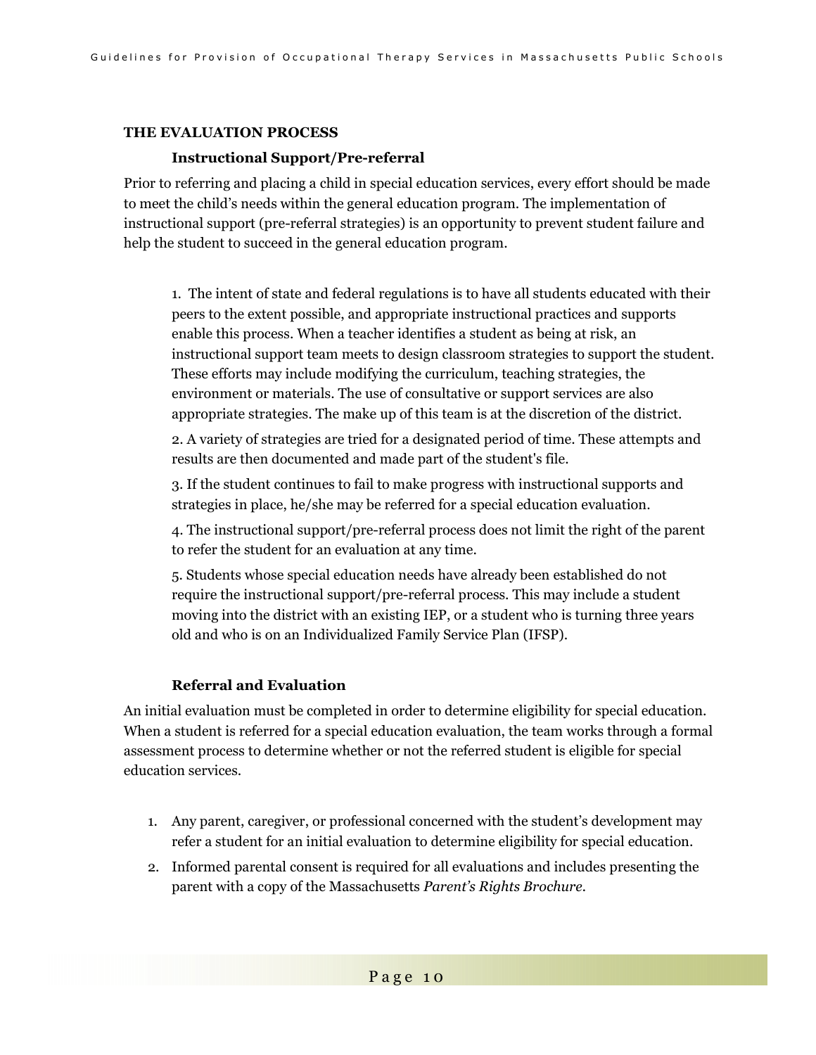## THE EVALUATION PROCESS

### Instructional Support/Pre-referral

Prior to referring and placing a child in special education services, every effort should be made to meet the child's needs within the general education program. The implementation of instructional support (pre-referral strategies) is an opportunity to prevent student failure and help the student to succeed in the general education program.

1. The intent of state and federal regulations is to have all students educated with their peers to the extent possible, and appropriate instructional practices and supports enable this process. When a teacher identifies a student as being at risk, an instructional support team meets to design classroom strategies to support the student. These efforts may include modifying the curriculum, teaching strategies, the environment or materials. The use of consultative or support services are also appropriate strategies. The make up of this team is at the discretion of the district.
2. A variety of strategies are tried for a designated period of time. These attempts and results are then documented and made part of the student's file.
3. If the student continues to fail to make progress with instructional supports and strategies in place, he/she may be referred for a special education evaluation.
4. The instructional support/pre-referral process does not limit the right of the parent to refer the student for an evaluation at any time.
5. Students whose special education needs have already been established do not require the instructional support/pre-referral process. This may include a student moving into the district with an existing IEP, or a student who is turning three years old and who is on an Individualized Family Service Plan (IFSP).

### Referral and Evaluation

An initial evaluation must be completed in order to determine eligibility for special education. When a student is referred for a special education evaluation, the team works through a formal assessment process to determine whether or not the referred student is eligible for special education services.

1. Any parent, caregiver, or professional concerned with the student's development may refer a student for an initial evaluation to determine eligibility for special education.
2. Informed parental consent is required for all evaluations and includes presenting the parent with a copy of the Massachusetts *Parent's Rights Brochure*.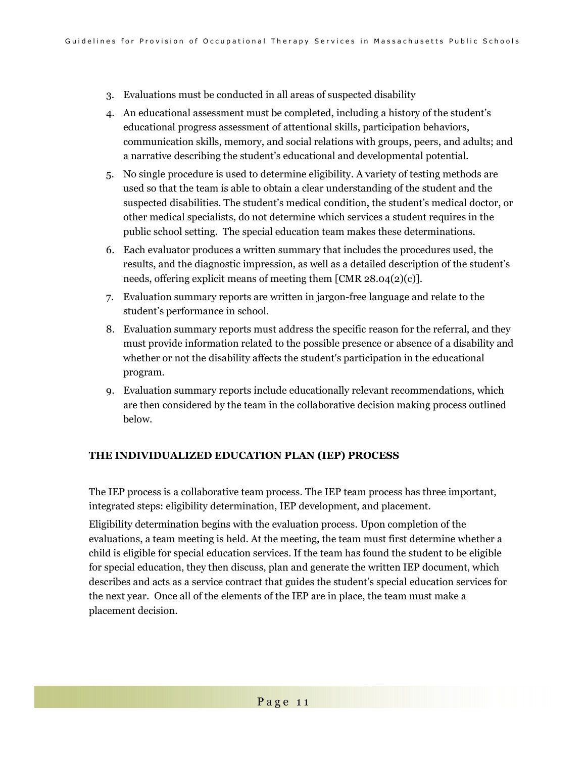3. Evaluations must be conducted in all areas of suspected disability
4. An educational assessment must be completed, including a history of the student's educational progress assessment of attentional skills, participation behaviors, communication skills, memory, and social relations with groups, peers, and adults; and a narrative describing the student's educational and developmental potential.
5. No single procedure is used to determine eligibility. A variety of testing methods are used so that the team is able to obtain a clear understanding of the student and the suspected disabilities. The student's medical condition, the student's medical doctor, or other medical specialists, do not determine which services a student requires in the public school setting. The special education team makes these determinations.
6. Each evaluator produces a written summary that includes the procedures used, the results, and the diagnostic impression, as well as a detailed description of the student's needs, offering explicit means of meeting them [CMR 28.04(2)(c)].
7. Evaluation summary reports are written in jargon-free language and relate to the student's performance in school.
8. Evaluation summary reports must address the specific reason for the referral, and they must provide information related to the possible presence or absence of a disability and whether or not the disability affects the student's participation in the educational program.
9. Evaluation summary reports include educationally relevant recommendations, which are then considered by the team in the collaborative decision making process outlined below.

**THE INDIVIDUALIZED EDUCATION PLAN (IEP) PROCESS**

The IEP process is a collaborative team process. The IEP team process has three important, integrated steps: eligibility determination, IEP development, and placement.

Eligibility determination begins with the evaluation process. Upon completion of the evaluations, a team meeting is held. At the meeting, the team must first determine whether a child is eligible for special education services. If the team has found the student to be eligible for special education, they then discuss, plan and generate the written IEP document, which describes and acts as a service contract that guides the student's special education services for the next year. Once all of the elements of the IEP are in place, the team must make a placement decision.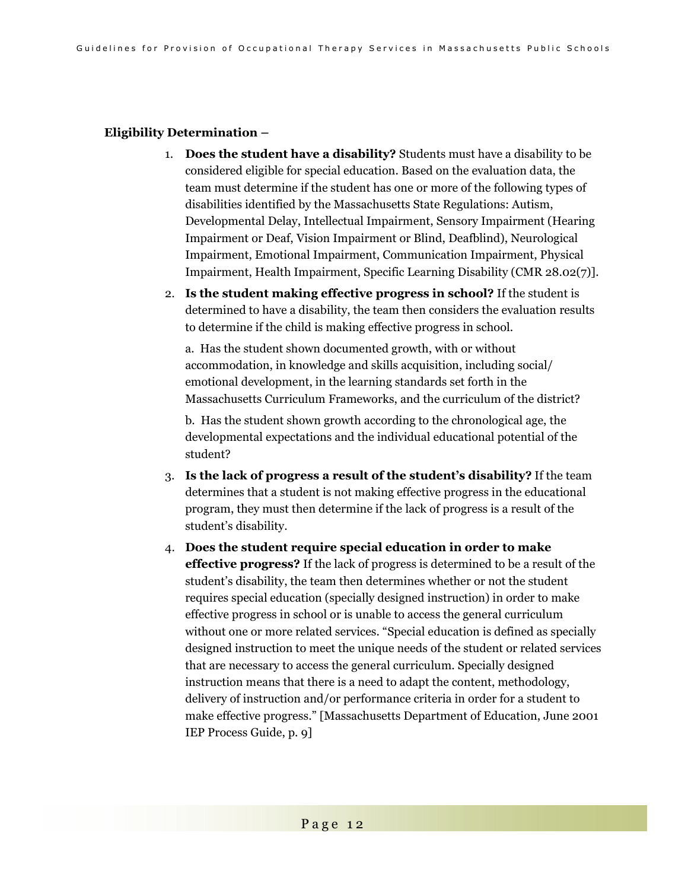**Eligibility Determination –**

1. **Does the student have a disability?** Students must have a disability to be considered eligible for special education. Based on the evaluation data, the team must determine if the student has one or more of the following types of disabilities identified by the Massachusetts State Regulations: Autism, Developmental Delay, Intellectual Impairment, Sensory Impairment (Hearing Impairment or Deaf, Vision Impairment or Blind, Deafblind), Neurological Impairment, Emotional Impairment, Communication Impairment, Physical Impairment, Health Impairment, Specific Learning Disability (CMR 28.02(7)].

2. **Is the student making effective progress in school?** If the student is determined to have a disability, the team then considers the evaluation results to determine if the child is making effective progress in school.

   a. Has the student shown documented growth, with or without accommodation, in knowledge and skills acquisition, including social/ emotional development, in the learning standards set forth in the Massachusetts Curriculum Frameworks, and the curriculum of the district?

   b. Has the student shown growth according to the chronological age, the developmental expectations and the individual educational potential of the student?

3. **Is the lack of progress a result of the student's disability?** If the team determines that a student is not making effective progress in the educational program, they must then determine if the lack of progress is a result of the student's disability.

4. **Does the student require special education in order to make effective progress?** If the lack of progress is determined to be a result of the student's disability, the team then determines whether or not the student requires special education (specially designed instruction) in order to make effective progress in school or is unable to access the general curriculum without one or more related services. "Special education is defined as specially designed instruction to meet the unique needs of the student or related services that are necessary to access the general curriculum. Specially designed instruction means that there is a need to adapt the content, methodology, delivery of instruction and/or performance criteria in order for a student to make effective progress." [Massachusetts Department of Education, June 2001 IEP Process Guide, p. 9]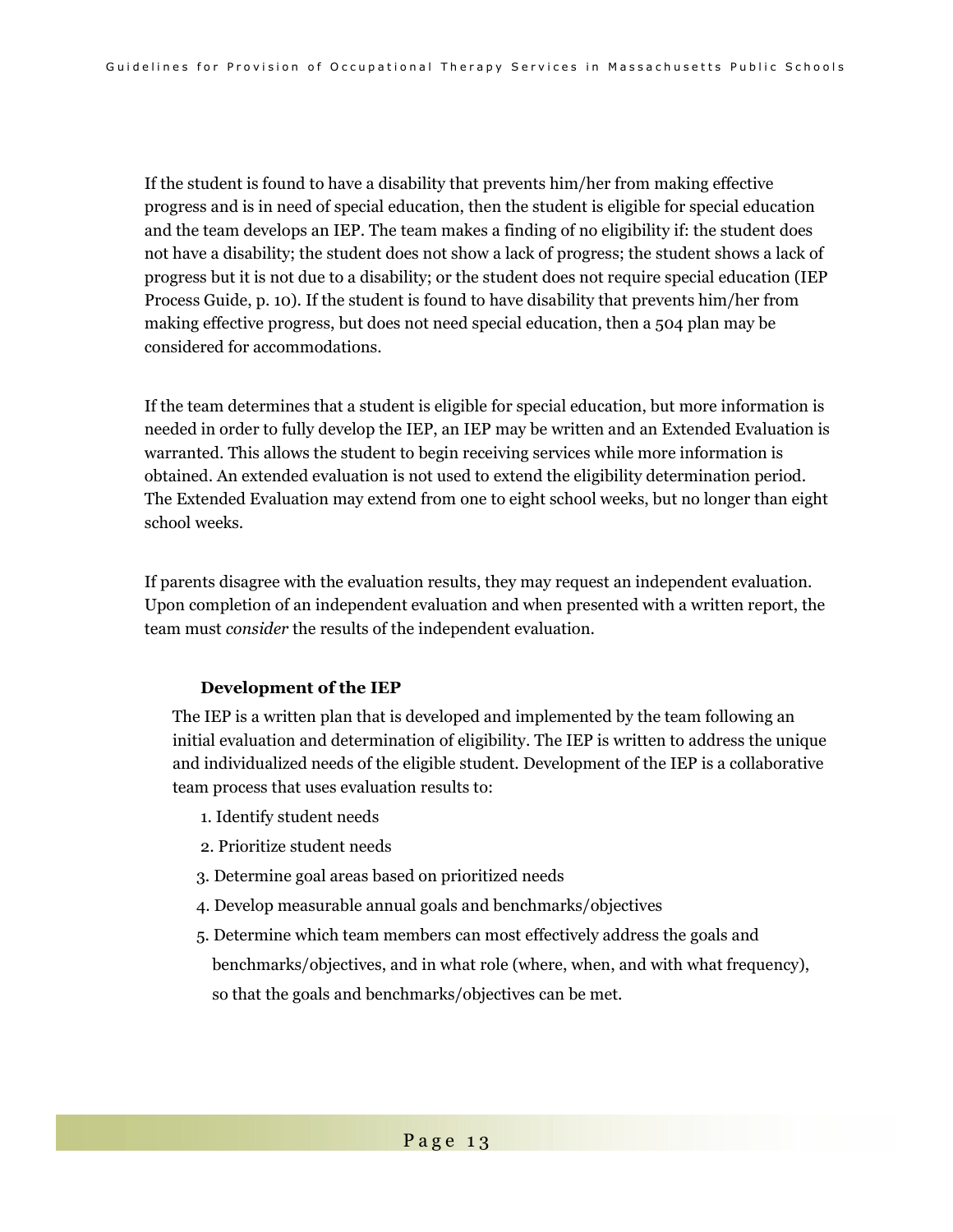If the student is found to have a disability that prevents him/her from making effective progress and is in need of special education, then the student is eligible for special education and the team develops an IEP. The team makes a finding of no eligibility if: the student does not have a disability; the student does not show a lack of progress; the student shows a lack of progress but it is not due to a disability; or the student does not require special education (IEP Process Guide, p. 10). If the student is found to have disability that prevents him/her from making effective progress, but does not need special education, then a 504 plan may be considered for accommodations.

If the team determines that a student is eligible for special education, but more information is needed in order to fully develop the IEP, an IEP may be written and an Extended Evaluation is warranted. This allows the student to begin receiving services while more information is obtained. An extended evaluation is not used to extend the eligibility determination period. The Extended Evaluation may extend from one to eight school weeks, but no longer than eight school weeks.

If parents disagree with the evaluation results, they may request an independent evaluation. Upon completion of an independent evaluation and when presented with a written report, the team must *consider* the results of the independent evaluation.

**Development of the IEP**

The IEP is a written plan that is developed and implemented by the team following an initial evaluation and determination of eligibility. The IEP is written to address the unique and individualized needs of the eligible student. Development of the IEP is a collaborative team process that uses evaluation results to:

1. Identify student needs
2. Prioritize student needs
3. Determine goal areas based on prioritized needs
4. Develop measurable annual goals and benchmarks/objectives
5. Determine which team members can most effectively address the goals and benchmarks/objectives, and in what role (where, when, and with what frequency), so that the goals and benchmarks/objectives can be met.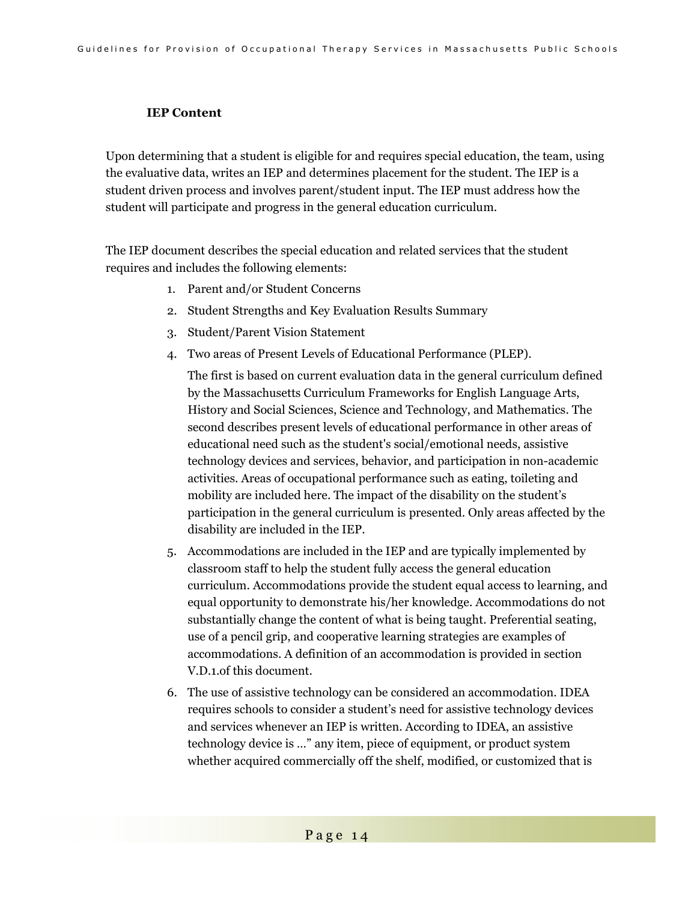### IEP Content

Upon determining that a student is eligible for and requires special education, the team, using the evaluative data, writes an IEP and determines placement for the student. The IEP is a student driven process and involves parent/student input. The IEP must address how the student will participate and progress in the general education curriculum.

The IEP document describes the special education and related services that the student requires and includes the following elements:

1. Parent and/or Student Concerns
2. Student Strengths and Key Evaluation Results Summary
3. Student/Parent Vision Statement
4. Two areas of Present Levels of Educational Performance (PLEP).

   The first is based on current evaluation data in the general curriculum defined by the Massachusetts Curriculum Frameworks for English Language Arts, History and Social Sciences, Science and Technology, and Mathematics. The second describes present levels of educational performance in other areas of educational need such as the student's social/emotional needs, assistive technology devices and services, behavior, and participation in non-academic activities. Areas of occupational performance such as eating, toileting and mobility are included here. The impact of the disability on the student's participation in the general curriculum is presented. Only areas affected by the disability are included in the IEP.
5. Accommodations are included in the IEP and are typically implemented by classroom staff to help the student fully access the general education curriculum. Accommodations provide the student equal access to learning, and equal opportunity to demonstrate his/her knowledge. Accommodations do not substantially change the content of what is being taught. Preferential seating, use of a pencil grip, and cooperative learning strategies are examples of accommodations. A definition of an accommodation is provided in section V.D.1.of this document.
6. The use of assistive technology can be considered an accommodation. IDEA requires schools to consider a student's need for assistive technology devices and services whenever an IEP is written. According to IDEA, an assistive technology device is …" any item, piece of equipment, or product system whether acquired commercially off the shelf, modified, or customized that is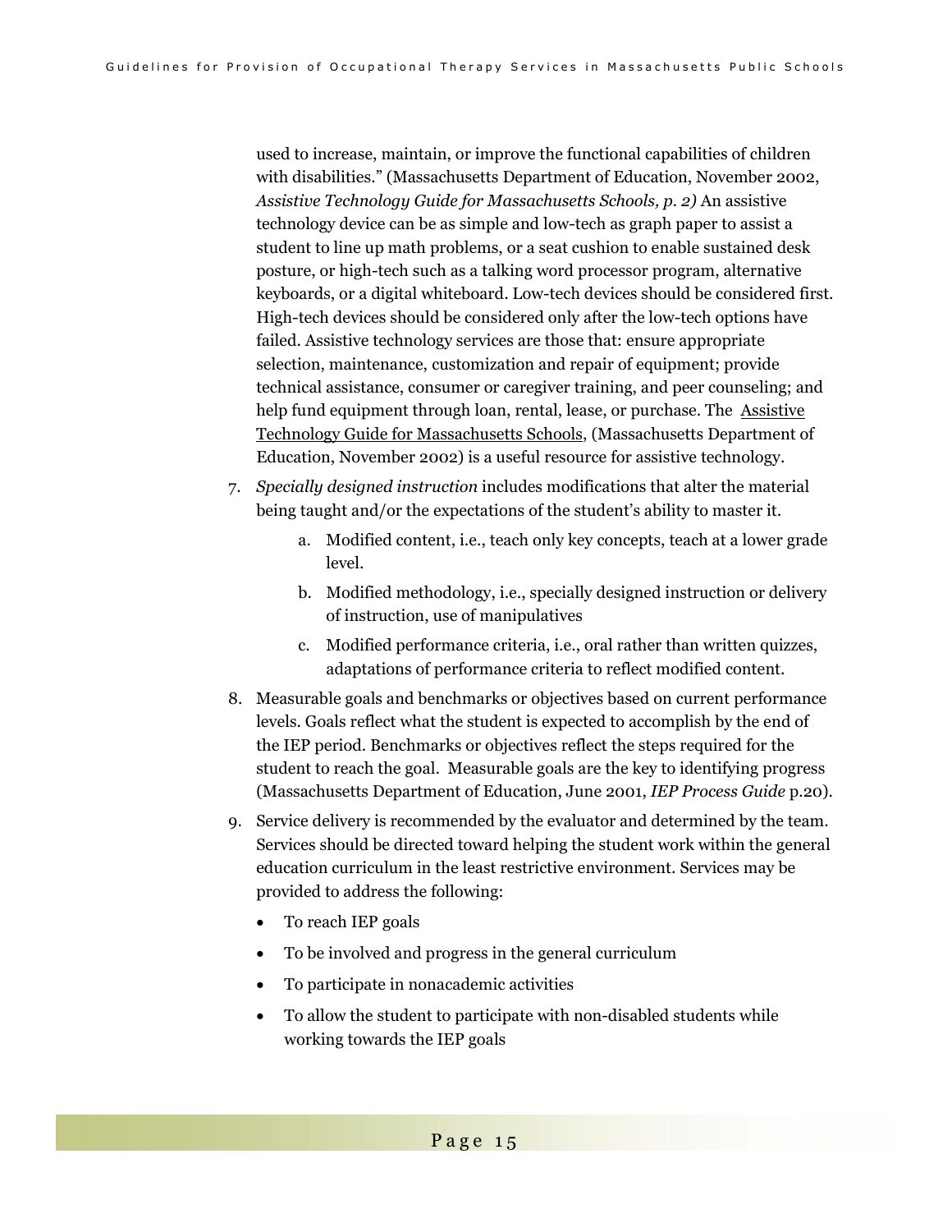used to increase, maintain, or improve the functional capabilities of children with disabilities." (Massachusetts Department of Education, November 2002, *Assistive Technology Guide for Massachusetts Schools, p. 2)* An assistive technology device can be as simple and low-tech as graph paper to assist a student to line up math problems, or a seat cushion to enable sustained desk posture, or high-tech such as a talking word processor program, alternative keyboards, or a digital whiteboard. Low-tech devices should be considered first. High-tech devices should be considered only after the low-tech options have failed. Assistive technology services are those that: ensure appropriate selection, maintenance, customization and repair of equipment; provide technical assistance, consumer or caregiver training, and peer counseling; and help fund equipment through loan, rental, lease, or purchase. The Assistive Technology Guide for Massachusetts Schools, (Massachusetts Department of Education, November 2002) is a useful resource for assistive technology.

7. *Specially designed instruction* includes modifications that alter the material being taught and/or the expectations of the student's ability to master it.
    a. Modified content, i.e., teach only key concepts, teach at a lower grade level.
    b. Modified methodology, i.e., specially designed instruction or delivery of instruction, use of manipulatives
    c. Modified performance criteria, i.e., oral rather than written quizzes, adaptations of performance criteria to reflect modified content.
8. Measurable goals and benchmarks or objectives based on current performance levels. Goals reflect what the student is expected to accomplish by the end of the IEP period. Benchmarks or objectives reflect the steps required for the student to reach the goal. Measurable goals are the key to identifying progress (Massachusetts Department of Education, June 2001, *IEP Process Guide* p.20).
9. Service delivery is recommended by the evaluator and determined by the team. Services should be directed toward helping the student work within the general education curriculum in the least restrictive environment. Services may be provided to address the following:
    - To reach IEP goals
    - To be involved and progress in the general curriculum
    - To participate in nonacademic activities
    - To allow the student to participate with non-disabled students while working towards the IEP goals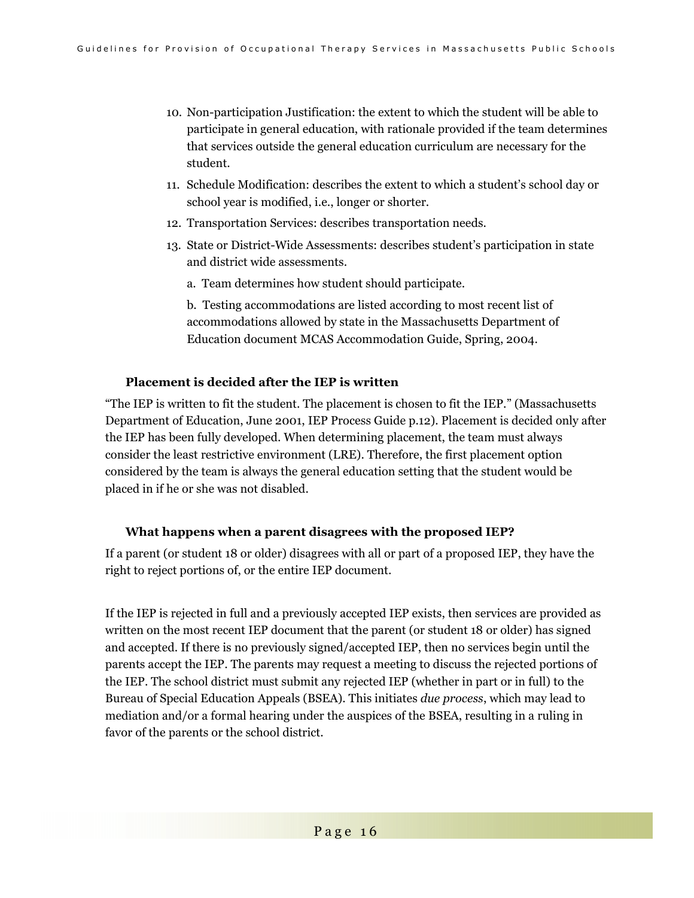10. Non-participation Justification: the extent to which the student will be able to participate in general education, with rationale provided if the team determines that services outside the general education curriculum are necessary for the student.
11. Schedule Modification: describes the extent to which a student's school day or school year is modified, i.e., longer or shorter.
12. Transportation Services: describes transportation needs.
13. State or District-Wide Assessments: describes student's participation in state and district wide assessments.

    a. Team determines how student should participate.

    b. Testing accommodations are listed according to most recent list of accommodations allowed by state in the Massachusetts Department of Education document MCAS Accommodation Guide, Spring, 2004.

### Placement is decided after the IEP is written

"The IEP is written to fit the student. The placement is chosen to fit the IEP." (Massachusetts Department of Education, June 2001, IEP Process Guide p.12). Placement is decided only after the IEP has been fully developed. When determining placement, the team must always consider the least restrictive environment (LRE). Therefore, the first placement option considered by the team is always the general education setting that the student would be placed in if he or she was not disabled.

### What happens when a parent disagrees with the proposed IEP?

If a parent (or student 18 or older) disagrees with all or part of a proposed IEP, they have the right to reject portions of, or the entire IEP document.

If the IEP is rejected in full and a previously accepted IEP exists, then services are provided as written on the most recent IEP document that the parent (or student 18 or older) has signed and accepted. If there is no previously signed/accepted IEP, then no services begin until the parents accept the IEP. The parents may request a meeting to discuss the rejected portions of the IEP. The school district must submit any rejected IEP (whether in part or in full) to the Bureau of Special Education Appeals (BSEA). This initiates *due process*, which may lead to mediation and/or a formal hearing under the auspices of the BSEA, resulting in a ruling in favor of the parents or the school district.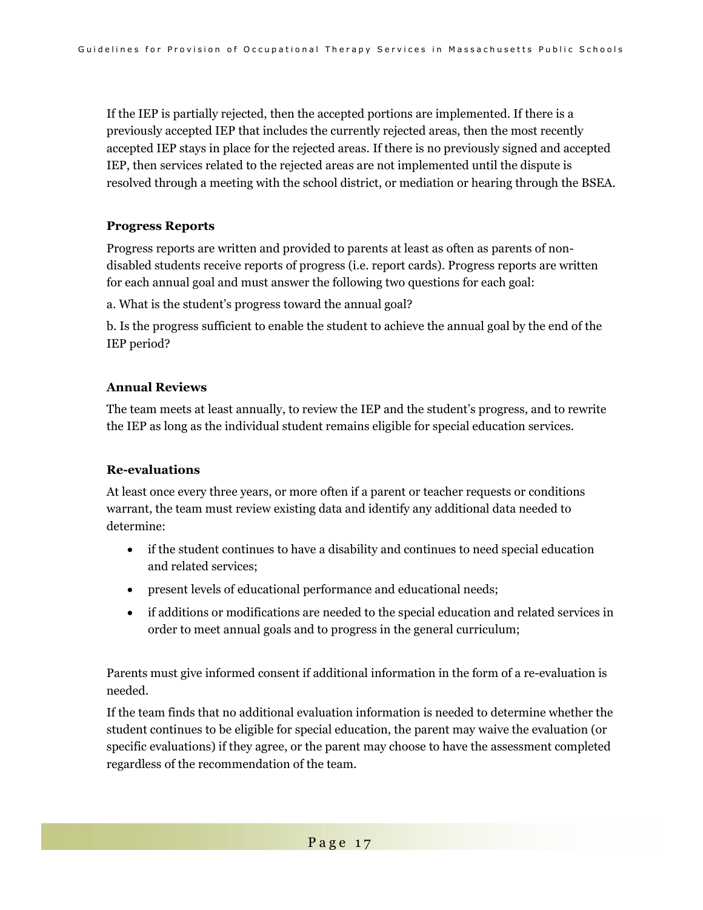If the IEP is partially rejected, then the accepted portions are implemented. If there is a previously accepted IEP that includes the currently rejected areas, then the most recently accepted IEP stays in place for the rejected areas. If there is no previously signed and accepted IEP, then services related to the rejected areas are not implemented until the dispute is resolved through a meeting with the school district, or mediation or hearing through the BSEA.

### Progress Reports

Progress reports are written and provided to parents at least as often as parents of non-disabled students receive reports of progress (i.e. report cards). Progress reports are written for each annual goal and must answer the following two questions for each goal:

a. What is the student's progress toward the annual goal?

b. Is the progress sufficient to enable the student to achieve the annual goal by the end of the IEP period?

### Annual Reviews

The team meets at least annually, to review the IEP and the student's progress, and to rewrite the IEP as long as the individual student remains eligible for special education services.

### Re-evaluations

At least once every three years, or more often if a parent or teacher requests or conditions warrant, the team must review existing data and identify any additional data needed to determine:

- if the student continues to have a disability and continues to need special education and related services;
- present levels of educational performance and educational needs;
- if additions or modifications are needed to the special education and related services in order to meet annual goals and to progress in the general curriculum;

Parents must give informed consent if additional information in the form of a re-evaluation is needed.

If the team finds that no additional evaluation information is needed to determine whether the student continues to be eligible for special education, the parent may waive the evaluation (or specific evaluations) if they agree, or the parent may choose to have the assessment completed regardless of the recommendation of the team.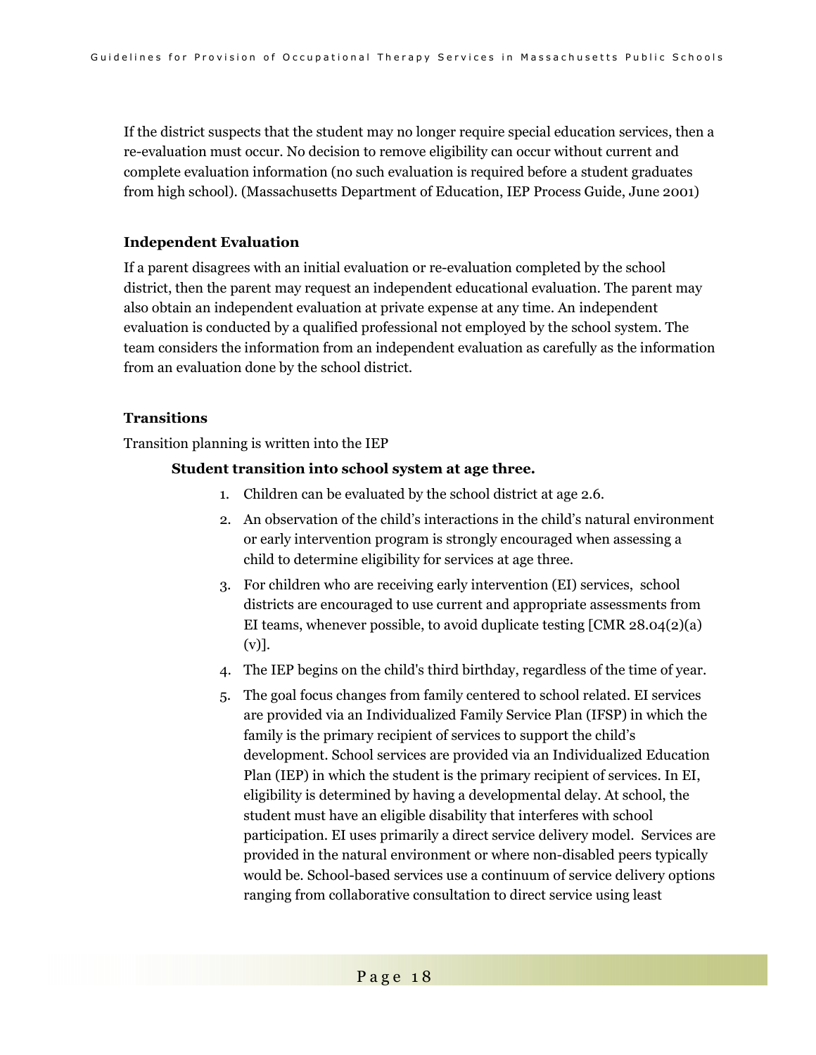If the district suspects that the student may no longer require special education services, then a re-evaluation must occur. No decision to remove eligibility can occur without current and complete evaluation information (no such evaluation is required before a student graduates from high school). (Massachusetts Department of Education, IEP Process Guide, June 2001)

**Independent Evaluation**

If a parent disagrees with an initial evaluation or re-evaluation completed by the school district, then the parent may request an independent educational evaluation. The parent may also obtain an independent evaluation at private expense at any time. An independent evaluation is conducted by a qualified professional not employed by the school system. The team considers the information from an independent evaluation as carefully as the information from an evaluation done by the school district.

**Transitions**

Transition planning is written into the IEP

**Student transition into school system at age three.**

1. Children can be evaluated by the school district at age 2.6.
2. An observation of the child's interactions in the child's natural environment or early intervention program is strongly encouraged when assessing a child to determine eligibility for services at age three.
3. For children who are receiving early intervention (EI) services, school districts are encouraged to use current and appropriate assessments from EI teams, whenever possible, to avoid duplicate testing [CMR 28.04(2)(a)(v)].
4. The IEP begins on the child's third birthday, regardless of the time of year.
5. The goal focus changes from family centered to school related. EI services are provided via an Individualized Family Service Plan (IFSP) in which the family is the primary recipient of services to support the child's development. School services are provided via an Individualized Education Plan (IEP) in which the student is the primary recipient of services. In EI, eligibility is determined by having a developmental delay. At school, the student must have an eligible disability that interferes with school participation. EI uses primarily a direct service delivery model. Services are provided in the natural environment or where non-disabled peers typically would be. School-based services use a continuum of service delivery options ranging from collaborative consultation to direct service using least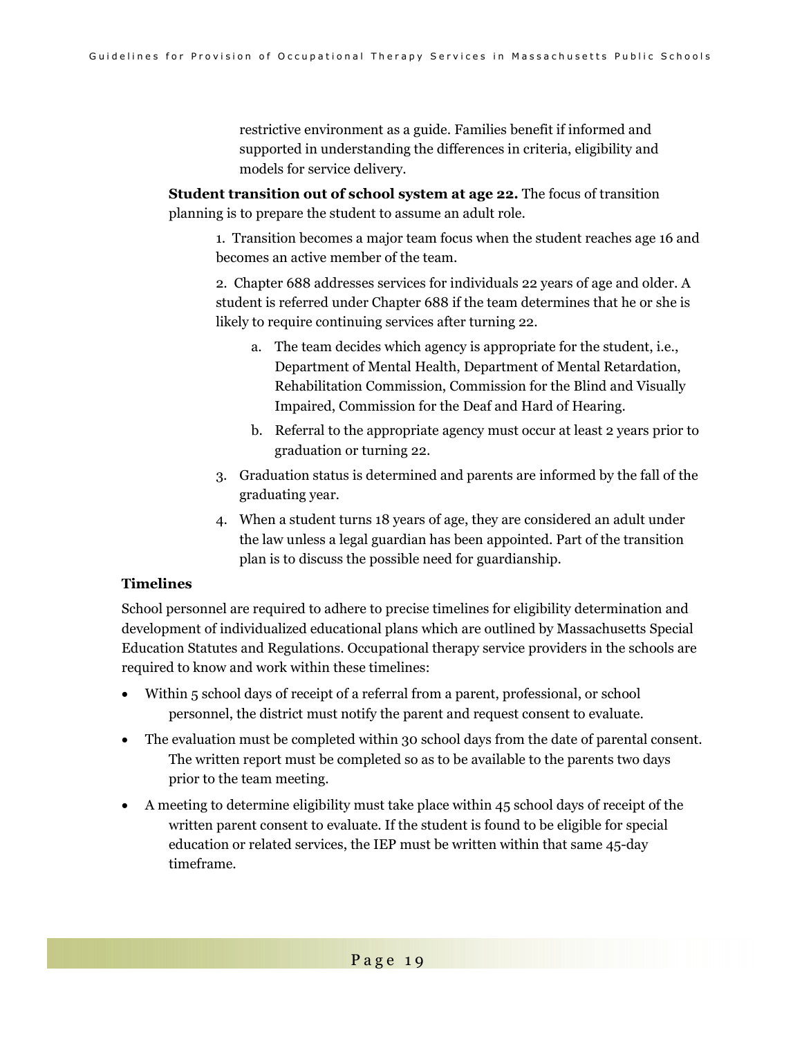restrictive environment as a guide. Families benefit if informed and supported in understanding the differences in criteria, eligibility and models for service delivery.

**Student transition out of school system at age 22.** The focus of transition planning is to prepare the student to assume an adult role.

1. Transition becomes a major team focus when the student reaches age 16 and becomes an active member of the team.
2. Chapter 688 addresses services for individuals 22 years of age and older. A student is referred under Chapter 688 if the team determines that he or she is likely to require continuing services after turning 22.
    a. The team decides which agency is appropriate for the student, i.e., Department of Mental Health, Department of Mental Retardation, Rehabilitation Commission, Commission for the Blind and Visually Impaired, Commission for the Deaf and Hard of Hearing.
    b. Referral to the appropriate agency must occur at least 2 years prior to graduation or turning 22.
3. Graduation status is determined and parents are informed by the fall of the graduating year.
4. When a student turns 18 years of age, they are considered an adult under the law unless a legal guardian has been appointed. Part of the transition plan is to discuss the possible need for guardianship.

**Timelines**

School personnel are required to adhere to precise timelines for eligibility determination and development of individualized educational plans which are outlined by Massachusetts Special Education Statutes and Regulations. Occupational therapy service providers in the schools are required to know and work within these timelines:

- Within 5 school days of receipt of a referral from a parent, professional, or school personnel, the district must notify the parent and request consent to evaluate.
- The evaluation must be completed within 30 school days from the date of parental consent. The written report must be completed so as to be available to the parents two days prior to the team meeting.
- A meeting to determine eligibility must take place within 45 school days of receipt of the written parent consent to evaluate. If the student is found to be eligible for special education or related services, the IEP must be written within that same 45-day timeframe.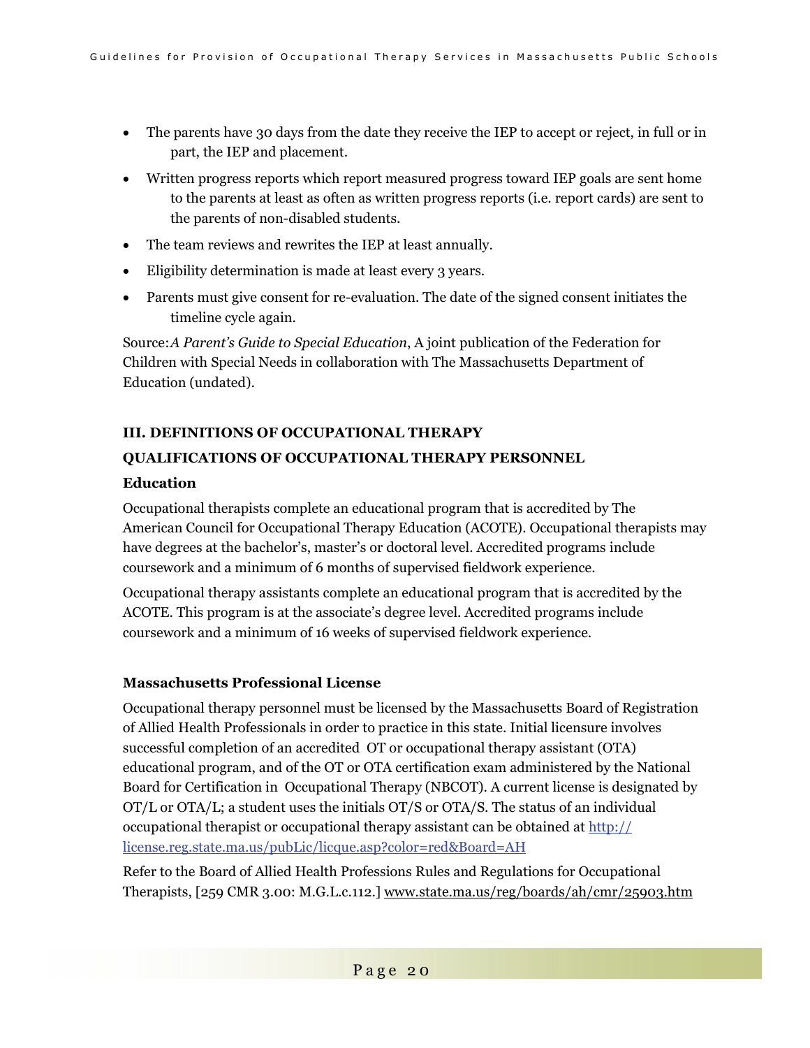- The parents have 30 days from the date they receive the IEP to accept or reject, in full or in part, the IEP and placement.
- Written progress reports which report measured progress toward IEP goals are sent home to the parents at least as often as written progress reports (i.e. report cards) are sent to the parents of non-disabled students.
- The team reviews and rewrites the IEP at least annually.
- Eligibility determination is made at least every 3 years.
- Parents must give consent for re-evaluation. The date of the signed consent initiates the timeline cycle again.

Source: *A Parent's Guide to Special Education*, A joint publication of the Federation for Children with Special Needs in collaboration with The Massachusetts Department of Education (undated).

## III. DEFINITIONS OF OCCUPATIONAL THERAPY

## QUALIFICATIONS OF OCCUPATIONAL THERAPY PERSONNEL

### Education

Occupational therapists complete an educational program that is accredited by The American Council for Occupational Therapy Education (ACOTE). Occupational therapists may have degrees at the bachelor's, master's or doctoral level. Accredited programs include coursework and a minimum of 6 months of supervised fieldwork experience.

Occupational therapy assistants complete an educational program that is accredited by the ACOTE. This program is at the associate's degree level. Accredited programs include coursework and a minimum of 16 weeks of supervised fieldwork experience.

### Massachusetts Professional License

Occupational therapy personnel must be licensed by the Massachusetts Board of Registration of Allied Health Professionals in order to practice in this state. Initial licensure involves successful completion of an accredited OT or occupational therapy assistant (OTA) educational program, and of the OT or OTA certification exam administered by the National Board for Certification in Occupational Therapy (NBCOT). A current license is designated by OT/L or OTA/L; a student uses the initials OT/S or OTA/S. The status of an individual occupational therapist or occupational therapy assistant can be obtained at http://license.reg.state.ma.us/pubLic/licque.asp?color=red&Board=AH

Refer to the Board of Allied Health Professions Rules and Regulations for Occupational Therapists, [259 CMR 3.00: M.G.L.c.112.] www.state.ma.us/reg/boards/ah/cmr/25903.htm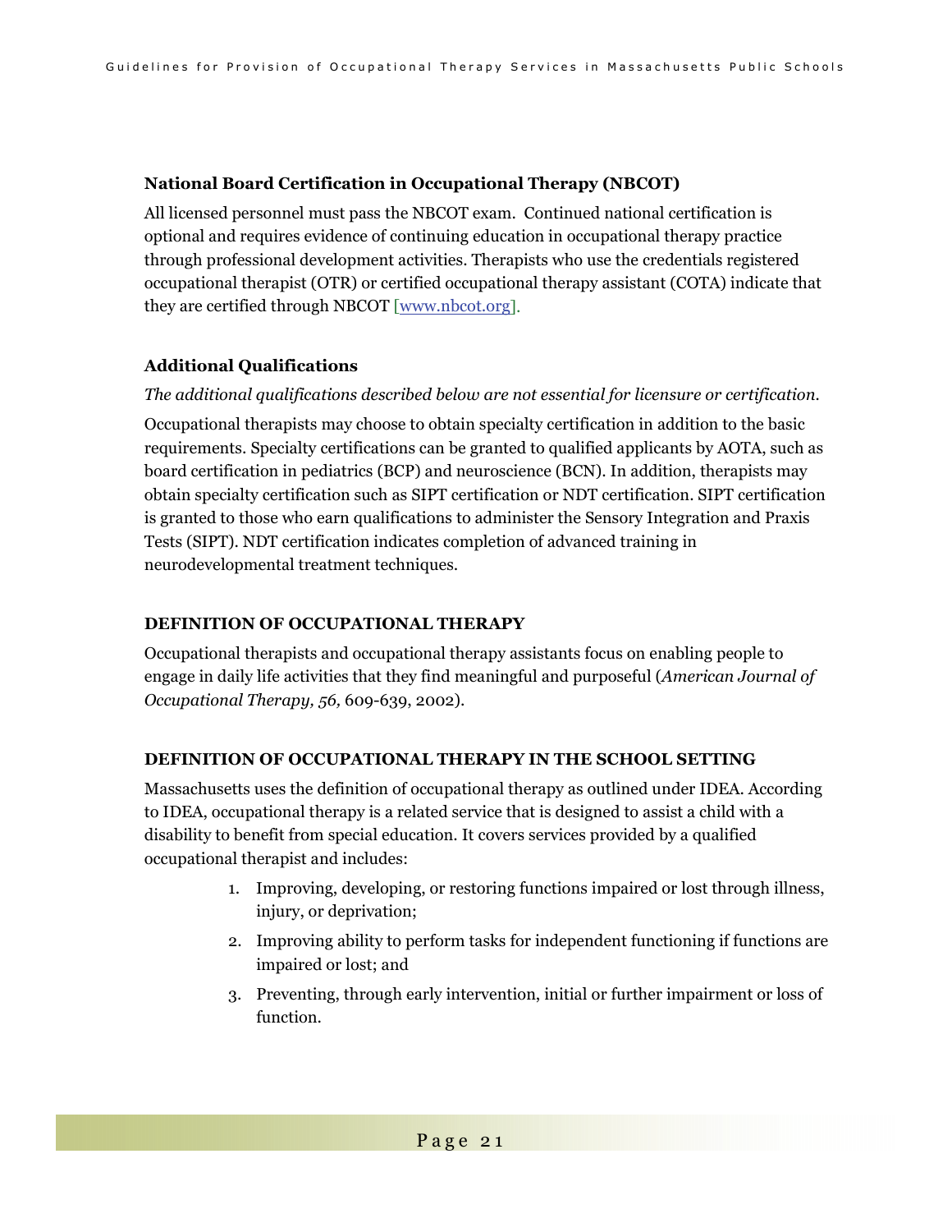### National Board Certification in Occupational Therapy (NBCOT)

All licensed personnel must pass the NBCOT exam. Continued national certification is optional and requires evidence of continuing education in occupational therapy practice through professional development activities. Therapists who use the credentials registered occupational therapist (OTR) or certified occupational therapy assistant (COTA) indicate that they are certified through NBCOT [www.nbcot.org].

### Additional Qualifications

*The additional qualifications described below are not essential for licensure or certification.*

Occupational therapists may choose to obtain specialty certification in addition to the basic requirements. Specialty certifications can be granted to qualified applicants by AOTA, such as board certification in pediatrics (BCP) and neuroscience (BCN). In addition, therapists may obtain specialty certification such as SIPT certification or NDT certification. SIPT certification is granted to those who earn qualifications to administer the Sensory Integration and Praxis Tests (SIPT). NDT certification indicates completion of advanced training in neurodevelopmental treatment techniques.

## DEFINITION OF OCCUPATIONAL THERAPY

Occupational therapists and occupational therapy assistants focus on enabling people to engage in daily life activities that they find meaningful and purposeful (*American Journal of Occupational Therapy, 56,* 609-639, 2002).

## DEFINITION OF OCCUPATIONAL THERAPY IN THE SCHOOL SETTING

Massachusetts uses the definition of occupational therapy as outlined under IDEA. According to IDEA, occupational therapy is a related service that is designed to assist a child with a disability to benefit from special education. It covers services provided by a qualified occupational therapist and includes:

1. Improving, developing, or restoring functions impaired or lost through illness, injury, or deprivation;
2. Improving ability to perform tasks for independent functioning if functions are impaired or lost; and
3. Preventing, through early intervention, initial or further impairment or loss of function.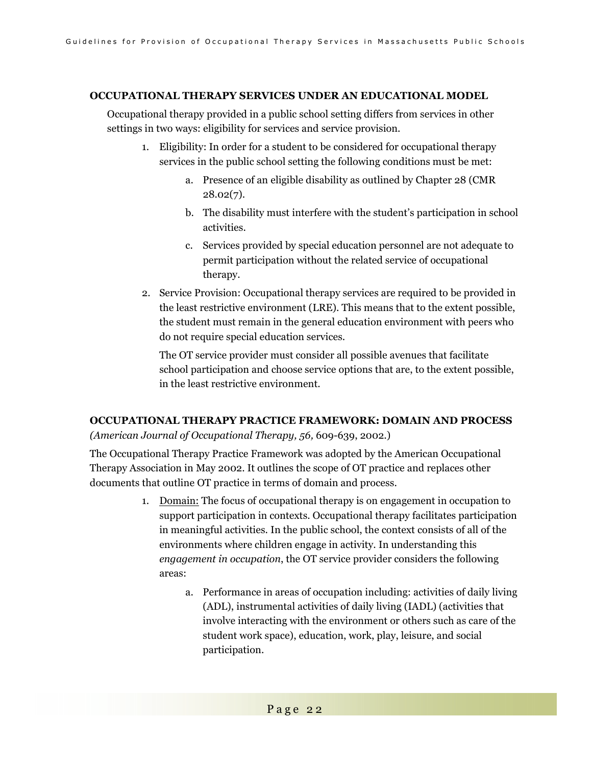**OCCUPATIONAL THERAPY SERVICES UNDER AN EDUCATIONAL MODEL**

Occupational therapy provided in a public school setting differs from services in other settings in two ways: eligibility for services and service provision.

1. Eligibility: In order for a student to be considered for occupational therapy services in the public school setting the following conditions must be met:
   a. Presence of an eligible disability as outlined by Chapter 28 (CMR 28.02(7).
   b. The disability must interfere with the student's participation in school activities.
   c. Services provided by special education personnel are not adequate to permit participation without the related service of occupational therapy.
2. Service Provision: Occupational therapy services are required to be provided in the least restrictive environment (LRE). This means that to the extent possible, the student must remain in the general education environment with peers who do not require special education services.

   The OT service provider must consider all possible avenues that facilitate school participation and choose service options that are, to the extent possible, in the least restrictive environment.

**OCCUPATIONAL THERAPY PRACTICE FRAMEWORK: DOMAIN AND PROCESS**
*(American Journal of Occupational Therapy, 56,* 609-639, 2002.)

The Occupational Therapy Practice Framework was adopted by the American Occupational Therapy Association in May 2002. It outlines the scope of OT practice and replaces other documents that outline OT practice in terms of domain and process.

1. Domain: The focus of occupational therapy is on engagement in occupation to support participation in contexts. Occupational therapy facilitates participation in meaningful activities. In the public school, the context consists of all of the environments where children engage in activity. In understanding this *engagement in occupation*, the OT service provider considers the following areas:
   a. Performance in areas of occupation including: activities of daily living (ADL), instrumental activities of daily living (IADL) (activities that involve interacting with the environment or others such as care of the student work space), education, work, play, leisure, and social participation.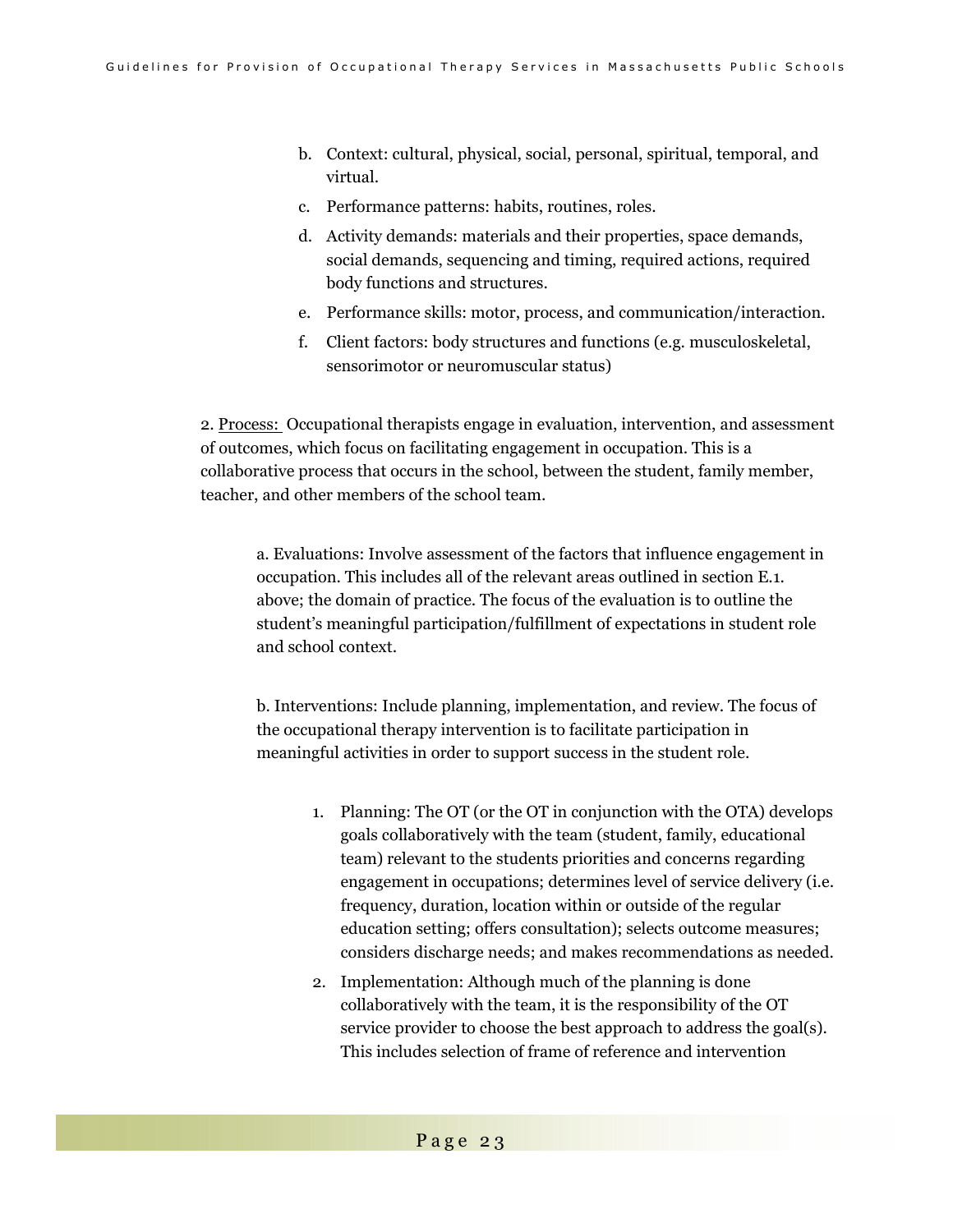b. Context: cultural, physical, social, personal, spiritual, temporal, and virtual.

c. Performance patterns: habits, routines, roles.

d. Activity demands: materials and their properties, space demands, social demands, sequencing and timing, required actions, required body functions and structures.

e. Performance skills: motor, process, and communication/interaction.

f. Client factors: body structures and functions (e.g. musculoskeletal, sensorimotor or neuromuscular status)

2. <u>Process:</u> Occupational therapists engage in evaluation, intervention, and assessment of outcomes, which focus on facilitating engagement in occupation. This is a collaborative process that occurs in the school, between the student, family member, teacher, and other members of the school team.

a. Evaluations: Involve assessment of the factors that influence engagement in occupation. This includes all of the relevant areas outlined in section E.1. above; the domain of practice. The focus of the evaluation is to outline the student's meaningful participation/fulfillment of expectations in student role and school context.

b. Interventions: Include planning, implementation, and review. The focus of the occupational therapy intervention is to facilitate participation in meaningful activities in order to support success in the student role.

1. Planning: The OT (or the OT in conjunction with the OTA) develops goals collaboratively with the team (student, family, educational team) relevant to the students priorities and concerns regarding engagement in occupations; determines level of service delivery (i.e. frequency, duration, location within or outside of the regular education setting; offers consultation); selects outcome measures; considers discharge needs; and makes recommendations as needed.
2. Implementation: Although much of the planning is done collaboratively with the team, it is the responsibility of the OT service provider to choose the best approach to address the goal(s). This includes selection of frame of reference and intervention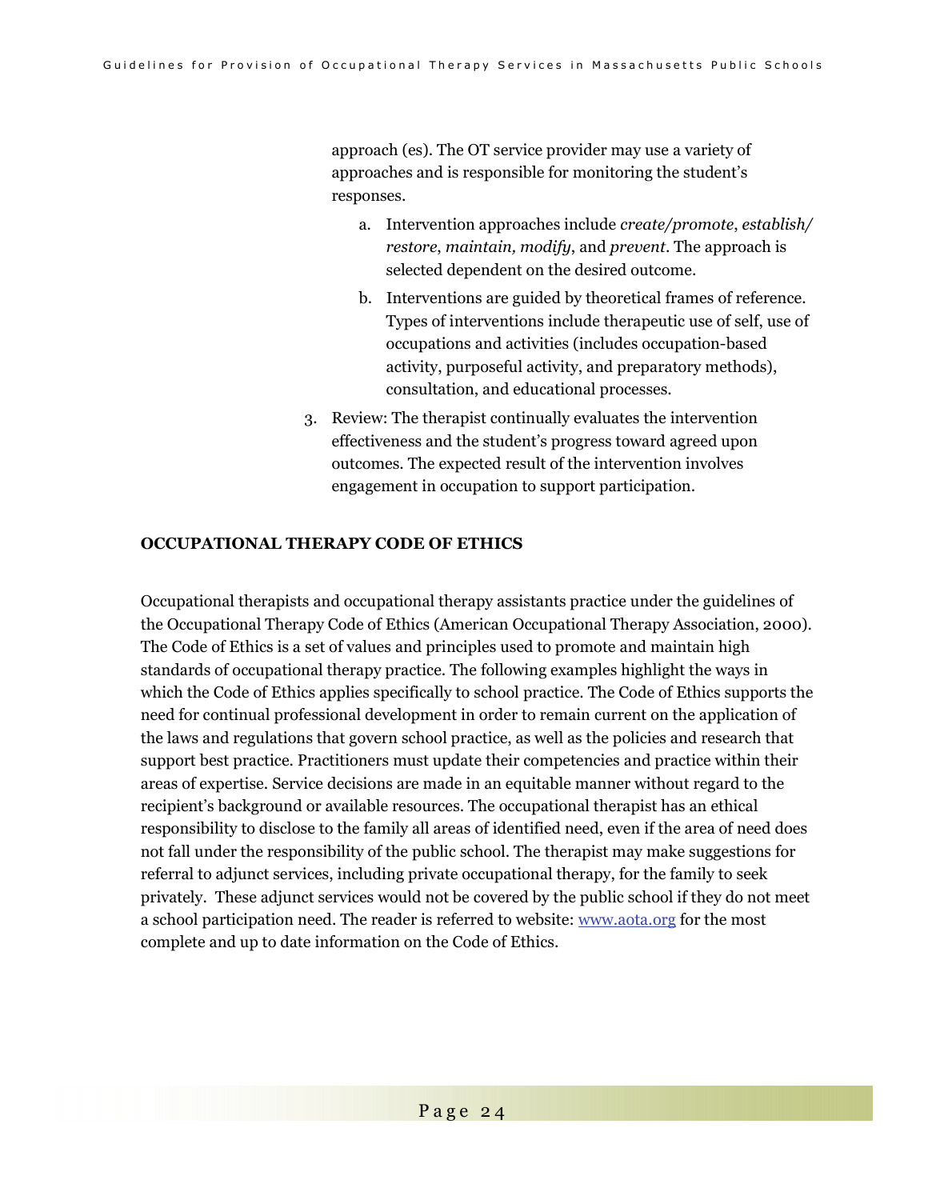approach (es). The OT service provider may use a variety of approaches and is responsible for monitoring the student's responses.

   a. Intervention approaches include *create/promote*, *establish/ restore*, *maintain, modify*, and *prevent*. The approach is selected dependent on the desired outcome.

   b. Interventions are guided by theoretical frames of reference. Types of interventions include therapeutic use of self, use of occupations and activities (includes occupation-based activity, purposeful activity, and preparatory methods), consultation, and educational processes.

3. Review: The therapist continually evaluates the intervention effectiveness and the student's progress toward agreed upon outcomes. The expected result of the intervention involves engagement in occupation to support participation.

## OCCUPATIONAL THERAPY CODE OF ETHICS

Occupational therapists and occupational therapy assistants practice under the guidelines of the Occupational Therapy Code of Ethics (American Occupational Therapy Association, 2000). The Code of Ethics is a set of values and principles used to promote and maintain high standards of occupational therapy practice. The following examples highlight the ways in which the Code of Ethics applies specifically to school practice. The Code of Ethics supports the need for continual professional development in order to remain current on the application of the laws and regulations that govern school practice, as well as the policies and research that support best practice. Practitioners must update their competencies and practice within their areas of expertise. Service decisions are made in an equitable manner without regard to the recipient's background or available resources. The occupational therapist has an ethical responsibility to disclose to the family all areas of identified need, even if the area of need does not fall under the responsibility of the public school. The therapist may make suggestions for referral to adjunct services, including private occupational therapy, for the family to seek privately. These adjunct services would not be covered by the public school if they do not meet a school participation need. The reader is referred to website: [www.aota.org](http://www.aota.org) for the most complete and up to date information on the Code of Ethics.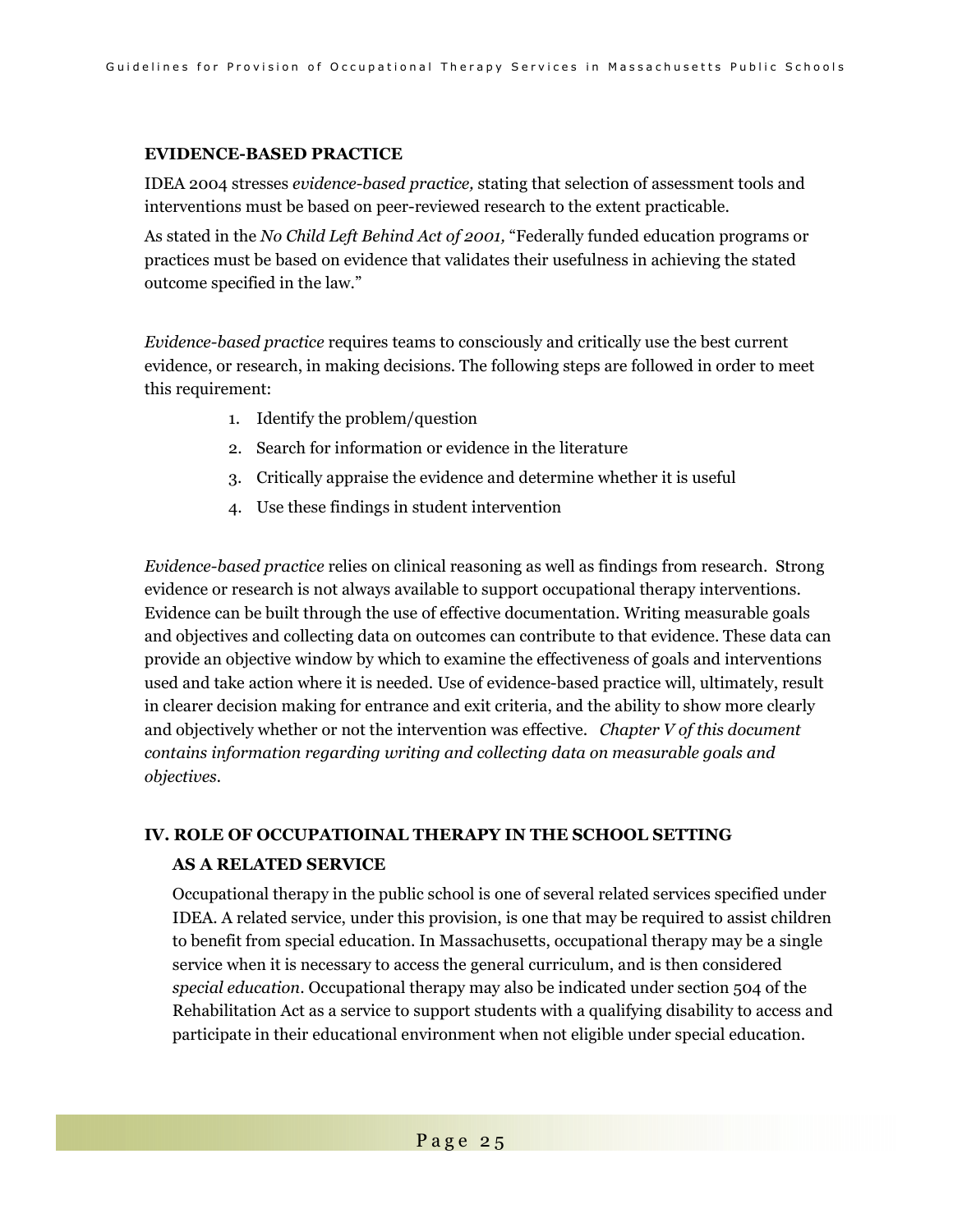## EVIDENCE-BASED PRACTICE

IDEA 2004 stresses *evidence-based practice,* stating that selection of assessment tools and interventions must be based on peer-reviewed research to the extent practicable.

As stated in the *No Child Left Behind Act of 2001,* "Federally funded education programs or practices must be based on evidence that validates their usefulness in achieving the stated outcome specified in the law."

*Evidence-based practice* requires teams to consciously and critically use the best current evidence, or research, in making decisions. The following steps are followed in order to meet this requirement:

1. Identify the problem/question
2. Search for information or evidence in the literature
3. Critically appraise the evidence and determine whether it is useful
4. Use these findings in student intervention

*Evidence-based practice* relies on clinical reasoning as well as findings from research. Strong evidence or research is not always available to support occupational therapy interventions. Evidence can be built through the use of effective documentation. Writing measurable goals and objectives and collecting data on outcomes can contribute to that evidence. These data can provide an objective window by which to examine the effectiveness of goals and interventions used and take action where it is needed. Use of evidence-based practice will, ultimately, result in clearer decision making for entrance and exit criteria, and the ability to show more clearly and objectively whether or not the intervention was effective. *Chapter V of this document contains information regarding writing and collecting data on measurable goals and objectives.*

## IV. ROLE OF OCCUPATIOINAL THERAPY IN THE SCHOOL SETTING

### AS A RELATED SERVICE

Occupational therapy in the public school is one of several related services specified under IDEA. A related service, under this provision, is one that may be required to assist children to benefit from special education. In Massachusetts, occupational therapy may be a single service when it is necessary to access the general curriculum, and is then considered *special education*. Occupational therapy may also be indicated under section 504 of the Rehabilitation Act as a service to support students with a qualifying disability to access and participate in their educational environment when not eligible under special education.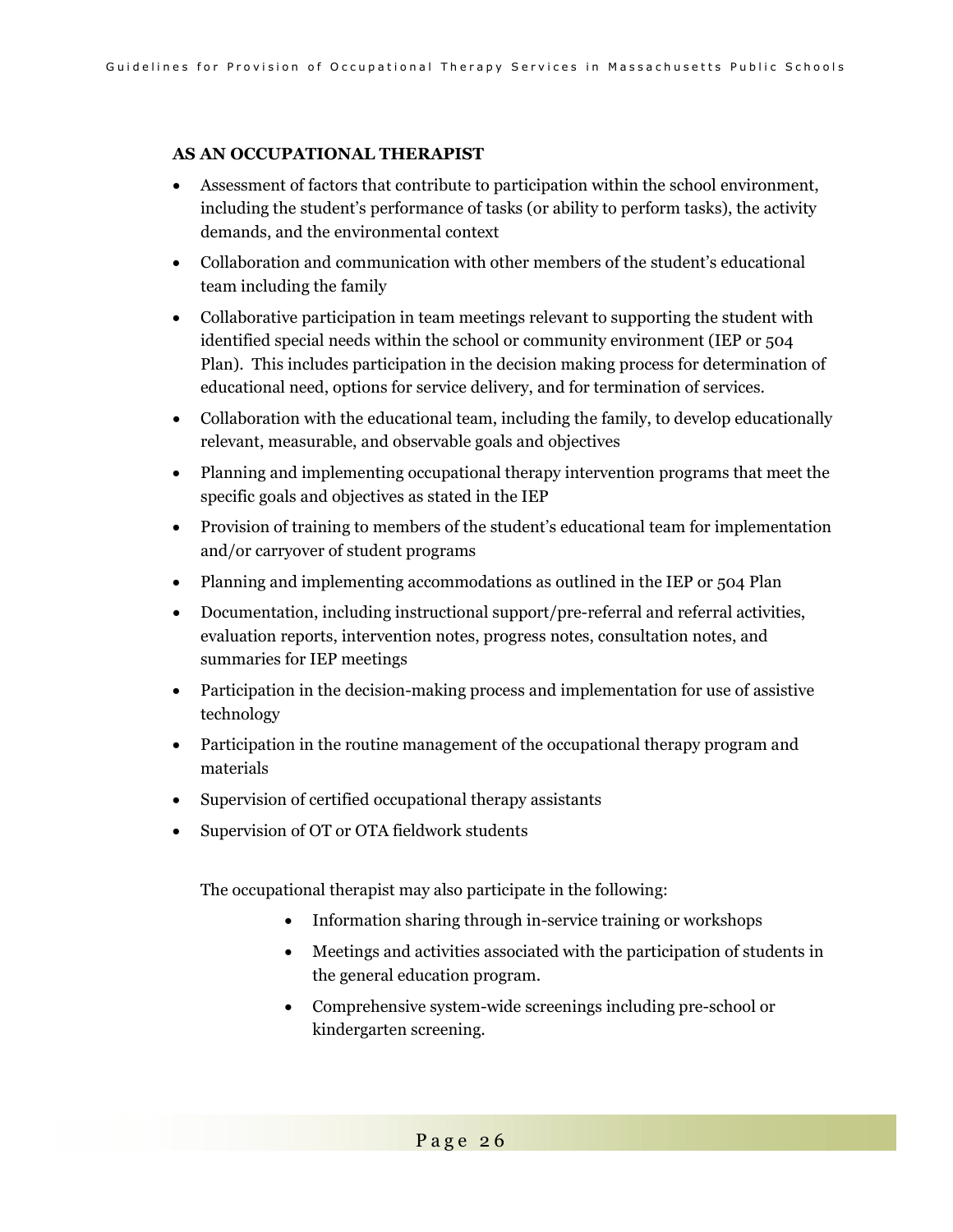**AS AN OCCUPATIONAL THERAPIST**

- Assessment of factors that contribute to participation within the school environment, including the student's performance of tasks (or ability to perform tasks), the activity demands, and the environmental context
- Collaboration and communication with other members of the student's educational team including the family
- Collaborative participation in team meetings relevant to supporting the student with identified special needs within the school or community environment (IEP or 504 Plan). This includes participation in the decision making process for determination of educational need, options for service delivery, and for termination of services.
- Collaboration with the educational team, including the family, to develop educationally relevant, measurable, and observable goals and objectives
- Planning and implementing occupational therapy intervention programs that meet the specific goals and objectives as stated in the IEP
- Provision of training to members of the student's educational team for implementation and/or carryover of student programs
- Planning and implementing accommodations as outlined in the IEP or 504 Plan
- Documentation, including instructional support/pre-referral and referral activities, evaluation reports, intervention notes, progress notes, consultation notes, and summaries for IEP meetings
- Participation in the decision-making process and implementation for use of assistive technology
- Participation in the routine management of the occupational therapy program and materials
- Supervision of certified occupational therapy assistants
- Supervision of OT or OTA fieldwork students

The occupational therapist may also participate in the following:

- Information sharing through in-service training or workshops
- Meetings and activities associated with the participation of students in the general education program.
- Comprehensive system-wide screenings including pre-school or kindergarten screening.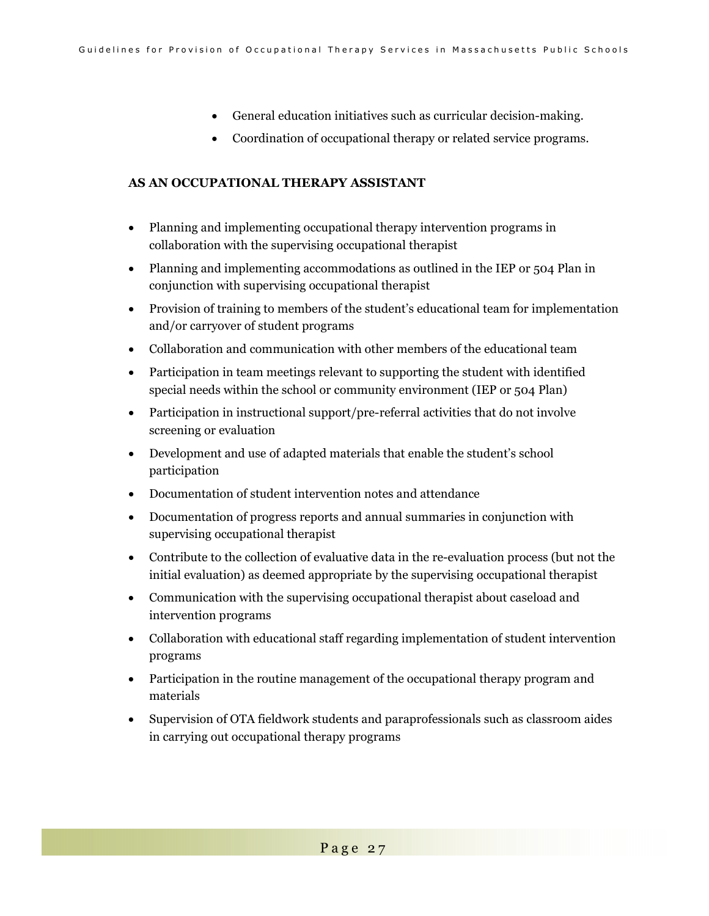- General education initiatives such as curricular decision-making.
- Coordination of occupational therapy or related service programs.

**AS AN OCCUPATIONAL THERAPY ASSISTANT**

- Planning and implementing occupational therapy intervention programs in collaboration with the supervising occupational therapist
- Planning and implementing accommodations as outlined in the IEP or 504 Plan in conjunction with supervising occupational therapist
- Provision of training to members of the student's educational team for implementation and/or carryover of student programs
- Collaboration and communication with other members of the educational team
- Participation in team meetings relevant to supporting the student with identified special needs within the school or community environment (IEP or 504 Plan)
- Participation in instructional support/pre-referral activities that do not involve screening or evaluation
- Development and use of adapted materials that enable the student's school participation
- Documentation of student intervention notes and attendance
- Documentation of progress reports and annual summaries in conjunction with supervising occupational therapist
- Contribute to the collection of evaluative data in the re-evaluation process (but not the initial evaluation) as deemed appropriate by the supervising occupational therapist
- Communication with the supervising occupational therapist about caseload and intervention programs
- Collaboration with educational staff regarding implementation of student intervention programs
- Participation in the routine management of the occupational therapy program and materials
- Supervision of OTA fieldwork students and paraprofessionals such as classroom aides in carrying out occupational therapy programs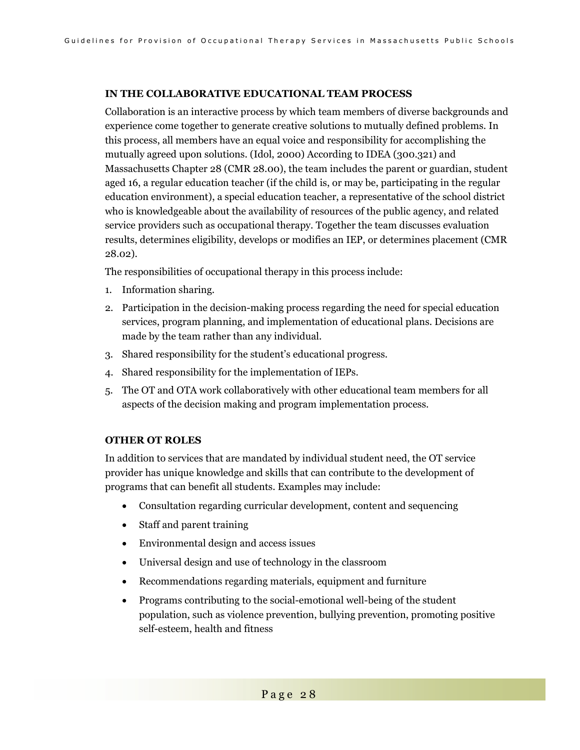### IN THE COLLABORATIVE EDUCATIONAL TEAM PROCESS

Collaboration is an interactive process by which team members of diverse backgrounds and experience come together to generate creative solutions to mutually defined problems. In this process, all members have an equal voice and responsibility for accomplishing the mutually agreed upon solutions. (Idol, 2000) According to IDEA (300.321) and Massachusetts Chapter 28 (CMR 28.00), the team includes the parent or guardian, student aged 16, a regular education teacher (if the child is, or may be, participating in the regular education environment), a special education teacher, a representative of the school district who is knowledgeable about the availability of resources of the public agency, and related service providers such as occupational therapy. Together the team discusses evaluation results, determines eligibility, develops or modifies an IEP, or determines placement (CMR 28.02).

The responsibilities of occupational therapy in this process include:

1. Information sharing.
2. Participation in the decision-making process regarding the need for special education services, program planning, and implementation of educational plans. Decisions are made by the team rather than any individual.
3. Shared responsibility for the student's educational progress.
4. Shared responsibility for the implementation of IEPs.
5. The OT and OTA work collaboratively with other educational team members for all aspects of the decision making and program implementation process.

### OTHER OT ROLES

In addition to services that are mandated by individual student need, the OT service provider has unique knowledge and skills that can contribute to the development of programs that can benefit all students. Examples may include:

- Consultation regarding curricular development, content and sequencing
- Staff and parent training
- Environmental design and access issues
- Universal design and use of technology in the classroom
- Recommendations regarding materials, equipment and furniture
- Programs contributing to the social-emotional well-being of the student population, such as violence prevention, bullying prevention, promoting positive self-esteem, health and fitness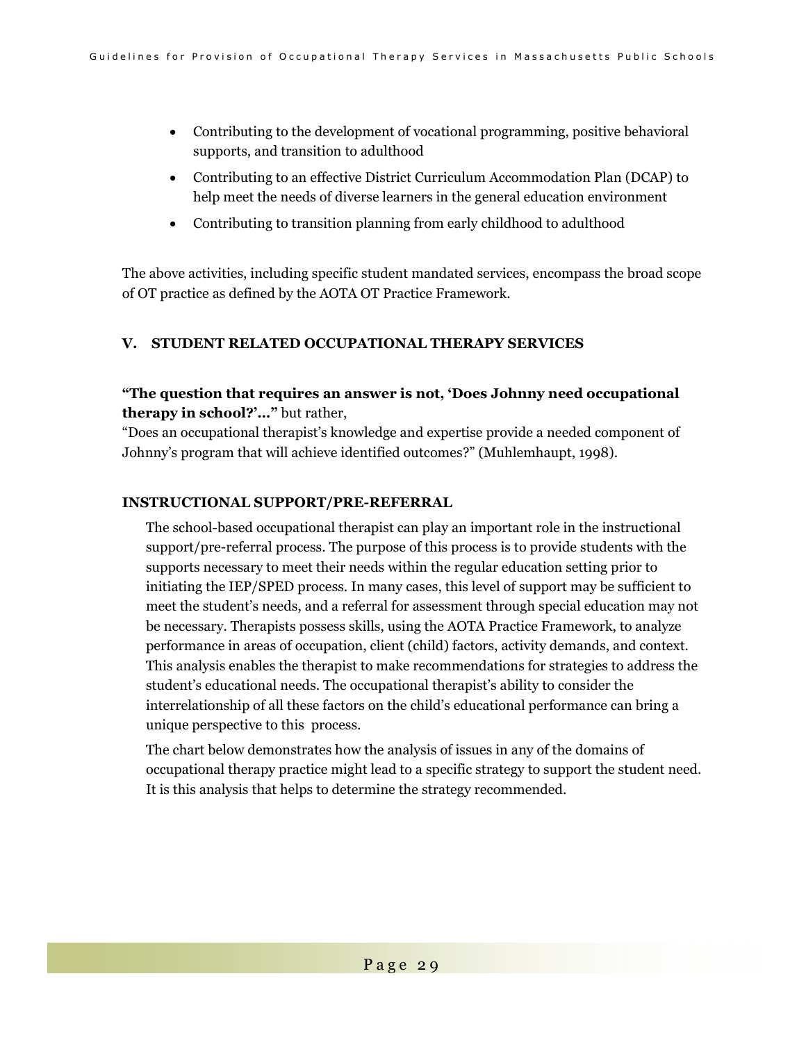- Contributing to the development of vocational programming, positive behavioral supports, and transition to adulthood
- Contributing to an effective District Curriculum Accommodation Plan (DCAP) to help meet the needs of diverse learners in the general education environment
- Contributing to transition planning from early childhood to adulthood

The above activities, including specific student mandated services, encompass the broad scope of OT practice as defined by the AOTA OT Practice Framework.

## V. STUDENT RELATED OCCUPATIONAL THERAPY SERVICES

**"The question that requires an answer is not, 'Does Johnny need occupational therapy in school?'…"** but rather,
"Does an occupational therapist's knowledge and expertise provide a needed component of Johnny's program that will achieve identified outcomes?" (Muhlemhaupt, 1998).

### INSTRUCTIONAL SUPPORT/PRE-REFERRAL

The school-based occupational therapist can play an important role in the instructional support/pre-referral process. The purpose of this process is to provide students with the supports necessary to meet their needs within the regular education setting prior to initiating the IEP/SPED process. In many cases, this level of support may be sufficient to meet the student's needs, and a referral for assessment through special education may not be necessary. Therapists possess skills, using the AOTA Practice Framework, to analyze performance in areas of occupation, client (child) factors, activity demands, and context. This analysis enables the therapist to make recommendations for strategies to address the student's educational needs. The occupational therapist's ability to consider the interrelationship of all these factors on the child's educational performance can bring a unique perspective to this process.

The chart below demonstrates how the analysis of issues in any of the domains of occupational therapy practice might lead to a specific strategy to support the student need. It is this analysis that helps to determine the strategy recommended.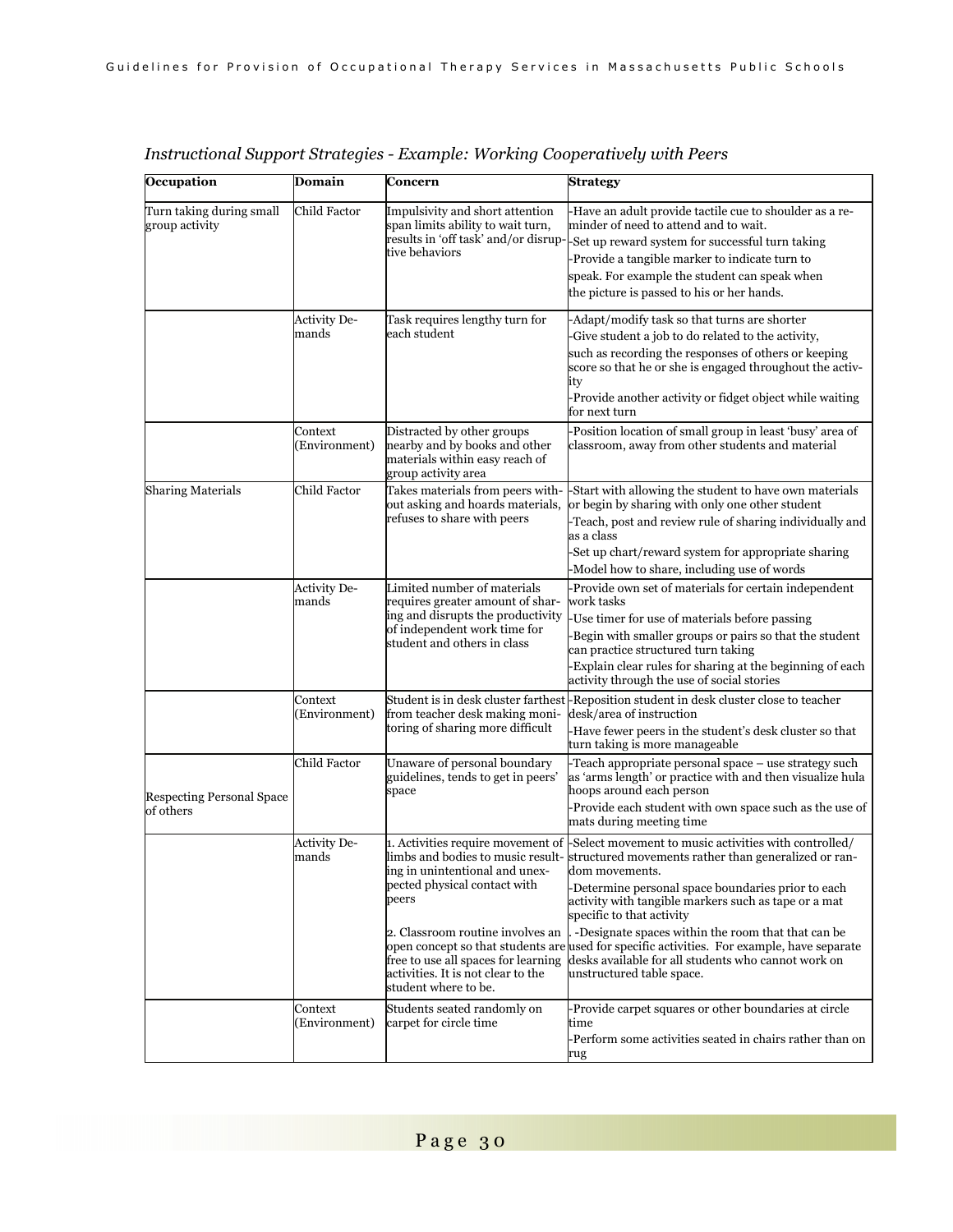*Instructional Support Strategies - Example: Working Cooperatively with Peers*

| Occupation | Domain | Concern | Strategy |
|---|---|---|---|
| Turn taking during small group activity | Child Factor | Impulsivity and short attention span limits ability to wait turn, results in 'off task' and/or disruptive behaviors | -Have an adult provide tactile cue to shoulder as a reminder of need to attend and to wait.<br>-Set up reward system for successful turn taking<br>-Provide a tangible marker to indicate turn to speak. For example the student can speak when the picture is passed to his or her hands. |
| | Activity Demands | Task requires lengthy turn for each student | -Adapt/modify task so that turns are shorter<br>-Give student a job to do related to the activity, such as recording the responses of others or keeping score so that he or she is engaged throughout the activity<br>-Provide another activity or fidget object while waiting for next turn |
| | Context (Environment) | Distracted by other groups nearby and by books and other materials within easy reach of group activity area | -Position location of small group in least 'busy' area of classroom, away from other students and material |
| Sharing Materials | Child Factor | Takes materials from peers without asking and hoards materials, refuses to share with peers | -Start with allowing the student to have own materials or begin by sharing with only one other student<br>-Teach, post and review rule of sharing individually and as a class<br>-Set up chart/reward system for appropriate sharing<br>-Model how to share, including use of words |
| | Activity Demands | Limited number of materials requires greater amount of sharing and disrupts the productivity of independent work time for student and others in class | -Provide own set of materials for certain independent work tasks<br>-Use timer for use of materials before passing<br>-Begin with smaller groups or pairs so that the student can practice structured turn taking<br>-Explain clear rules for sharing at the beginning of each activity through the use of social stories |
| | Context (Environment) | Student is in desk cluster farthest from teacher desk making monitoring of sharing more difficult | -Reposition student in desk cluster close to teacher desk/area of instruction<br>-Have fewer peers in the student's desk cluster so that turn taking is more manageable |
| Respecting Personal Space of others | Child Factor | Unaware of personal boundary guidelines, tends to get in peers' space | -Teach appropriate personal space – use strategy such as 'arms length' or practice with and then visualize hula hoops around each person<br>-Provide each student with own space such as the use of mats during meeting time |
| | Activity Demands | 1. Activities require movement of limbs and bodies to music resulting in unintentional and unexpected physical contact with peers<br><br>2. Classroom routine involves an open concept so that students are free to use all spaces for learning activities. It is not clear to the student where to be. | -Select movement to music activities with controlled/ structured movements rather than generalized or random movements.<br>-Determine personal space boundaries prior to each activity with tangible markers such as tape or a mat specific to that activity<br>. -Designate spaces within the room that that can be used for specific activities. For example, have separate desks available for all students who cannot work on unstructured table space. |
| | Context (Environment) | Students seated randomly on carpet for circle time | -Provide carpet squares or other boundaries at circle time<br>-Perform some activities seated in chairs rather than on rug |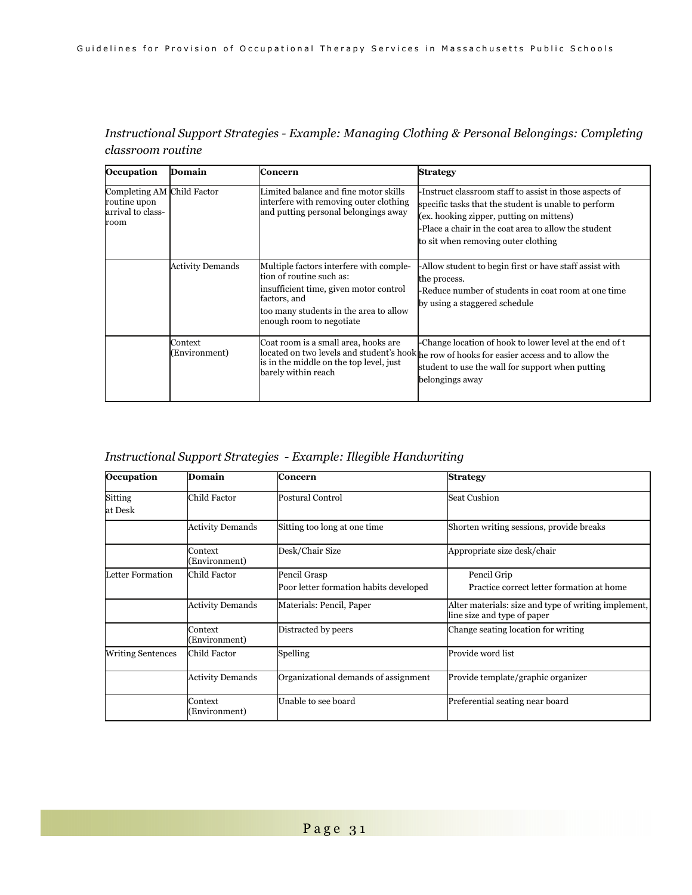*Instructional Support Strategies - Example: Managing Clothing & Personal Belongings: Completing classroom routine*

| Occupation | Domain | Concern | Strategy |
|---|---|---|---|
| Completing AM routine upon arrival to class-room | Child Factor | Limited balance and fine motor skills interfere with removing outer clothing and putting personal belongings away | -Instruct classroom staff to assist in those aspects of specific tasks that the student is unable to perform (ex. hooking zipper, putting on mittens)<br>-Place a chair in the coat area to allow the student to sit when removing outer clothing |
| | Activity Demands | Multiple factors interfere with comple-tion of routine such as:<br>insufficient time, given motor control factors, and<br>too many students in the area to allow enough room to negotiate | -Allow student to begin first or have staff assist with the process.<br>-Reduce number of students in coat room at one time by using a staggered schedule |
| | Context (Environment) | Coat room is a small area, hooks are located on two levels and student's hook is in the middle on the top level, just barely within reach | -Change location of hook to lower level at the end of t he row of hooks for easier access and to allow the student to use the wall for support when putting belongings away |

*Instructional Support Strategies - Example: Illegible Handwriting*

| Occupation | Domain | Concern | Strategy |
|---|---|---|---|
| Sitting at Desk | Child Factor | Postural Control | Seat Cushion |
| | Activity Demands | Sitting too long at one time | Shorten writing sessions, provide breaks |
| | Context (Environment) | Desk/Chair Size | Appropriate size desk/chair |
| Letter Formation | Child Factor | Pencil Grasp<br>Poor letter formation habits developed | Pencil Grip<br>Practice correct letter formation at home |
| | Activity Demands | Materials: Pencil, Paper | Alter materials: size and type of writing implement, line size and type of paper |
| | Context (Environment) | Distracted by peers | Change seating location for writing |
| Writing Sentences | Child Factor | Spelling | Provide word list |
| | Activity Demands | Organizational demands of assignment | Provide template/graphic organizer |
| | Context (Environment) | Unable to see board | Preferential seating near board |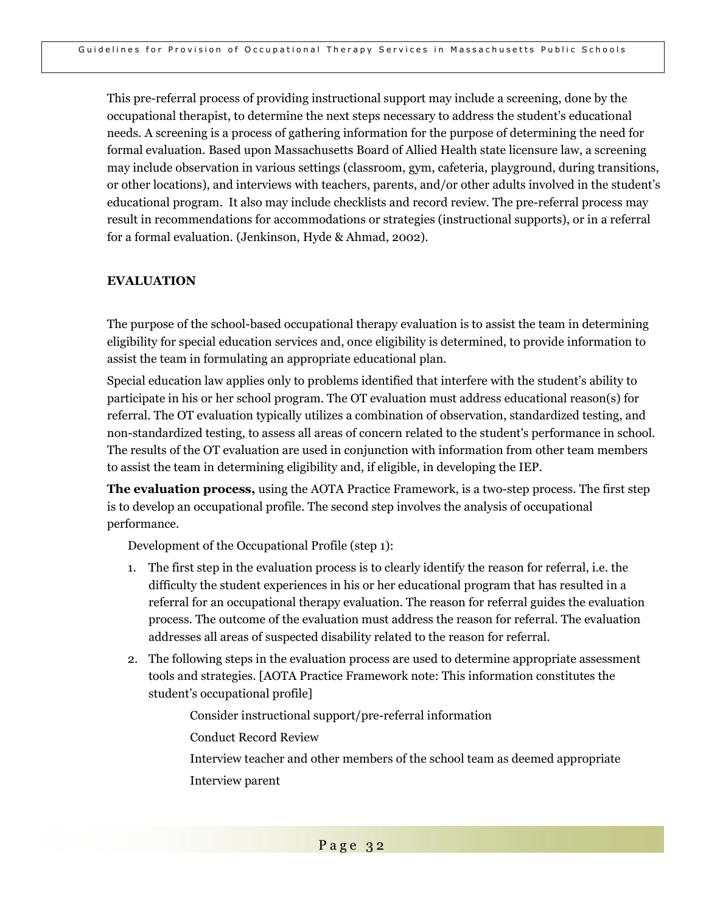This pre-referral process of providing instructional support may include a screening, done by the occupational therapist, to determine the next steps necessary to address the student's educational needs. A screening is a process of gathering information for the purpose of determining the need for formal evaluation. Based upon Massachusetts Board of Allied Health state licensure law, a screening may include observation in various settings (classroom, gym, cafeteria, playground, during transitions, or other locations), and interviews with teachers, parents, and/or other adults involved in the student's educational program. It also may include checklists and record review. The pre-referral process may result in recommendations for accommodations or strategies (instructional supports), or in a referral for a formal evaluation. (Jenkinson, Hyde & Ahmad, 2002).

## EVALUATION

The purpose of the school-based occupational therapy evaluation is to assist the team in determining eligibility for special education services and, once eligibility is determined, to provide information to assist the team in formulating an appropriate educational plan.

Special education law applies only to problems identified that interfere with the student's ability to participate in his or her school program. The OT evaluation must address educational reason(s) for referral. The OT evaluation typically utilizes a combination of observation, standardized testing, and non-standardized testing, to assess all areas of concern related to the student's performance in school. The results of the OT evaluation are used in conjunction with information from other team members to assist the team in determining eligibility and, if eligible, in developing the IEP.

**The evaluation process,** using the AOTA Practice Framework, is a two-step process. The first step is to develop an occupational profile. The second step involves the analysis of occupational performance.

Development of the Occupational Profile (step 1):

1. The first step in the evaluation process is to clearly identify the reason for referral, i.e. the difficulty the student experiences in his or her educational program that has resulted in a referral for an occupational therapy evaluation. The reason for referral guides the evaluation process. The outcome of the evaluation must address the reason for referral. The evaluation addresses all areas of suspected disability related to the reason for referral.
2. The following steps in the evaluation process are used to determine appropriate assessment tools and strategies. [AOTA Practice Framework note: This information constitutes the student's occupational profile]

   Consider instructional support/pre-referral information

   Conduct Record Review

   Interview teacher and other members of the school team as deemed appropriate

   Interview parent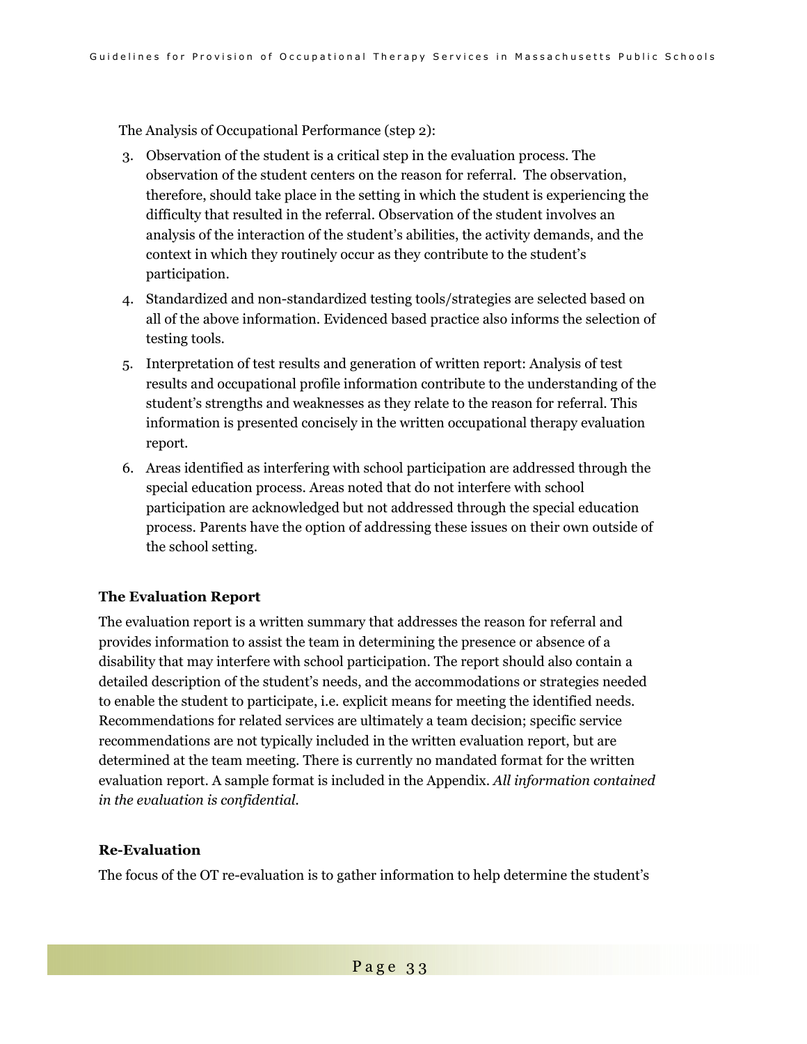The Analysis of Occupational Performance (step 2):

3. Observation of the student is a critical step in the evaluation process. The observation of the student centers on the reason for referral. The observation, therefore, should take place in the setting in which the student is experiencing the difficulty that resulted in the referral. Observation of the student involves an analysis of the interaction of the student's abilities, the activity demands, and the context in which they routinely occur as they contribute to the student's participation.
4. Standardized and non-standardized testing tools/strategies are selected based on all of the above information. Evidenced based practice also informs the selection of testing tools.
5. Interpretation of test results and generation of written report: Analysis of test results and occupational profile information contribute to the understanding of the student's strengths and weaknesses as they relate to the reason for referral. This information is presented concisely in the written occupational therapy evaluation report.
6. Areas identified as interfering with school participation are addressed through the special education process. Areas noted that do not interfere with school participation are acknowledged but not addressed through the special education process. Parents have the option of addressing these issues on their own outside of the school setting.

**The Evaluation Report**

The evaluation report is a written summary that addresses the reason for referral and provides information to assist the team in determining the presence or absence of a disability that may interfere with school participation. The report should also contain a detailed description of the student's needs, and the accommodations or strategies needed to enable the student to participate, i.e. explicit means for meeting the identified needs. Recommendations for related services are ultimately a team decision; specific service recommendations are not typically included in the written evaluation report, but are determined at the team meeting. There is currently no mandated format for the written evaluation report. A sample format is included in the Appendix. *All information contained in the evaluation is confidential.*

**Re-Evaluation**

The focus of the OT re-evaluation is to gather information to help determine the student's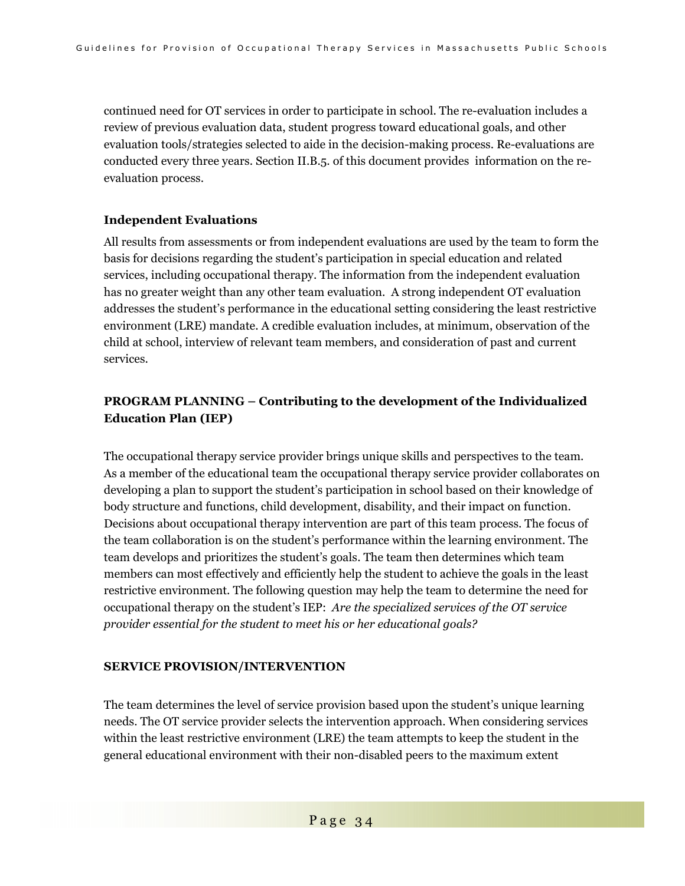continued need for OT services in order to participate in school. The re-evaluation includes a review of previous evaluation data, student progress toward educational goals, and other evaluation tools/strategies selected to aide in the decision-making process. Re-evaluations are conducted every three years. Section II.B.5. of this document provides information on the re-evaluation process.

**Independent Evaluations**

All results from assessments or from independent evaluations are used by the team to form the basis for decisions regarding the student's participation in special education and related services, including occupational therapy. The information from the independent evaluation has no greater weight than any other team evaluation. A strong independent OT evaluation addresses the student's performance in the educational setting considering the least restrictive environment (LRE) mandate. A credible evaluation includes, at minimum, observation of the child at school, interview of relevant team members, and consideration of past and current services.

**PROGRAM PLANNING – Contributing to the development of the Individualized Education Plan (IEP)**

The occupational therapy service provider brings unique skills and perspectives to the team. As a member of the educational team the occupational therapy service provider collaborates on developing a plan to support the student's participation in school based on their knowledge of body structure and functions, child development, disability, and their impact on function. Decisions about occupational therapy intervention are part of this team process. The focus of the team collaboration is on the student's performance within the learning environment. The team develops and prioritizes the student's goals. The team then determines which team members can most effectively and efficiently help the student to achieve the goals in the least restrictive environment. The following question may help the team to determine the need for occupational therapy on the student's IEP: *Are the specialized services of the OT service provider essential for the student to meet his or her educational goals?*

**SERVICE PROVISION/INTERVENTION**

The team determines the level of service provision based upon the student's unique learning needs. The OT service provider selects the intervention approach. When considering services within the least restrictive environment (LRE) the team attempts to keep the student in the general educational environment with their non-disabled peers to the maximum extent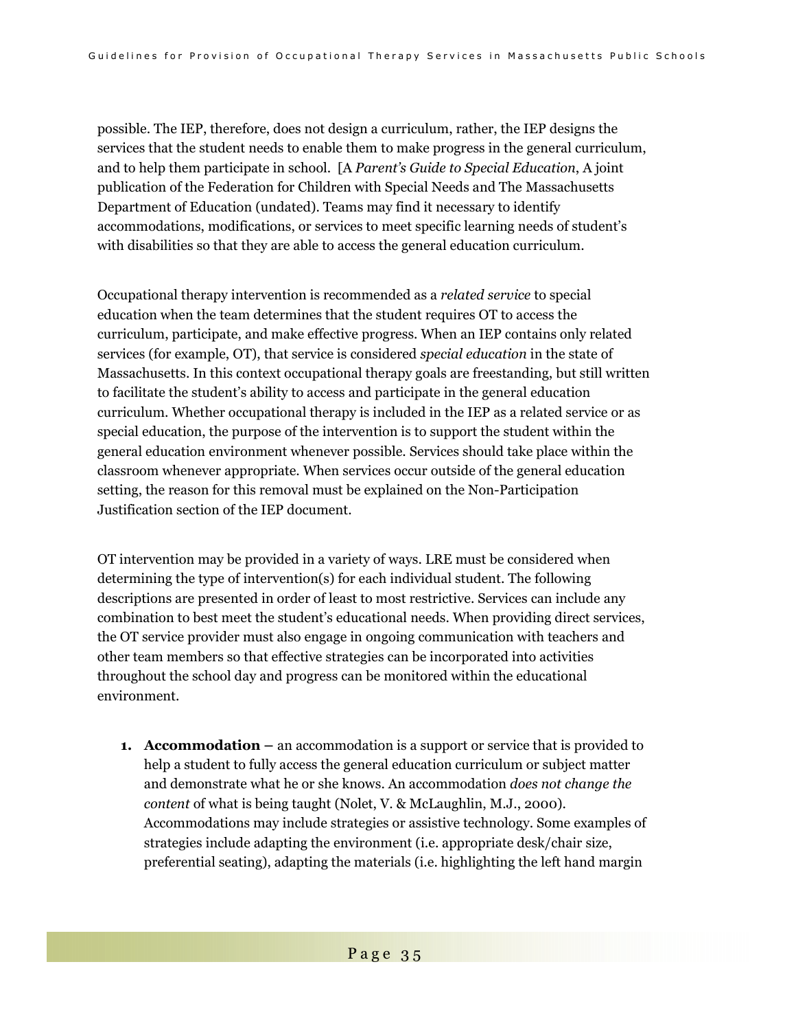possible. The IEP, therefore, does not design a curriculum, rather, the IEP designs the services that the student needs to enable them to make progress in the general curriculum, and to help them participate in school. [A *Parent's Guide to Special Education*, A joint publication of the Federation for Children with Special Needs and The Massachusetts Department of Education (undated). Teams may find it necessary to identify accommodations, modifications, or services to meet specific learning needs of student's with disabilities so that they are able to access the general education curriculum.

Occupational therapy intervention is recommended as a *related service* to special education when the team determines that the student requires OT to access the curriculum, participate, and make effective progress. When an IEP contains only related services (for example, OT), that service is considered *special education* in the state of Massachusetts. In this context occupational therapy goals are freestanding, but still written to facilitate the student's ability to access and participate in the general education curriculum. Whether occupational therapy is included in the IEP as a related service or as special education, the purpose of the intervention is to support the student within the general education environment whenever possible. Services should take place within the classroom whenever appropriate. When services occur outside of the general education setting, the reason for this removal must be explained on the Non-Participation Justification section of the IEP document.

OT intervention may be provided in a variety of ways. LRE must be considered when determining the type of intervention(s) for each individual student. The following descriptions are presented in order of least to most restrictive. Services can include any combination to best meet the student's educational needs. When providing direct services, the OT service provider must also engage in ongoing communication with teachers and other team members so that effective strategies can be incorporated into activities throughout the school day and progress can be monitored within the educational environment.

1. **Accommodation** – an accommodation is a support or service that is provided to help a student to fully access the general education curriculum or subject matter and demonstrate what he or she knows. An accommodation *does not change the content* of what is being taught (Nolet, V. & McLaughlin, M.J., 2000). Accommodations may include strategies or assistive technology. Some examples of strategies include adapting the environment (i.e. appropriate desk/chair size, preferential seating), adapting the materials (i.e. highlighting the left hand margin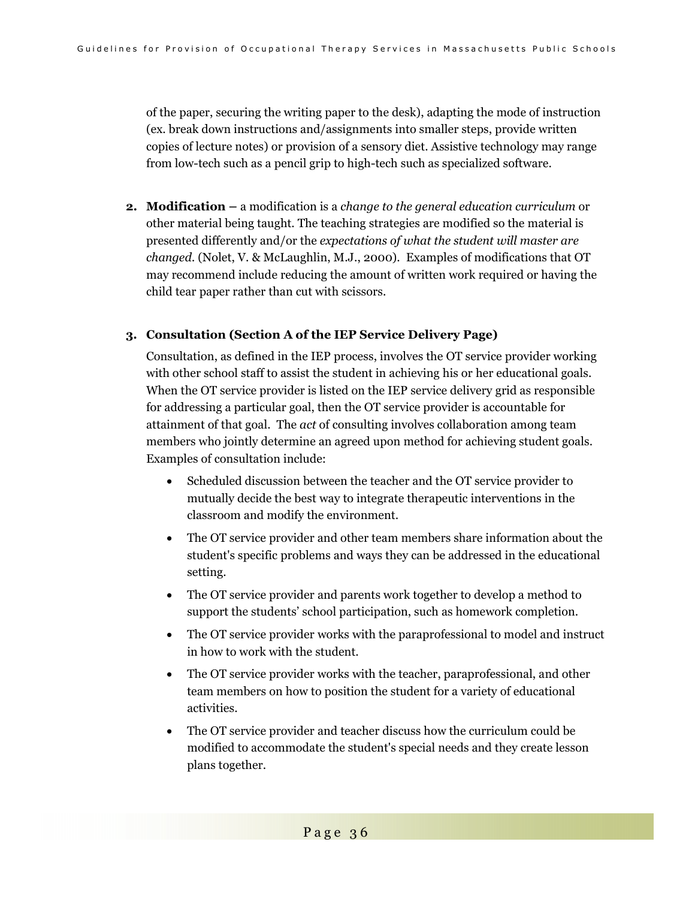of the paper, securing the writing paper to the desk), adapting the mode of instruction (ex. break down instructions and/assignments into smaller steps, provide written copies of lecture notes) or provision of a sensory diet. Assistive technology may range from low-tech such as a pencil grip to high-tech such as specialized software.

2. **Modification** – a modification is a *change to the general education curriculum* or other material being taught. The teaching strategies are modified so the material is presented differently and/or the *expectations of what the student will master are changed.* (Nolet, V. & McLaughlin, M.J., 2000). Examples of modifications that OT may recommend include reducing the amount of written work required or having the child tear paper rather than cut with scissors.

3. **Consultation (Section A of the IEP Service Delivery Page)**

   Consultation, as defined in the IEP process, involves the OT service provider working with other school staff to assist the student in achieving his or her educational goals. When the OT service provider is listed on the IEP service delivery grid as responsible for addressing a particular goal, then the OT service provider is accountable for attainment of that goal. The *act* of consulting involves collaboration among team members who jointly determine an agreed upon method for achieving student goals. Examples of consultation include:

   - Scheduled discussion between the teacher and the OT service provider to mutually decide the best way to integrate therapeutic interventions in the classroom and modify the environment.
   - The OT service provider and other team members share information about the student's specific problems and ways they can be addressed in the educational setting.
   - The OT service provider and parents work together to develop a method to support the students' school participation, such as homework completion.
   - The OT service provider works with the paraprofessional to model and instruct in how to work with the student.
   - The OT service provider works with the teacher, paraprofessional, and other team members on how to position the student for a variety of educational activities.
   - The OT service provider and teacher discuss how the curriculum could be modified to accommodate the student's special needs and they create lesson plans together.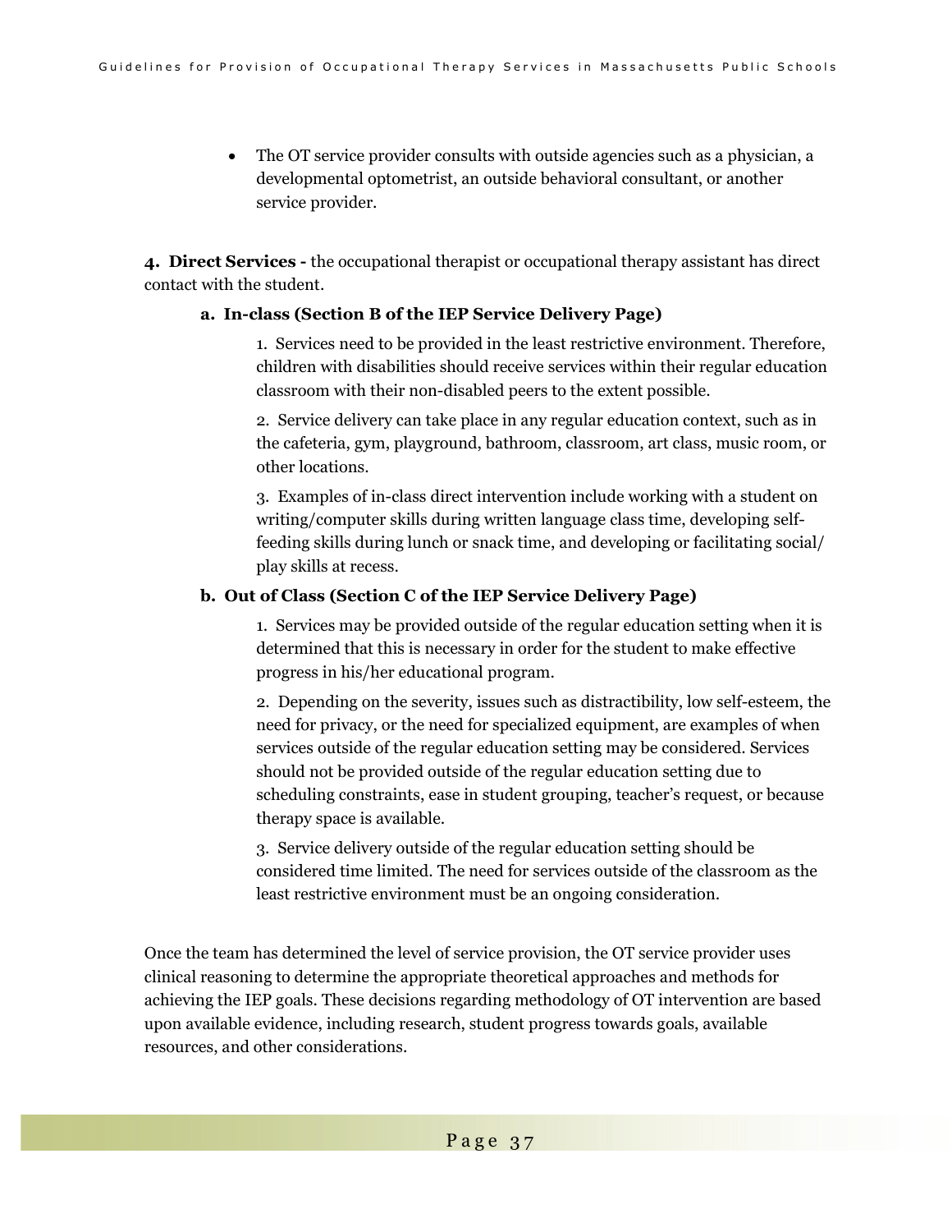- The OT service provider consults with outside agencies such as a physician, a developmental optometrist, an outside behavioral consultant, or another service provider.

**4. Direct Services -** the occupational therapist or occupational therapy assistant has direct contact with the student.

**a. In-class (Section B of the IEP Service Delivery Page)**

1. Services need to be provided in the least restrictive environment. Therefore, children with disabilities should receive services within their regular education classroom with their non-disabled peers to the extent possible.

2. Service delivery can take place in any regular education context, such as in the cafeteria, gym, playground, bathroom, classroom, art class, music room, or other locations.

3. Examples of in-class direct intervention include working with a student on writing/computer skills during written language class time, developing self-feeding skills during lunch or snack time, and developing or facilitating social/ play skills at recess.

**b. Out of Class (Section C of the IEP Service Delivery Page)**

1. Services may be provided outside of the regular education setting when it is determined that this is necessary in order for the student to make effective progress in his/her educational program.

2. Depending on the severity, issues such as distractibility, low self-esteem, the need for privacy, or the need for specialized equipment, are examples of when services outside of the regular education setting may be considered. Services should not be provided outside of the regular education setting due to scheduling constraints, ease in student grouping, teacher's request, or because therapy space is available.

3. Service delivery outside of the regular education setting should be considered time limited. The need for services outside of the classroom as the least restrictive environment must be an ongoing consideration.

Once the team has determined the level of service provision, the OT service provider uses clinical reasoning to determine the appropriate theoretical approaches and methods for achieving the IEP goals. These decisions regarding methodology of OT intervention are based upon available evidence, including research, student progress towards goals, available resources, and other considerations.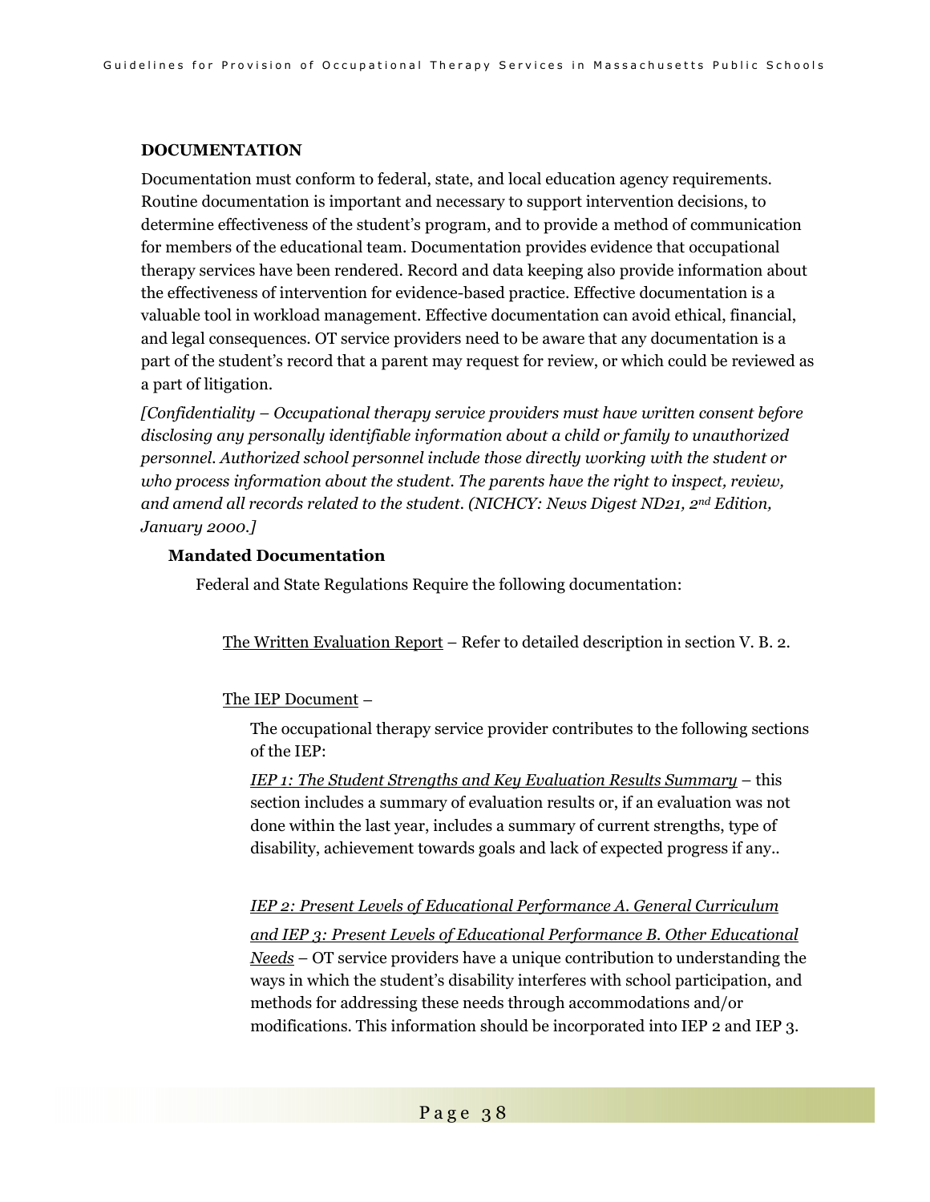## DOCUMENTATION

Documentation must conform to federal, state, and local education agency requirements. Routine documentation is important and necessary to support intervention decisions, to determine effectiveness of the student's program, and to provide a method of communication for members of the educational team. Documentation provides evidence that occupational therapy services have been rendered. Record and data keeping also provide information about the effectiveness of intervention for evidence-based practice. Effective documentation is a valuable tool in workload management. Effective documentation can avoid ethical, financial, and legal consequences. OT service providers need to be aware that any documentation is a part of the student's record that a parent may request for review, or which could be reviewed as a part of litigation.

*[Confidentiality – Occupational therapy service providers must have written consent before disclosing any personally identifiable information about a child or family to unauthorized personnel. Authorized school personnel include those directly working with the student or who process information about the student. The parents have the right to inspect, review, and amend all records related to the student. (NICHCY: News Digest ND21, 2nd Edition, January 2000.]*

### Mandated Documentation

Federal and State Regulations Require the following documentation:

The Written Evaluation Report – Refer to detailed description in section V. B. 2.

The IEP Document –

The occupational therapy service provider contributes to the following sections of the IEP:

*IEP 1: The Student Strengths and Key Evaluation Results Summary* – this section includes a summary of evaluation results or, if an evaluation was not done within the last year, includes a summary of current strengths, type of disability, achievement towards goals and lack of expected progress if any..

*IEP 2: Present Levels of Educational Performance A. General Curriculum and IEP 3: Present Levels of Educational Performance B. Other Educational Needs* – OT service providers have a unique contribution to understanding the ways in which the student's disability interferes with school participation, and methods for addressing these needs through accommodations and/or modifications. This information should be incorporated into IEP 2 and IEP 3.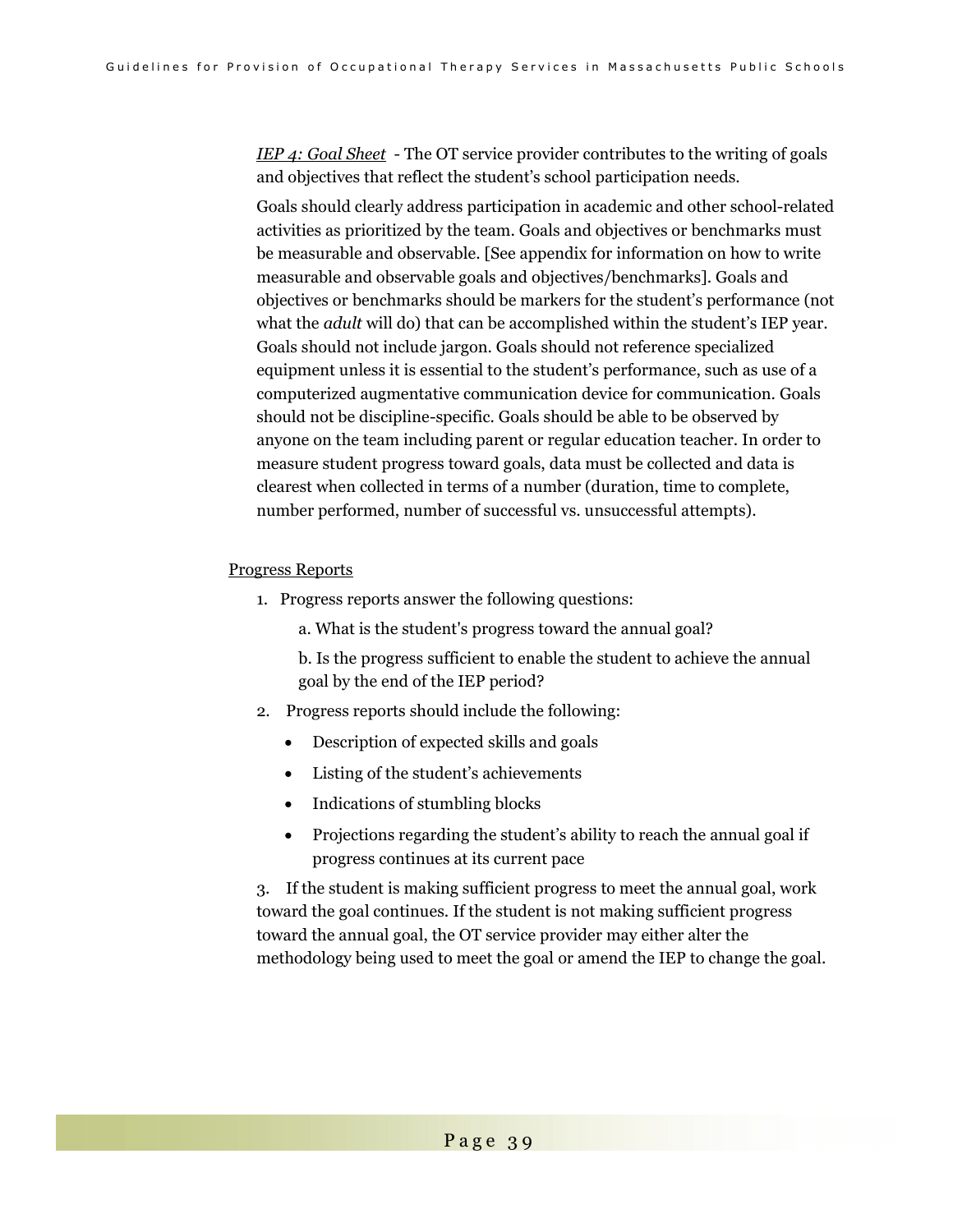*<u>IEP 4: Goal Sheet</u>* - The OT service provider contributes to the writing of goals and objectives that reflect the student's school participation needs.

Goals should clearly address participation in academic and other school-related activities as prioritized by the team. Goals and objectives or benchmarks must be measurable and observable. [See appendix for information on how to write measurable and observable goals and objectives/benchmarks]. Goals and objectives or benchmarks should be markers for the student's performance (not what the *adult* will do) that can be accomplished within the student's IEP year. Goals should not include jargon. Goals should not reference specialized equipment unless it is essential to the student's performance, such as use of a computerized augmentative communication device for communication. Goals should not be discipline-specific. Goals should be able to be observed by anyone on the team including parent or regular education teacher. In order to measure student progress toward goals, data must be collected and data is clearest when collected in terms of a number (duration, time to complete, number performed, number of successful vs. unsuccessful attempts).

<u>Progress Reports</u>

1. Progress reports answer the following questions:

   a. What is the student's progress toward the annual goal?

   b. Is the progress sufficient to enable the student to achieve the annual goal by the end of the IEP period?

2. Progress reports should include the following:

   - Description of expected skills and goals
   - Listing of the student's achievements
   - Indications of stumbling blocks
   - Projections regarding the student's ability to reach the annual goal if progress continues at its current pace

3. If the student is making sufficient progress to meet the annual goal, work toward the goal continues. If the student is not making sufficient progress toward the annual goal, the OT service provider may either alter the methodology being used to meet the goal or amend the IEP to change the goal.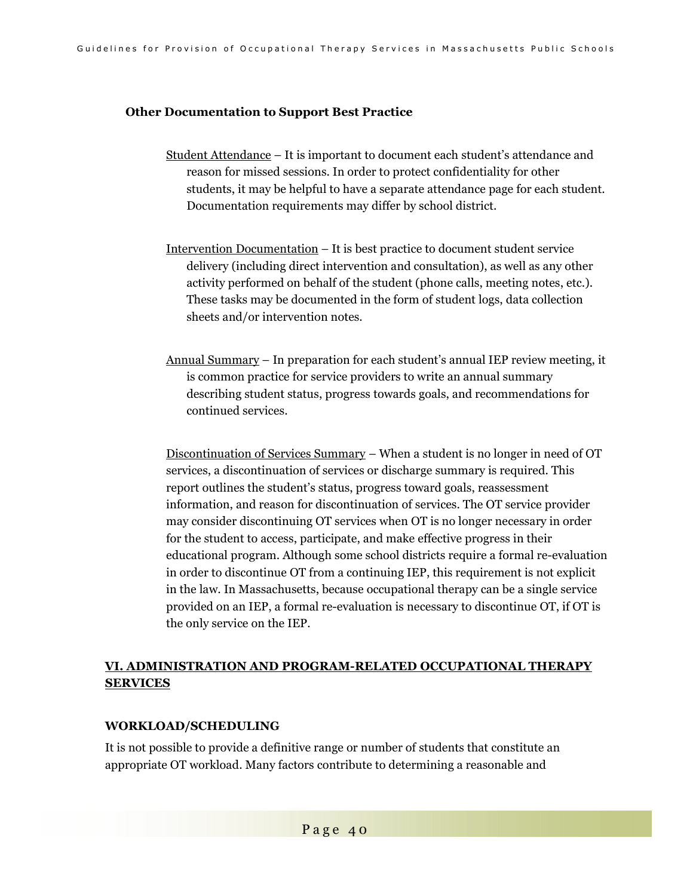### Other Documentation to Support Best Practice

Student Attendance – It is important to document each student's attendance and reason for missed sessions. In order to protect confidentiality for other students, it may be helpful to have a separate attendance page for each student. Documentation requirements may differ by school district.

Intervention Documentation – It is best practice to document student service delivery (including direct intervention and consultation), as well as any other activity performed on behalf of the student (phone calls, meeting notes, etc.). These tasks may be documented in the form of student logs, data collection sheets and/or intervention notes.

Annual Summary – In preparation for each student's annual IEP review meeting, it is common practice for service providers to write an annual summary describing student status, progress towards goals, and recommendations for continued services.

Discontinuation of Services Summary – When a student is no longer in need of OT services, a discontinuation of services or discharge summary is required. This report outlines the student's status, progress toward goals, reassessment information, and reason for discontinuation of services. The OT service provider may consider discontinuing OT services when OT is no longer necessary in order for the student to access, participate, and make effective progress in their educational program. Although some school districts require a formal re-evaluation in order to discontinue OT from a continuing IEP, this requirement is not explicit in the law. In Massachusetts, because occupational therapy can be a single service provided on an IEP, a formal re-evaluation is necessary to discontinue OT, if OT is the only service on the IEP.

## VI. ADMINISTRATION AND PROGRAM-RELATED OCCUPATIONAL THERAPY SERVICES

### WORKLOAD/SCHEDULING

It is not possible to provide a definitive range or number of students that constitute an appropriate OT workload. Many factors contribute to determining a reasonable and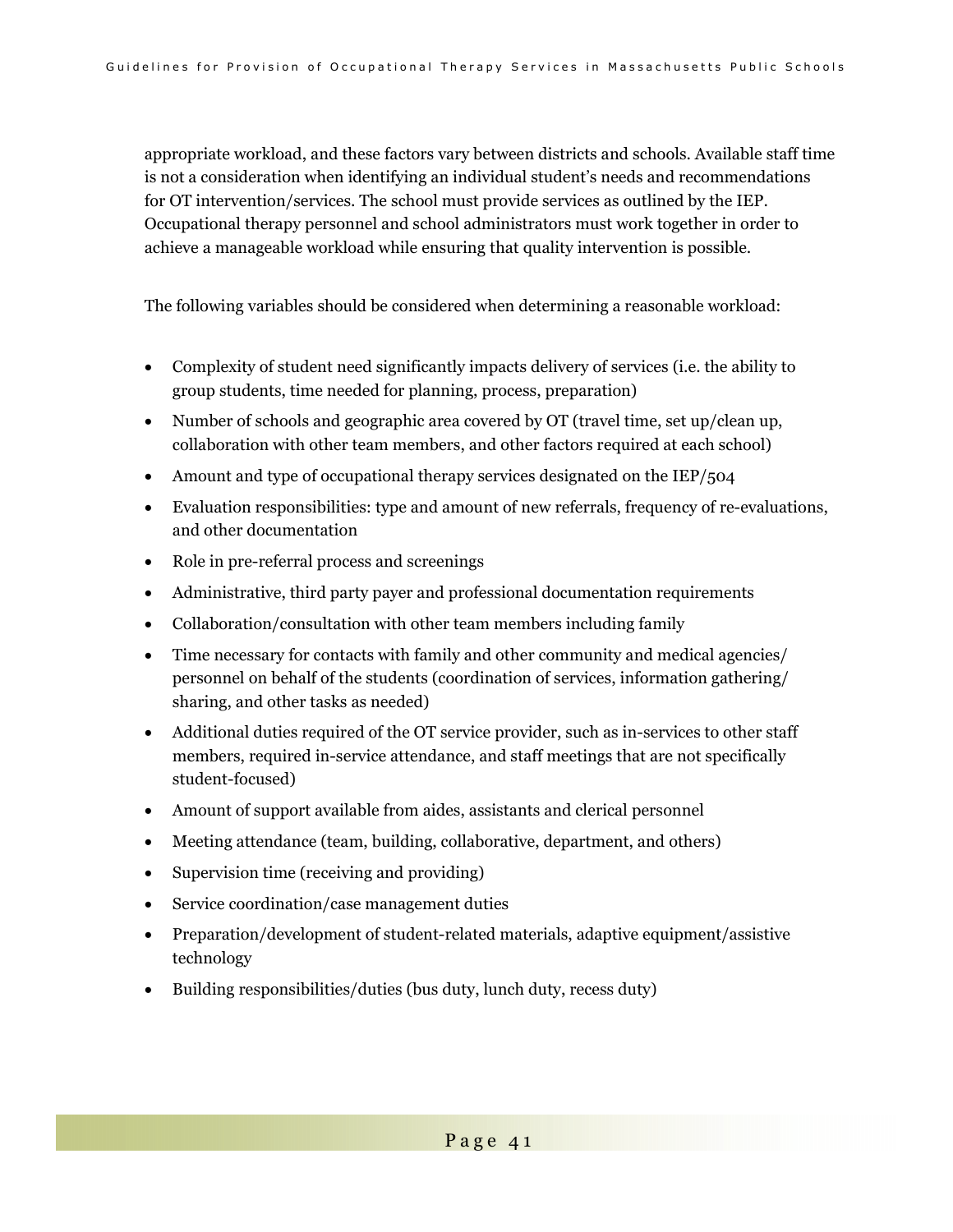appropriate workload, and these factors vary between districts and schools. Available staff time is not a consideration when identifying an individual student's needs and recommendations for OT intervention/services. The school must provide services as outlined by the IEP. Occupational therapy personnel and school administrators must work together in order to achieve a manageable workload while ensuring that quality intervention is possible.

The following variables should be considered when determining a reasonable workload:

- Complexity of student need significantly impacts delivery of services (i.e. the ability to group students, time needed for planning, process, preparation)
- Number of schools and geographic area covered by OT (travel time, set up/clean up, collaboration with other team members, and other factors required at each school)
- Amount and type of occupational therapy services designated on the IEP/504
- Evaluation responsibilities: type and amount of new referrals, frequency of re-evaluations, and other documentation
- Role in pre-referral process and screenings
- Administrative, third party payer and professional documentation requirements
- Collaboration/consultation with other team members including family
- Time necessary for contacts with family and other community and medical agencies/ personnel on behalf of the students (coordination of services, information gathering/ sharing, and other tasks as needed)
- Additional duties required of the OT service provider, such as in-services to other staff members, required in-service attendance, and staff meetings that are not specifically student-focused)
- Amount of support available from aides, assistants and clerical personnel
- Meeting attendance (team, building, collaborative, department, and others)
- Supervision time (receiving and providing)
- Service coordination/case management duties
- Preparation/development of student-related materials, adaptive equipment/assistive technology
- Building responsibilities/duties (bus duty, lunch duty, recess duty)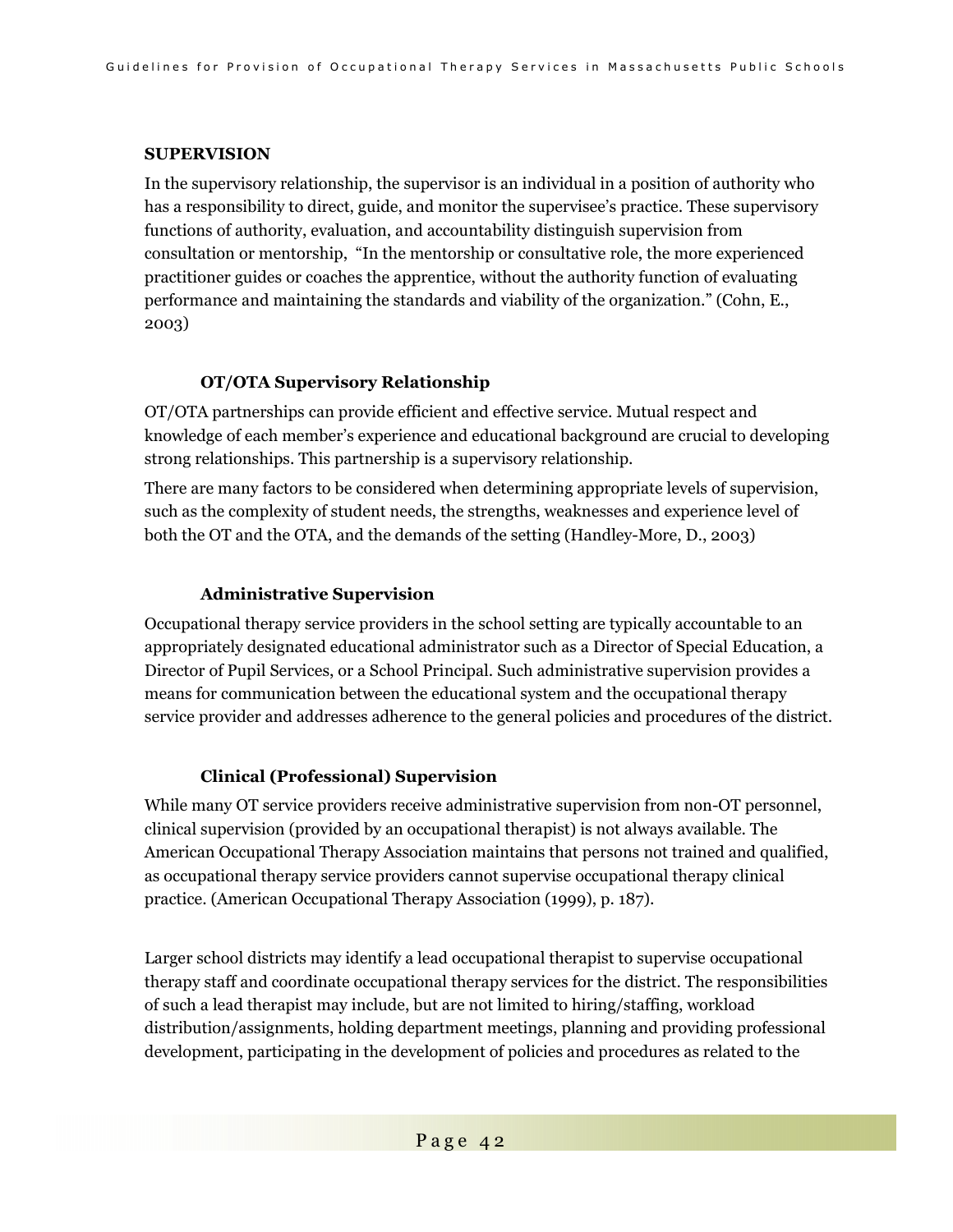## SUPERVISION

In the supervisory relationship, the supervisor is an individual in a position of authority who has a responsibility to direct, guide, and monitor the supervisee's practice. These supervisory functions of authority, evaluation, and accountability distinguish supervision from consultation or mentorship, "In the mentorship or consultative role, the more experienced practitioner guides or coaches the apprentice, without the authority function of evaluating performance and maintaining the standards and viability of the organization." (Cohn, E., 2003)

### OT/OTA Supervisory Relationship

OT/OTA partnerships can provide efficient and effective service. Mutual respect and knowledge of each member's experience and educational background are crucial to developing strong relationships. This partnership is a supervisory relationship.

There are many factors to be considered when determining appropriate levels of supervision, such as the complexity of student needs, the strengths, weaknesses and experience level of both the OT and the OTA, and the demands of the setting (Handley-More, D., 2003)

### Administrative Supervision

Occupational therapy service providers in the school setting are typically accountable to an appropriately designated educational administrator such as a Director of Special Education, a Director of Pupil Services, or a School Principal. Such administrative supervision provides a means for communication between the educational system and the occupational therapy service provider and addresses adherence to the general policies and procedures of the district.

### Clinical (Professional) Supervision

While many OT service providers receive administrative supervision from non-OT personnel, clinical supervision (provided by an occupational therapist) is not always available. The American Occupational Therapy Association maintains that persons not trained and qualified, as occupational therapy service providers cannot supervise occupational therapy clinical practice. (American Occupational Therapy Association (1999), p. 187).

Larger school districts may identify a lead occupational therapist to supervise occupational therapy staff and coordinate occupational therapy services for the district. The responsibilities of such a lead therapist may include, but are not limited to hiring/staffing, workload distribution/assignments, holding department meetings, planning and providing professional development, participating in the development of policies and procedures as related to the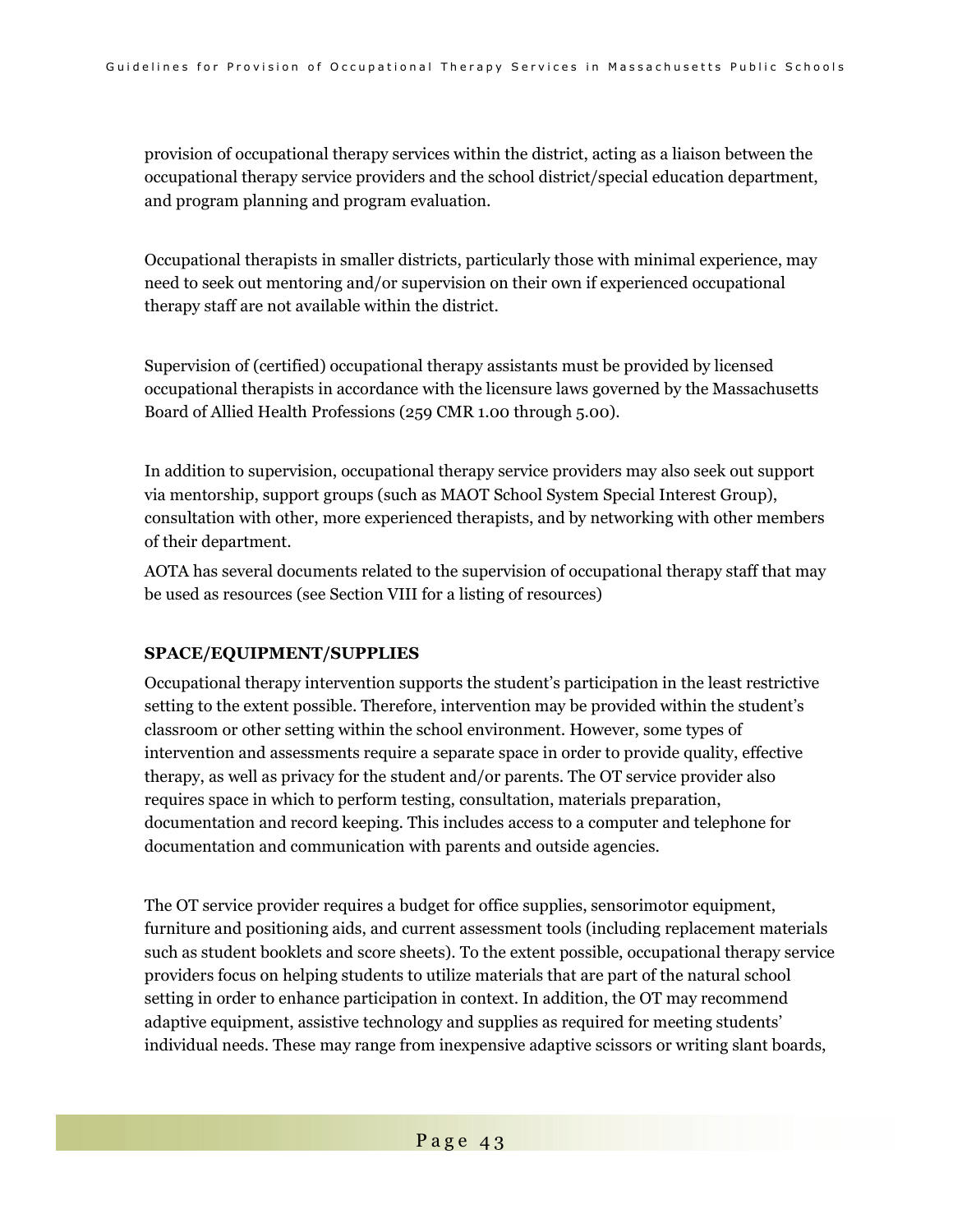provision of occupational therapy services within the district, acting as a liaison between the occupational therapy service providers and the school district/special education department, and program planning and program evaluation.

Occupational therapists in smaller districts, particularly those with minimal experience, may need to seek out mentoring and/or supervision on their own if experienced occupational therapy staff are not available within the district.

Supervision of (certified) occupational therapy assistants must be provided by licensed occupational therapists in accordance with the licensure laws governed by the Massachusetts Board of Allied Health Professions (259 CMR 1.00 through 5.00).

In addition to supervision, occupational therapy service providers may also seek out support via mentorship, support groups (such as MAOT School System Special Interest Group), consultation with other, more experienced therapists, and by networking with other members of their department.

AOTA has several documents related to the supervision of occupational therapy staff that may be used as resources (see Section VIII for a listing of resources)

**SPACE/EQUIPMENT/SUPPLIES**

Occupational therapy intervention supports the student's participation in the least restrictive setting to the extent possible. Therefore, intervention may be provided within the student's classroom or other setting within the school environment. However, some types of intervention and assessments require a separate space in order to provide quality, effective therapy, as well as privacy for the student and/or parents. The OT service provider also requires space in which to perform testing, consultation, materials preparation, documentation and record keeping. This includes access to a computer and telephone for documentation and communication with parents and outside agencies.

The OT service provider requires a budget for office supplies, sensorimotor equipment, furniture and positioning aids, and current assessment tools (including replacement materials such as student booklets and score sheets). To the extent possible, occupational therapy service providers focus on helping students to utilize materials that are part of the natural school setting in order to enhance participation in context. In addition, the OT may recommend adaptive equipment, assistive technology and supplies as required for meeting students' individual needs. These may range from inexpensive adaptive scissors or writing slant boards,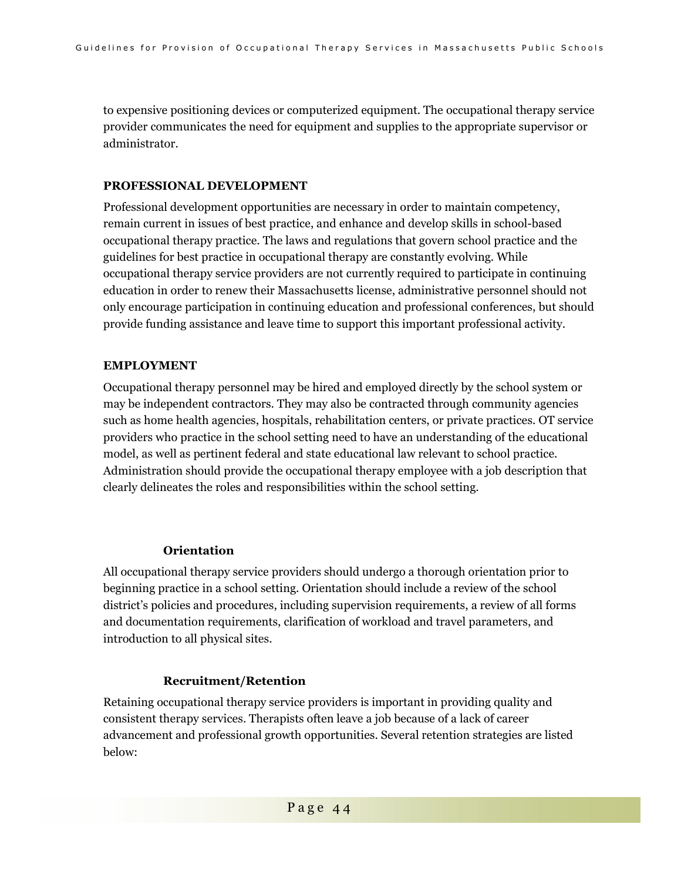to expensive positioning devices or computerized equipment. The occupational therapy service provider communicates the need for equipment and supplies to the appropriate supervisor or administrator.

## PROFESSIONAL DEVELOPMENT

Professional development opportunities are necessary in order to maintain competency, remain current in issues of best practice, and enhance and develop skills in school-based occupational therapy practice. The laws and regulations that govern school practice and the guidelines for best practice in occupational therapy are constantly evolving. While occupational therapy service providers are not currently required to participate in continuing education in order to renew their Massachusetts license, administrative personnel should not only encourage participation in continuing education and professional conferences, but should provide funding assistance and leave time to support this important professional activity.

## EMPLOYMENT

Occupational therapy personnel may be hired and employed directly by the school system or may be independent contractors. They may also be contracted through community agencies such as home health agencies, hospitals, rehabilitation centers, or private practices. OT service providers who practice in the school setting need to have an understanding of the educational model, as well as pertinent federal and state educational law relevant to school practice. Administration should provide the occupational therapy employee with a job description that clearly delineates the roles and responsibilities within the school setting.

### Orientation

All occupational therapy service providers should undergo a thorough orientation prior to beginning practice in a school setting. Orientation should include a review of the school district's policies and procedures, including supervision requirements, a review of all forms and documentation requirements, clarification of workload and travel parameters, and introduction to all physical sites.

### Recruitment/Retention

Retaining occupational therapy service providers is important in providing quality and consistent therapy services. Therapists often leave a job because of a lack of career advancement and professional growth opportunities. Several retention strategies are listed below: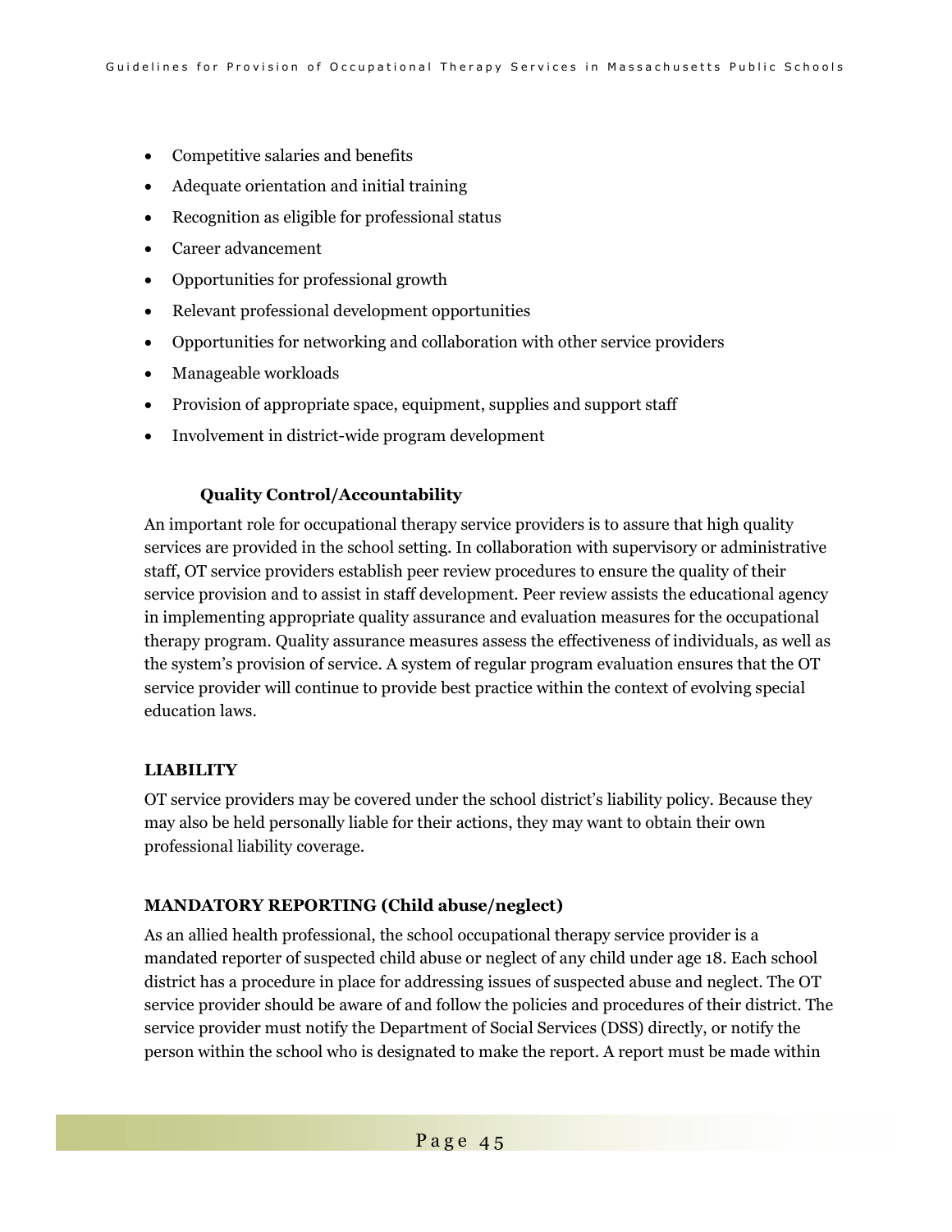- Competitive salaries and benefits
- Adequate orientation and initial training
- Recognition as eligible for professional status
- Career advancement
- Opportunities for professional growth
- Relevant professional development opportunities
- Opportunities for networking and collaboration with other service providers
- Manageable workloads
- Provision of appropriate space, equipment, supplies and support staff
- Involvement in district-wide program development

### Quality Control/Accountability

An important role for occupational therapy service providers is to assure that high quality services are provided in the school setting. In collaboration with supervisory or administrative staff, OT service providers establish peer review procedures to ensure the quality of their service provision and to assist in staff development. Peer review assists the educational agency in implementing appropriate quality assurance and evaluation measures for the occupational therapy program. Quality assurance measures assess the effectiveness of individuals, as well as the system's provision of service. A system of regular program evaluation ensures that the OT service provider will continue to provide best practice within the context of evolving special education laws.

## LIABILITY

OT service providers may be covered under the school district's liability policy. Because they may also be held personally liable for their actions, they may want to obtain their own professional liability coverage.

## MANDATORY REPORTING (Child abuse/neglect)

As an allied health professional, the school occupational therapy service provider is a mandated reporter of suspected child abuse or neglect of any child under age 18. Each school district has a procedure in place for addressing issues of suspected abuse and neglect. The OT service provider should be aware of and follow the policies and procedures of their district. The service provider must notify the Department of Social Services (DSS) directly, or notify the person within the school who is designated to make the report. A report must be made within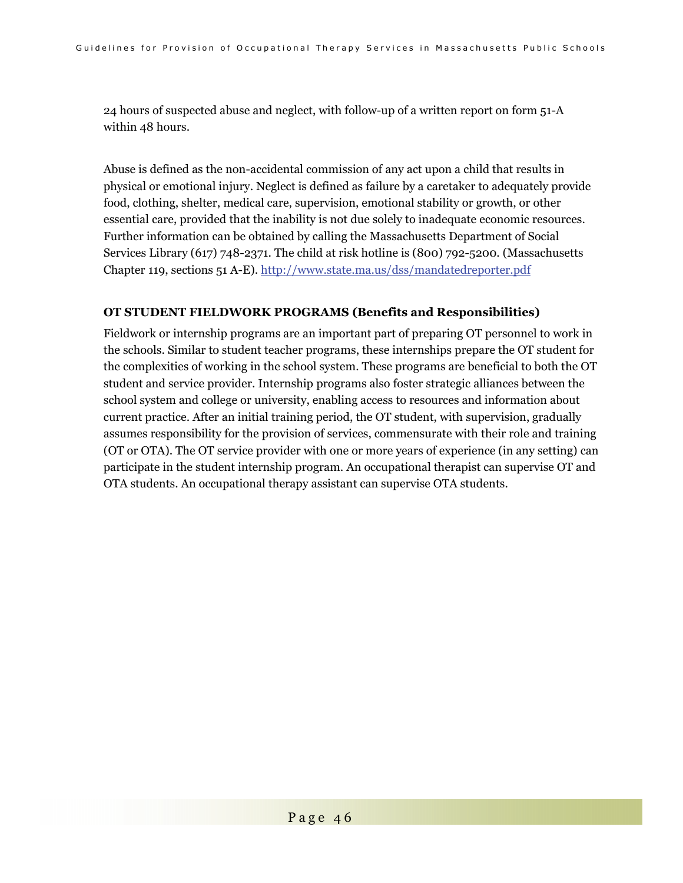24 hours of suspected abuse and neglect, with follow-up of a written report on form 51-A within 48 hours.

Abuse is defined as the non-accidental commission of any act upon a child that results in physical or emotional injury. Neglect is defined as failure by a caretaker to adequately provide food, clothing, shelter, medical care, supervision, emotional stability or growth, or other essential care, provided that the inability is not due solely to inadequate economic resources. Further information can be obtained by calling the Massachusetts Department of Social Services Library (617) 748-2371. The child at risk hotline is (800) 792-5200. (Massachusetts Chapter 119, sections 51 A-E). http://www.state.ma.us/dss/mandatedreporter.pdf

**OT STUDENT FIELDWORK PROGRAMS (Benefits and Responsibilities)**

Fieldwork or internship programs are an important part of preparing OT personnel to work in the schools. Similar to student teacher programs, these internships prepare the OT student for the complexities of working in the school system. These programs are beneficial to both the OT student and service provider. Internship programs also foster strategic alliances between the school system and college or university, enabling access to resources and information about current practice. After an initial training period, the OT student, with supervision, gradually assumes responsibility for the provision of services, commensurate with their role and training (OT or OTA). The OT service provider with one or more years of experience (in any setting) can participate in the student internship program. An occupational therapist can supervise OT and OTA students. An occupational therapy assistant can supervise OTA students.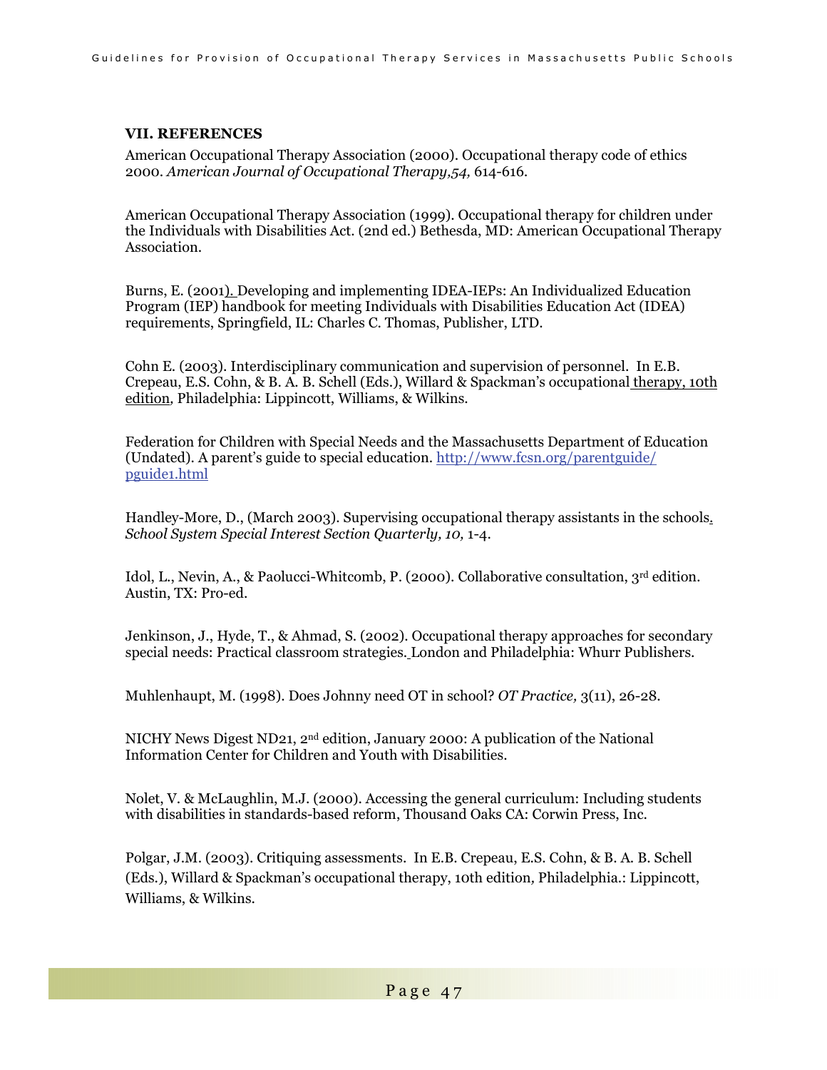## VII. REFERENCES

American Occupational Therapy Association (2000). Occupational therapy code of ethics 2000. *American Journal of Occupational Therapy,54,* 614-616.

American Occupational Therapy Association (1999). Occupational therapy for children under the Individuals with Disabilities Act. (2nd ed.) Bethesda, MD: American Occupational Therapy Association.

Burns, E. (2001). Developing and implementing IDEA-IEPs: An Individualized Education Program (IEP) handbook for meeting Individuals with Disabilities Education Act (IDEA) requirements, Springfield, IL: Charles C. Thomas, Publisher, LTD.

Cohn E. (2003). Interdisciplinary communication and supervision of personnel. In E.B. Crepeau, E.S. Cohn, & B. A. B. Schell (Eds.), Willard & Spackman's occupational therapy, 10th edition, Philadelphia: Lippincott, Williams, & Wilkins.

Federation for Children with Special Needs and the Massachusetts Department of Education (Undated). A parent's guide to special education. http://www.fcsn.org/parentguide/pguide1.html

Handley-More, D., (March 2003). Supervising occupational therapy assistants in the schools. *School System Special Interest Section Quarterly, 10,* 1-4.

Idol, L., Nevin, A., & Paolucci-Whitcomb, P. (2000). Collaborative consultation, 3rd edition. Austin, TX: Pro-ed.

Jenkinson, J., Hyde, T., & Ahmad, S. (2002). Occupational therapy approaches for secondary special needs: Practical classroom strategies. London and Philadelphia: Whurr Publishers.

Muhlenhaupt, M. (1998). Does Johnny need OT in school? *OT Practice,* 3(11), 26-28.

NICHY News Digest ND21, 2nd edition, January 2000: A publication of the National Information Center for Children and Youth with Disabilities.

Nolet, V. & McLaughlin, M.J. (2000). Accessing the general curriculum: Including students with disabilities in standards-based reform, Thousand Oaks CA: Corwin Press, Inc.

Polgar, J.M. (2003). Critiquing assessments. In E.B. Crepeau, E.S. Cohn, & B. A. B. Schell (Eds.), Willard & Spackman's occupational therapy, 10th edition, Philadelphia.: Lippincott, Williams, & Wilkins.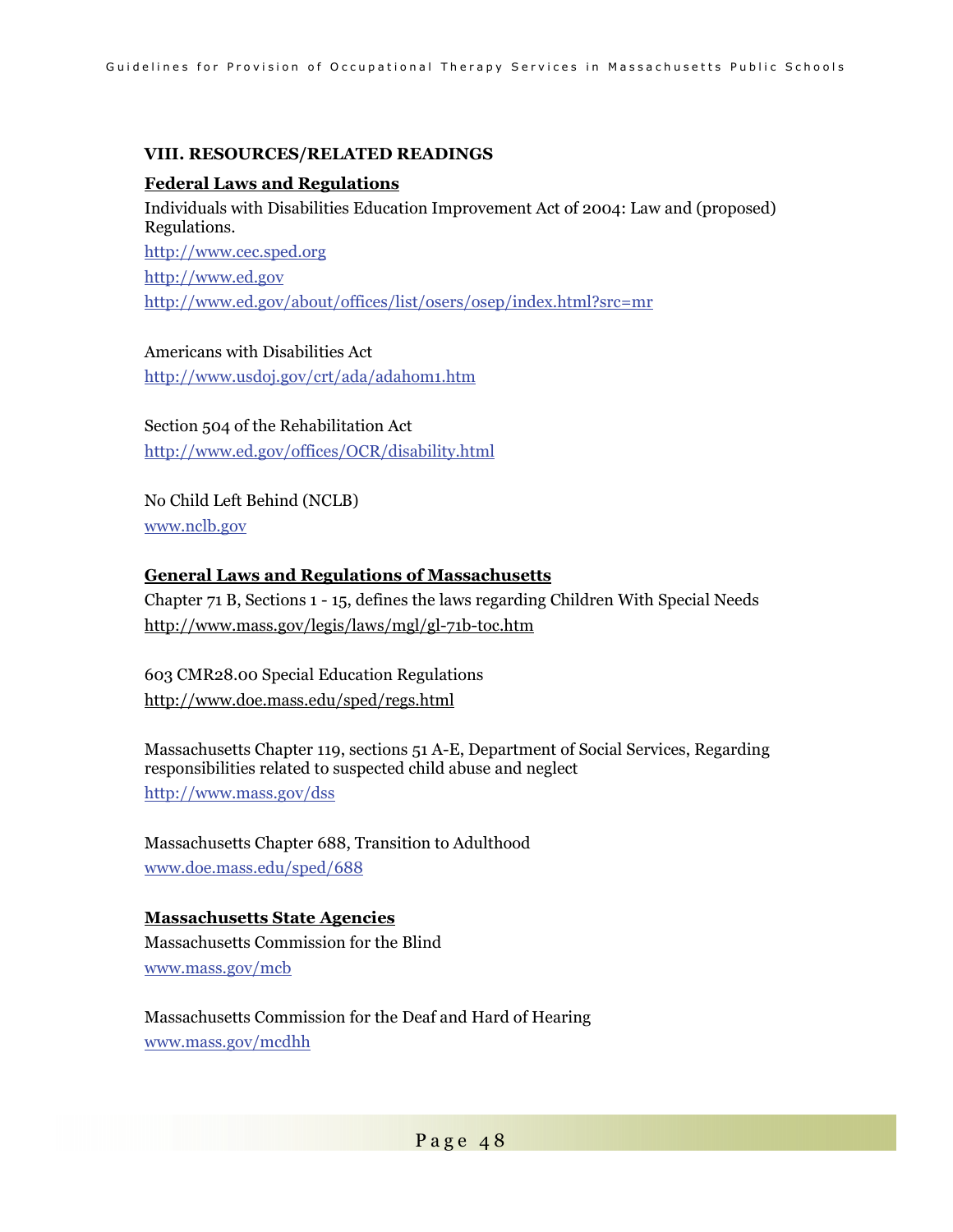## VIII. RESOURCES/RELATED READINGS

### Federal Laws and Regulations

Individuals with Disabilities Education Improvement Act of 2004: Law and (proposed) Regulations.

http://www.cec.sped.org

http://www.ed.gov

http://www.ed.gov/about/offices/list/osers/osep/index.html?src=mr

Americans with Disabilities Act

http://www.usdoj.gov/crt/ada/adahom1.htm

Section 504 of the Rehabilitation Act

http://www.ed.gov/offices/OCR/disability.html

No Child Left Behind (NCLB)

www.nclb.gov

### General Laws and Regulations of Massachusetts

Chapter 71 B, Sections 1 - 15, defines the laws regarding Children With Special Needs

http://www.mass.gov/legis/laws/mgl/gl-71b-toc.htm

603 CMR28.00 Special Education Regulations

http://www.doe.mass.edu/sped/regs.html

Massachusetts Chapter 119, sections 51 A-E, Department of Social Services, Regarding responsibilities related to suspected child abuse and neglect

http://www.mass.gov/dss

Massachusetts Chapter 688, Transition to Adulthood

www.doe.mass.edu/sped/688

### Massachusetts State Agencies

Massachusetts Commission for the Blind

www.mass.gov/mcb

Massachusetts Commission for the Deaf and Hard of Hearing

www.mass.gov/mcdhh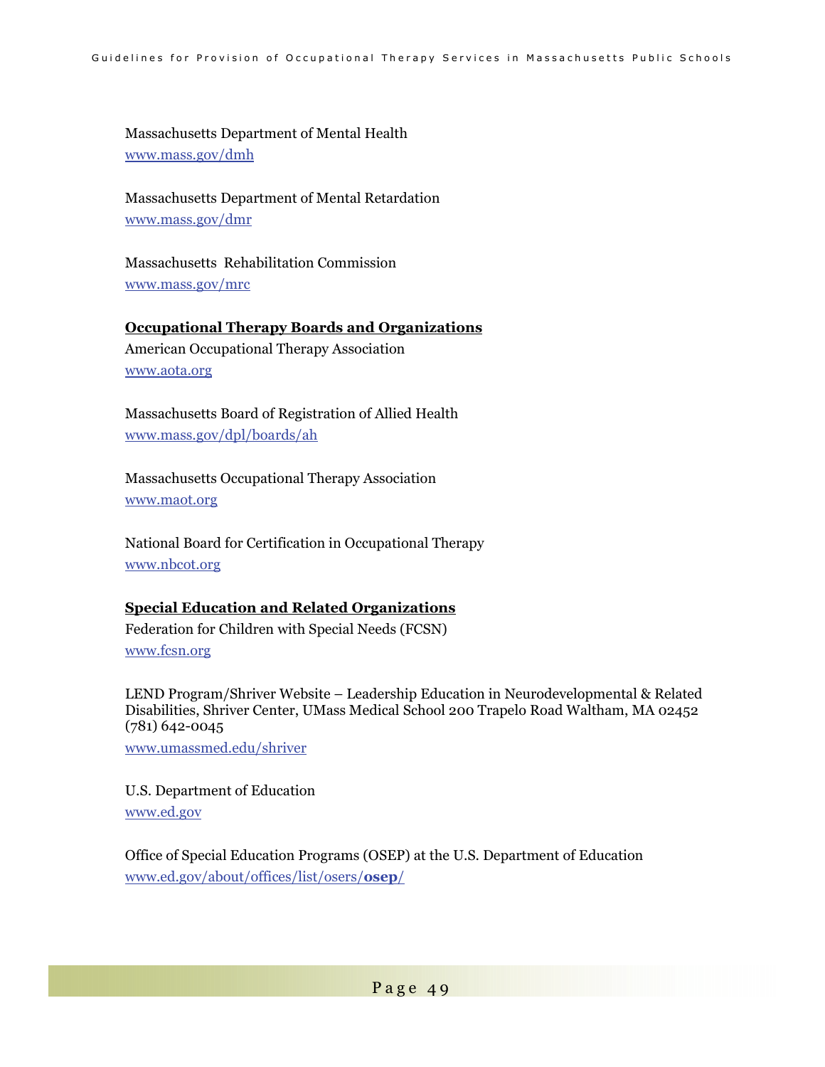Massachusetts Department of Mental Health
www.mass.gov/dmh

Massachusetts Department of Mental Retardation
www.mass.gov/dmr

Massachusetts  Rehabilitation Commission
www.mass.gov/mrc

**Occupational Therapy Boards and Organizations**

American Occupational Therapy Association
www.aota.org

Massachusetts Board of Registration of Allied Health
www.mass.gov/dpl/boards/ah

Massachusetts Occupational Therapy Association
www.maot.org

National Board for Certification in Occupational Therapy
www.nbcot.org

**Special Education and Related Organizations**

Federation for Children with Special Needs (FCSN)
www.fcsn.org

LEND Program/Shriver Website – Leadership Education in Neurodevelopmental & Related Disabilities, Shriver Center, UMass Medical School 200 Trapelo Road Waltham, MA 02452 (781) 642-0045
www.umassmed.edu/shriver

U.S. Department of Education
www.ed.gov

Office of Special Education Programs (OSEP) at the U.S. Department of Education
www.ed.gov/about/offices/list/osers/**osep**/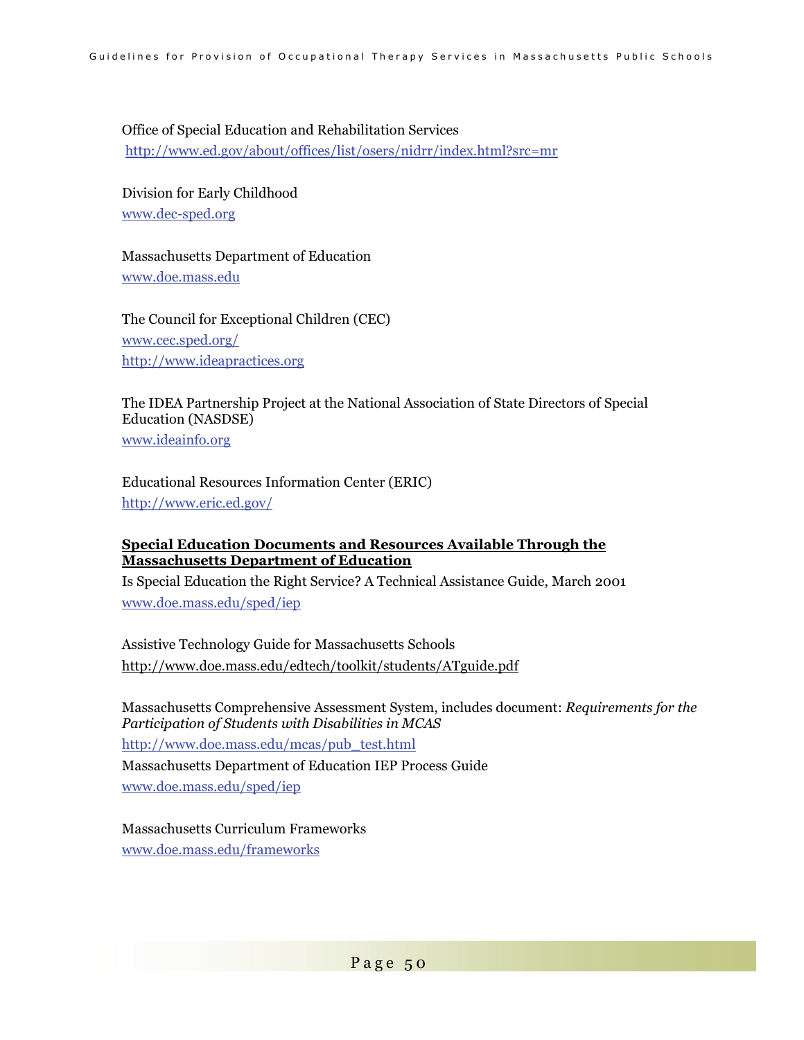Office of Special Education and Rehabilitation Services
http://www.ed.gov/about/offices/list/osers/nidrr/index.html?src=mr

Division for Early Childhood
www.dec-sped.org

Massachusetts Department of Education
www.doe.mass.edu

The Council for Exceptional Children (CEC)
www.cec.sped.org/
http://www.ideapractices.org

The IDEA Partnership Project at the National Association of State Directors of Special Education (NASDSE)
www.ideainfo.org

Educational Resources Information Center (ERIC)
http://www.eric.ed.gov/

**Special Education Documents and Resources Available Through the Massachusetts Department of Education**

Is Special Education the Right Service? A Technical Assistance Guide, March 2001
www.doe.mass.edu/sped/iep

Assistive Technology Guide for Massachusetts Schools
http://www.doe.mass.edu/edtech/toolkit/students/ATguide.pdf

Massachusetts Comprehensive Assessment System, includes document: *Requirements for the Participation of Students with Disabilities in MCAS*
http://www.doe.mass.edu/mcas/pub_test.html

Massachusetts Department of Education IEP Process Guide
www.doe.mass.edu/sped/iep

Massachusetts Curriculum Frameworks
www.doe.mass.edu/frameworks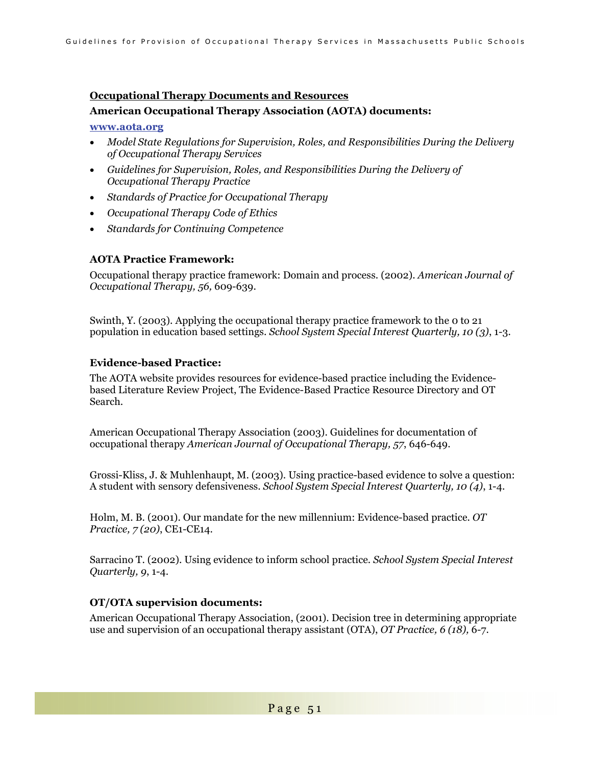**<u>Occupational Therapy Documents and Resources</u>**

**American Occupational Therapy Association (AOTA) documents:**

**www.aota.org**

- *Model State Regulations for Supervision, Roles, and Responsibilities During the Delivery of Occupational Therapy Services*
- *Guidelines for Supervision, Roles, and Responsibilities During the Delivery of Occupational Therapy Practice*
- *Standards of Practice for Occupational Therapy*
- *Occupational Therapy Code of Ethics*
- *Standards for Continuing Competence*

**AOTA Practice Framework:**

Occupational therapy practice framework: Domain and process. (2002). *American Journal of Occupational Therapy, 56,* 609-639.

Swinth, Y. (2003). Applying the occupational therapy practice framework to the 0 to 21 population in education based settings. *School System Special Interest Quarterly, 10 (3)*, 1-3.

**Evidence-based Practice:**

The AOTA website provides resources for evidence-based practice including the Evidence-based Literature Review Project, The Evidence-Based Practice Resource Directory and OT Search.

American Occupational Therapy Association (2003). Guidelines for documentation of occupational therapy *American Journal of Occupational Therapy, 57*, 646-649.

Grossi-Kliss, J. & Muhlenhaupt, M. (2003). Using practice-based evidence to solve a question: A student with sensory defensiveness. *School System Special Interest Quarterly, 10 (4)*, 1-4.

Holm, M. B. (2001). Our mandate for the new millennium: Evidence-based practice. *OT Practice, 7 (20)*, CE1-CE14.

Sarracino T. (2002). Using evidence to inform school practice. *School System Special Interest Quarterly, 9*, 1-4.

**OT/OTA supervision documents:**

American Occupational Therapy Association, (2001). Decision tree in determining appropriate use and supervision of an occupational therapy assistant (OTA), *OT Practice, 6 (18),* 6-7.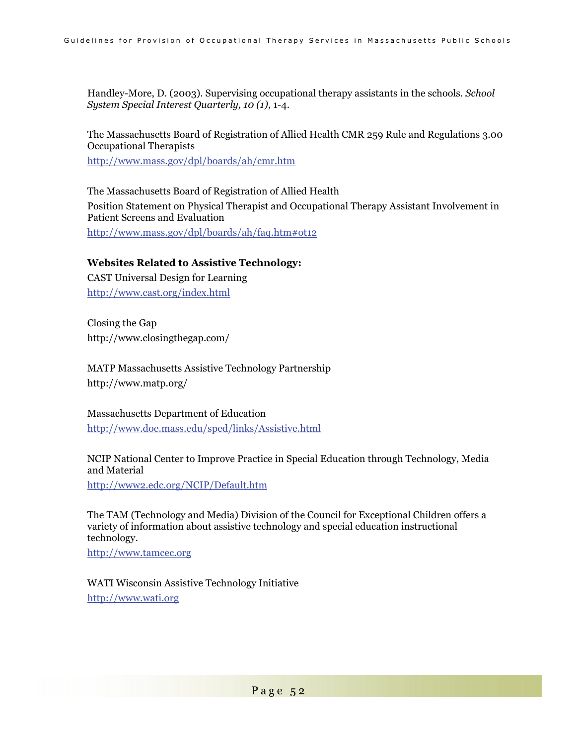Handley-More, D. (2003). Supervising occupational therapy assistants in the schools. *School System Special Interest Quarterly, 10 (1)*, 1-4.

The Massachusetts Board of Registration of Allied Health CMR 259 Rule and Regulations 3.00 Occupational Therapists

http://www.mass.gov/dpl/boards/ah/cmr.htm

The Massachusetts Board of Registration of Allied Health

Position Statement on Physical Therapist and Occupational Therapy Assistant Involvement in Patient Screens and Evaluation

http://www.mass.gov/dpl/boards/ah/faq.htm#ot12

**Websites Related to Assistive Technology:**

CAST Universal Design for Learning

http://www.cast.org/index.html

Closing the Gap

http://www.closingthegap.com/

MATP Massachusetts Assistive Technology Partnership

http://www.matp.org/

Massachusetts Department of Education

http://www.doe.mass.edu/sped/links/Assistive.html

NCIP National Center to Improve Practice in Special Education through Technology, Media and Material

http://www2.edc.org/NCIP/Default.htm

The TAM (Technology and Media) Division of the Council for Exceptional Children offers a variety of information about assistive technology and special education instructional technology.

http://www.tamcec.org

WATI Wisconsin Assistive Technology Initiative

http://www.wati.org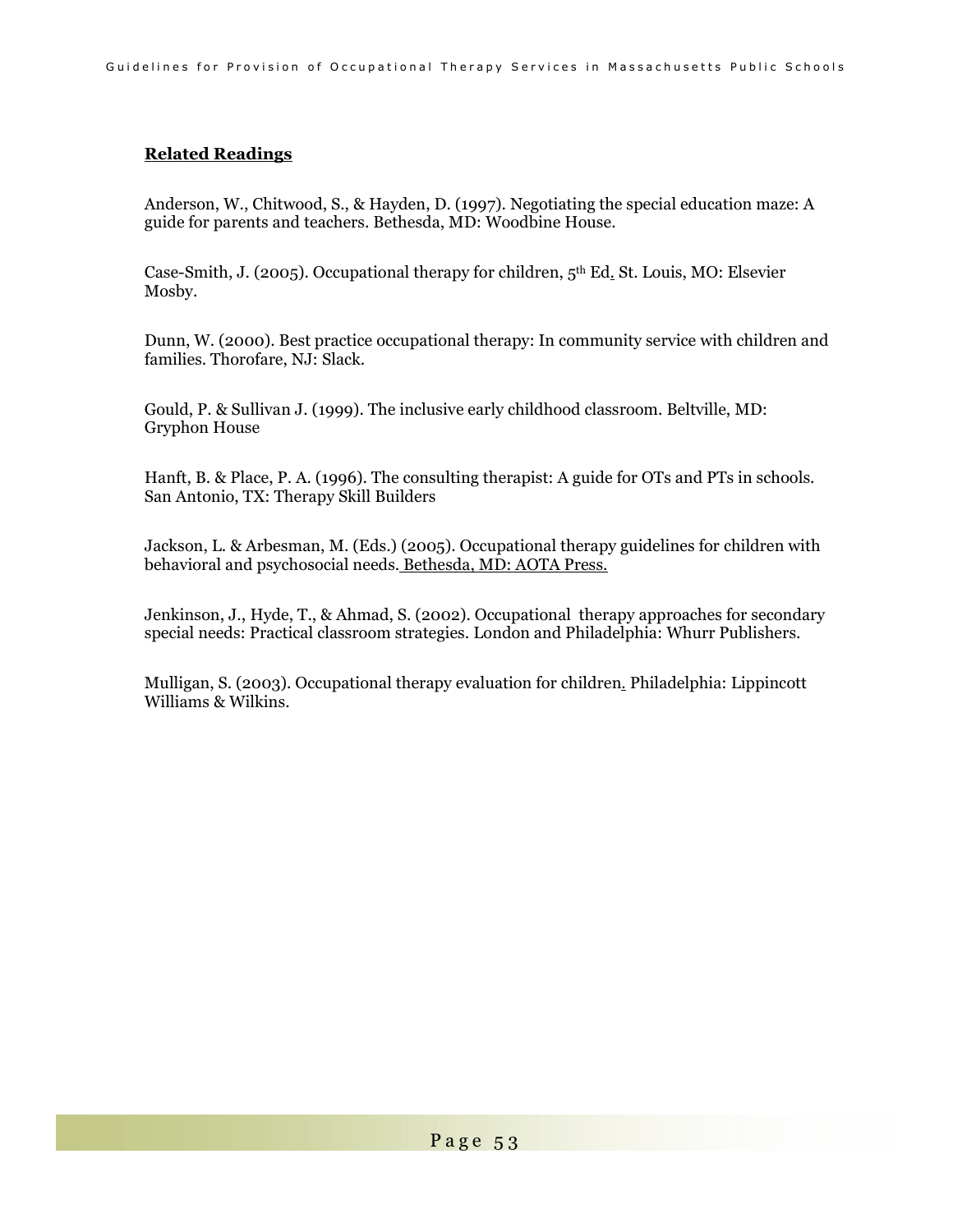**Related Readings**

Anderson, W., Chitwood, S., & Hayden, D. (1997). Negotiating the special education maze: A guide for parents and teachers. Bethesda, MD: Woodbine House.

Case-Smith, J. (2005). Occupational therapy for children, 5th Ed. St. Louis, MO: Elsevier Mosby.

Dunn, W. (2000). Best practice occupational therapy: In community service with children and families. Thorofare, NJ: Slack.

Gould, P. & Sullivan J. (1999). The inclusive early childhood classroom. Beltville, MD: Gryphon House

Hanft, B. & Place, P. A. (1996). The consulting therapist: A guide for OTs and PTs in schools. San Antonio, TX: Therapy Skill Builders

Jackson, L. & Arbesman, M. (Eds.) (2005). Occupational therapy guidelines for children with behavioral and psychosocial needs. Bethesda, MD: AOTA Press.

Jenkinson, J., Hyde, T., & Ahmad, S. (2002). Occupational therapy approaches for secondary special needs: Practical classroom strategies. London and Philadelphia: Whurr Publishers.

Mulligan, S. (2003). Occupational therapy evaluation for children. Philadelphia: Lippincott Williams & Wilkins.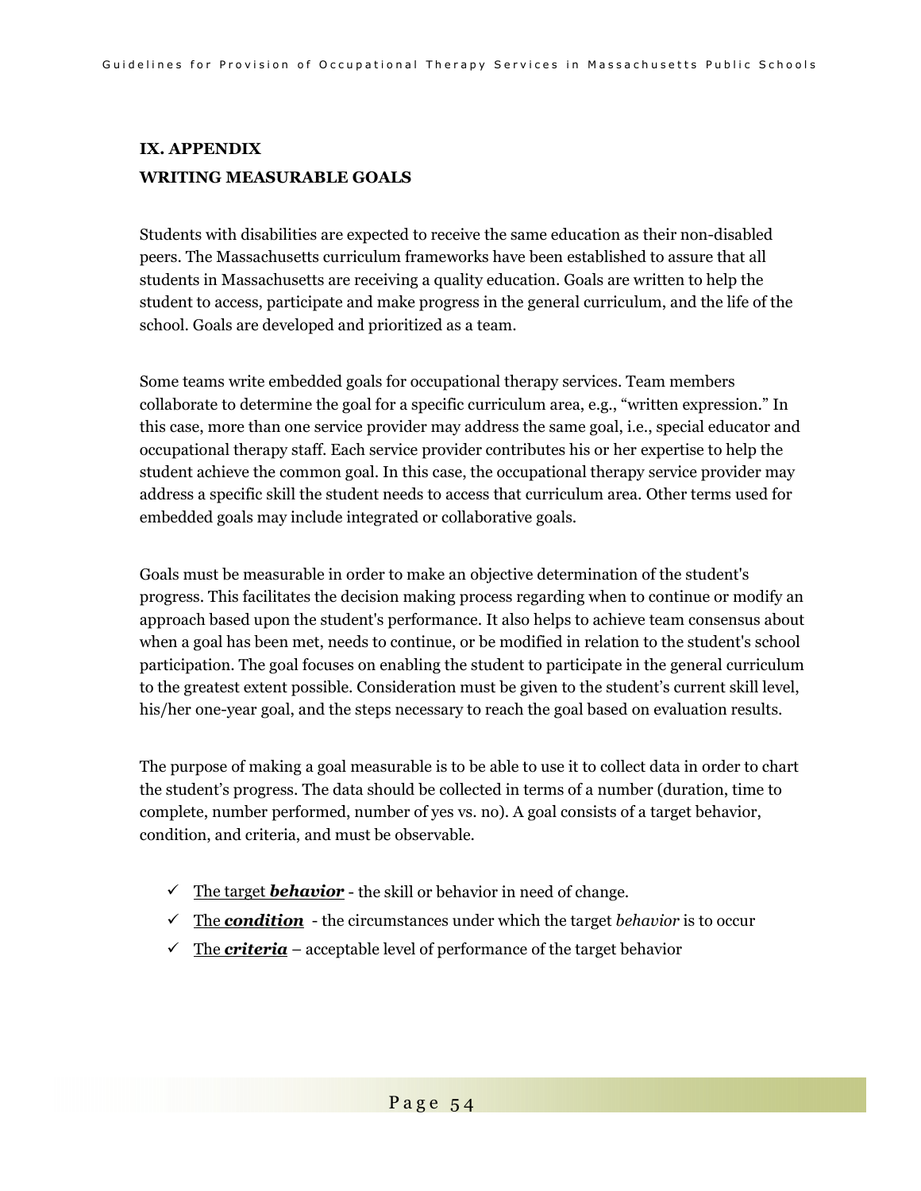## IX. APPENDIX

## WRITING MEASURABLE GOALS

Students with disabilities are expected to receive the same education as their non-disabled peers. The Massachusetts curriculum frameworks have been established to assure that all students in Massachusetts are receiving a quality education. Goals are written to help the student to access, participate and make progress in the general curriculum, and the life of the school. Goals are developed and prioritized as a team.

Some teams write embedded goals for occupational therapy services. Team members collaborate to determine the goal for a specific curriculum area, e.g., "written expression." In this case, more than one service provider may address the same goal, i.e., special educator and occupational therapy staff. Each service provider contributes his or her expertise to help the student achieve the common goal. In this case, the occupational therapy service provider may address a specific skill the student needs to access that curriculum area. Other terms used for embedded goals may include integrated or collaborative goals.

Goals must be measurable in order to make an objective determination of the student's progress. This facilitates the decision making process regarding when to continue or modify an approach based upon the student's performance. It also helps to achieve team consensus about when a goal has been met, needs to continue, or be modified in relation to the student's school participation. The goal focuses on enabling the student to participate in the general curriculum to the greatest extent possible. Consideration must be given to the student's current skill level, his/her one-year goal, and the steps necessary to reach the goal based on evaluation results.

The purpose of making a goal measurable is to be able to use it to collect data in order to chart the student's progress. The data should be collected in terms of a number (duration, time to complete, number performed, number of yes vs. no). A goal consists of a target behavior, condition, and criteria, and must be observable.

- ✓ <u>The target ***behavior***</u> - the skill or behavior in need of change.
- ✓ <u>The ***condition***</u> - the circumstances under which the target *behavior* is to occur
- ✓ <u>The ***criteria***</u> – acceptable level of performance of the target behavior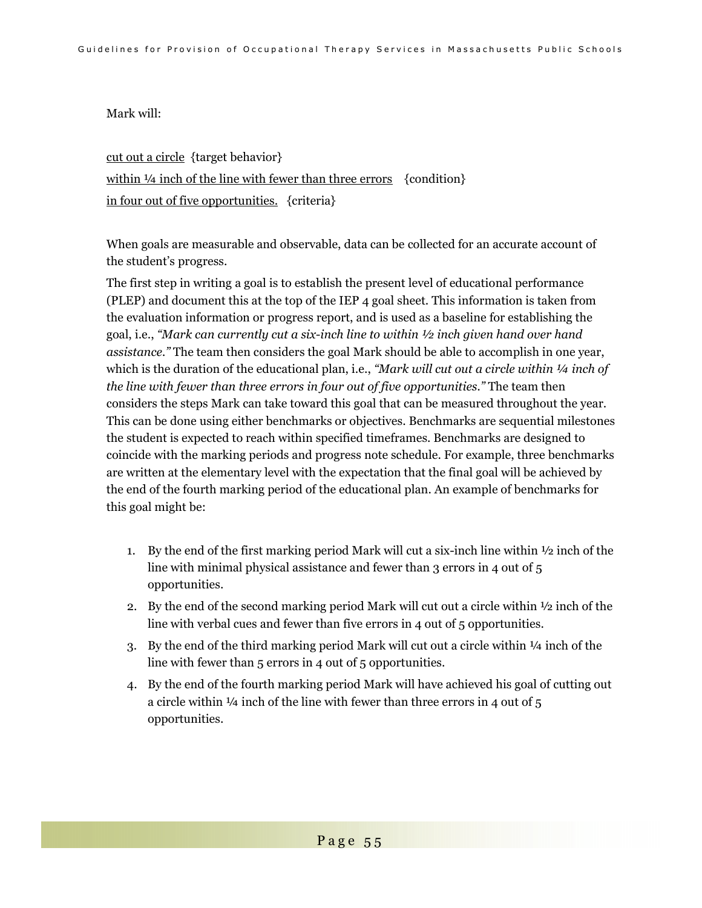Mark will:

<u>cut out a circle</u> {target behavior}
<u>within ¼ inch of the line with fewer than three errors</u> {condition}
<u>in four out of five opportunities.</u> {criteria}

When goals are measurable and observable, data can be collected for an accurate account of the student's progress.

The first step in writing a goal is to establish the present level of educational performance (PLEP) and document this at the top of the IEP 4 goal sheet. This information is taken from the evaluation information or progress report, and is used as a baseline for establishing the goal, i.e., *"Mark can currently cut a six-inch line to within ½ inch given hand over hand assistance."* The team then considers the goal Mark should be able to accomplish in one year, which is the duration of the educational plan, i.e., *"Mark will cut out a circle within ¼ inch of the line with fewer than three errors in four out of five opportunities."* The team then considers the steps Mark can take toward this goal that can be measured throughout the year. This can be done using either benchmarks or objectives. Benchmarks are sequential milestones the student is expected to reach within specified timeframes. Benchmarks are designed to coincide with the marking periods and progress note schedule. For example, three benchmarks are written at the elementary level with the expectation that the final goal will be achieved by the end of the fourth marking period of the educational plan. An example of benchmarks for this goal might be:

1. By the end of the first marking period Mark will cut a six-inch line within ½ inch of the line with minimal physical assistance and fewer than 3 errors in 4 out of 5 opportunities.
2. By the end of the second marking period Mark will cut out a circle within ½ inch of the line with verbal cues and fewer than five errors in 4 out of 5 opportunities.
3. By the end of the third marking period Mark will cut out a circle within ¼ inch of the line with fewer than 5 errors in 4 out of 5 opportunities.
4. By the end of the fourth marking period Mark will have achieved his goal of cutting out a circle within ¼ inch of the line with fewer than three errors in 4 out of 5 opportunities.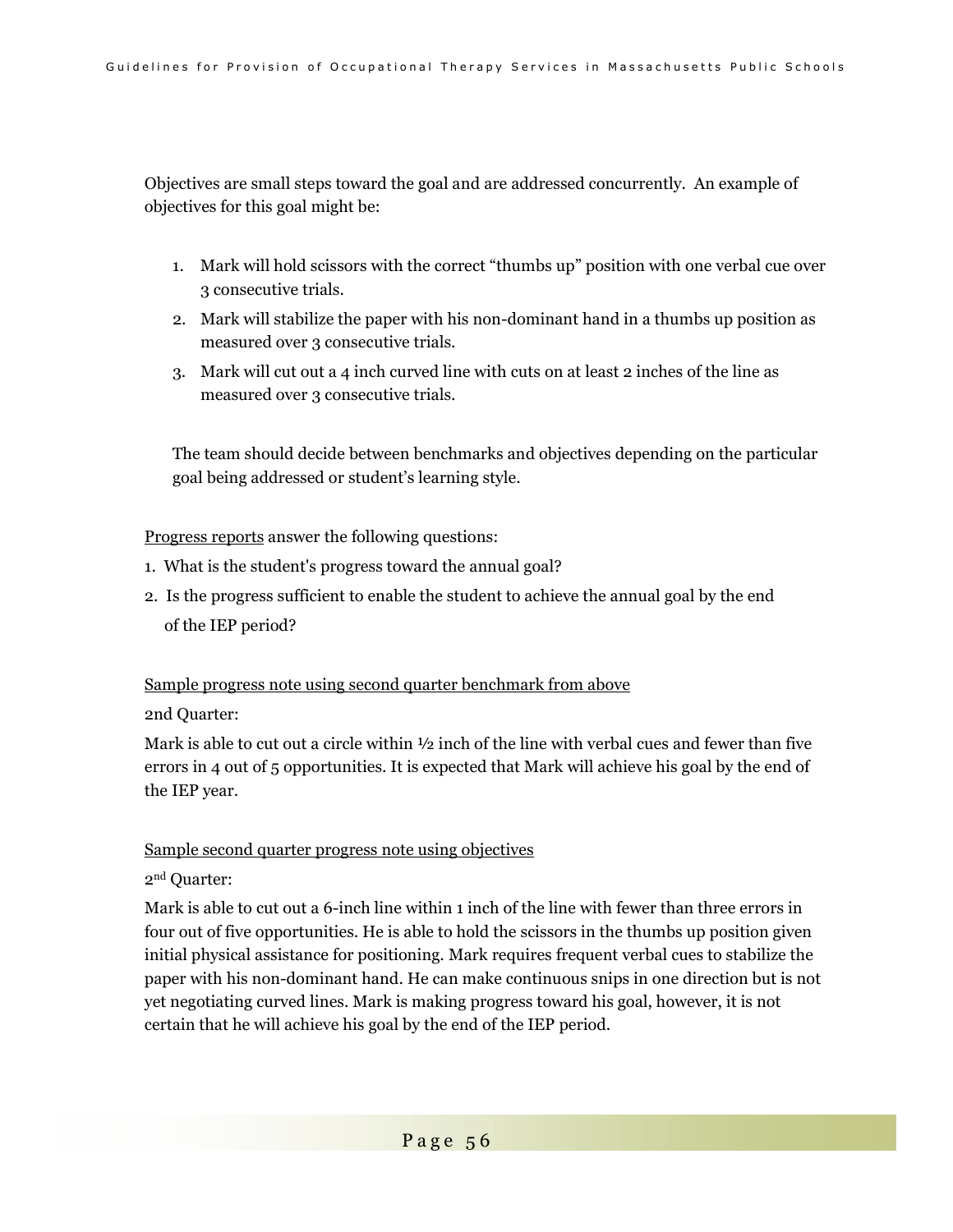Objectives are small steps toward the goal and are addressed concurrently. An example of objectives for this goal might be:

1. Mark will hold scissors with the correct "thumbs up" position with one verbal cue over 3 consecutive trials.
2. Mark will stabilize the paper with his non-dominant hand in a thumbs up position as measured over 3 consecutive trials.
3. Mark will cut out a 4 inch curved line with cuts on at least 2 inches of the line as measured over 3 consecutive trials.

The team should decide between benchmarks and objectives depending on the particular goal being addressed or student's learning style.

<u>Progress reports</u> answer the following questions:

1. What is the student's progress toward the annual goal?
2. Is the progress sufficient to enable the student to achieve the annual goal by the end of the IEP period?

<u>Sample progress note using second quarter benchmark from above</u>

2nd Quarter:

Mark is able to cut out a circle within ½ inch of the line with verbal cues and fewer than five errors in 4 out of 5 opportunities. It is expected that Mark will achieve his goal by the end of the IEP year.

<u>Sample second quarter progress note using objectives</u>

2nd Quarter:

Mark is able to cut out a 6-inch line within 1 inch of the line with fewer than three errors in four out of five opportunities. He is able to hold the scissors in the thumbs up position given initial physical assistance for positioning. Mark requires frequent verbal cues to stabilize the paper with his non-dominant hand. He can make continuous snips in one direction but is not yet negotiating curved lines. Mark is making progress toward his goal, however, it is not certain that he will achieve his goal by the end of the IEP period.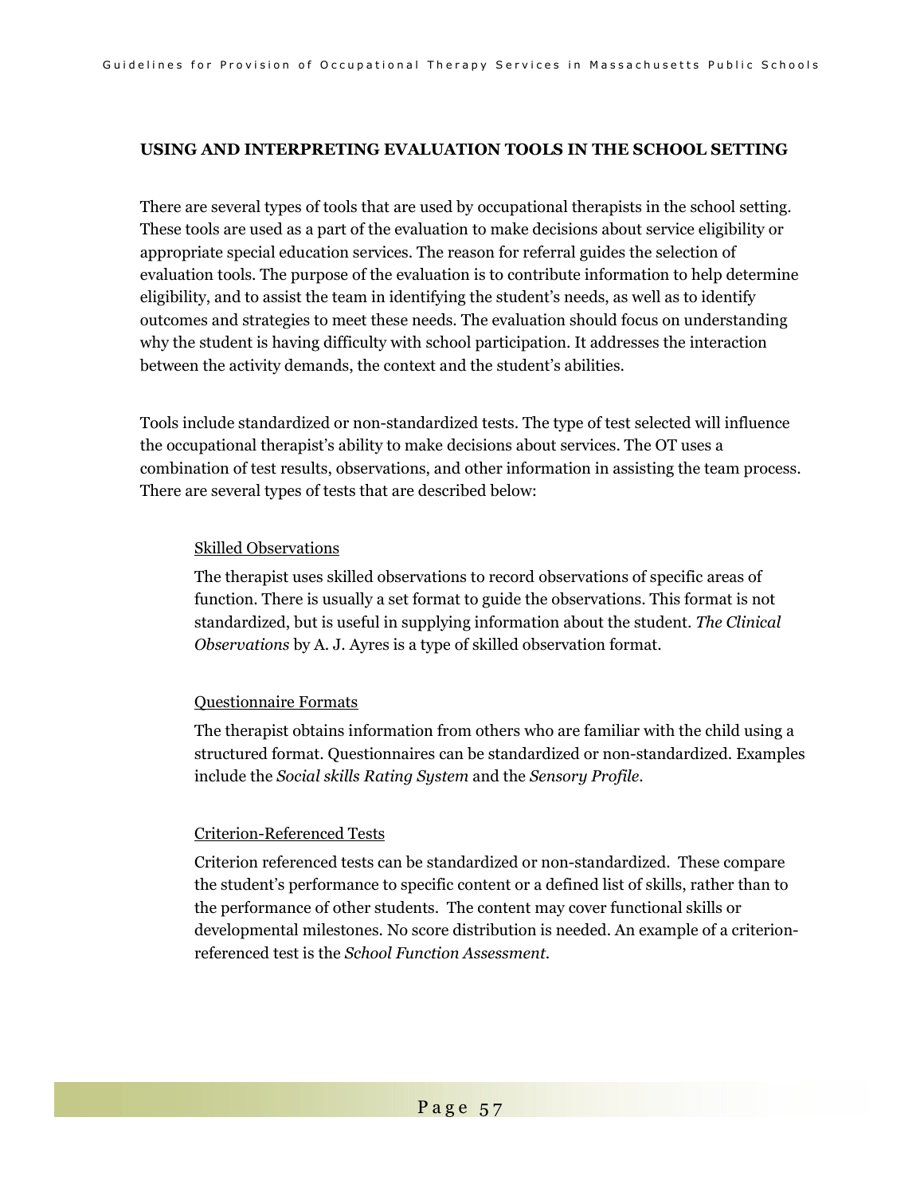## USING AND INTERPRETING EVALUATION TOOLS IN THE SCHOOL SETTING

There are several types of tools that are used by occupational therapists in the school setting. These tools are used as a part of the evaluation to make decisions about service eligibility or appropriate special education services. The reason for referral guides the selection of evaluation tools. The purpose of the evaluation is to contribute information to help determine eligibility, and to assist the team in identifying the student's needs, as well as to identify outcomes and strategies to meet these needs. The evaluation should focus on understanding why the student is having difficulty with school participation. It addresses the interaction between the activity demands, the context and the student's abilities.

Tools include standardized or non-standardized tests. The type of test selected will influence the occupational therapist's ability to make decisions about services. The OT uses a combination of test results, observations, and other information in assisting the team process. There are several types of tests that are described below:

<u>Skilled Observations</u>

The therapist uses skilled observations to record observations of specific areas of function. There is usually a set format to guide the observations. This format is not standardized, but is useful in supplying information about the student. *The Clinical Observations* by A. J. Ayres is a type of skilled observation format.

<u>Questionnaire Formats</u>

The therapist obtains information from others who are familiar with the child using a structured format. Questionnaires can be standardized or non-standardized. Examples include the *Social skills Rating System* and the *Sensory Profile*.

<u>Criterion-Referenced Tests</u>

Criterion referenced tests can be standardized or non-standardized. These compare the student's performance to specific content or a defined list of skills, rather than to the performance of other students. The content may cover functional skills or developmental milestones. No score distribution is needed. An example of a criterion-referenced test is the *School Function Assessment*.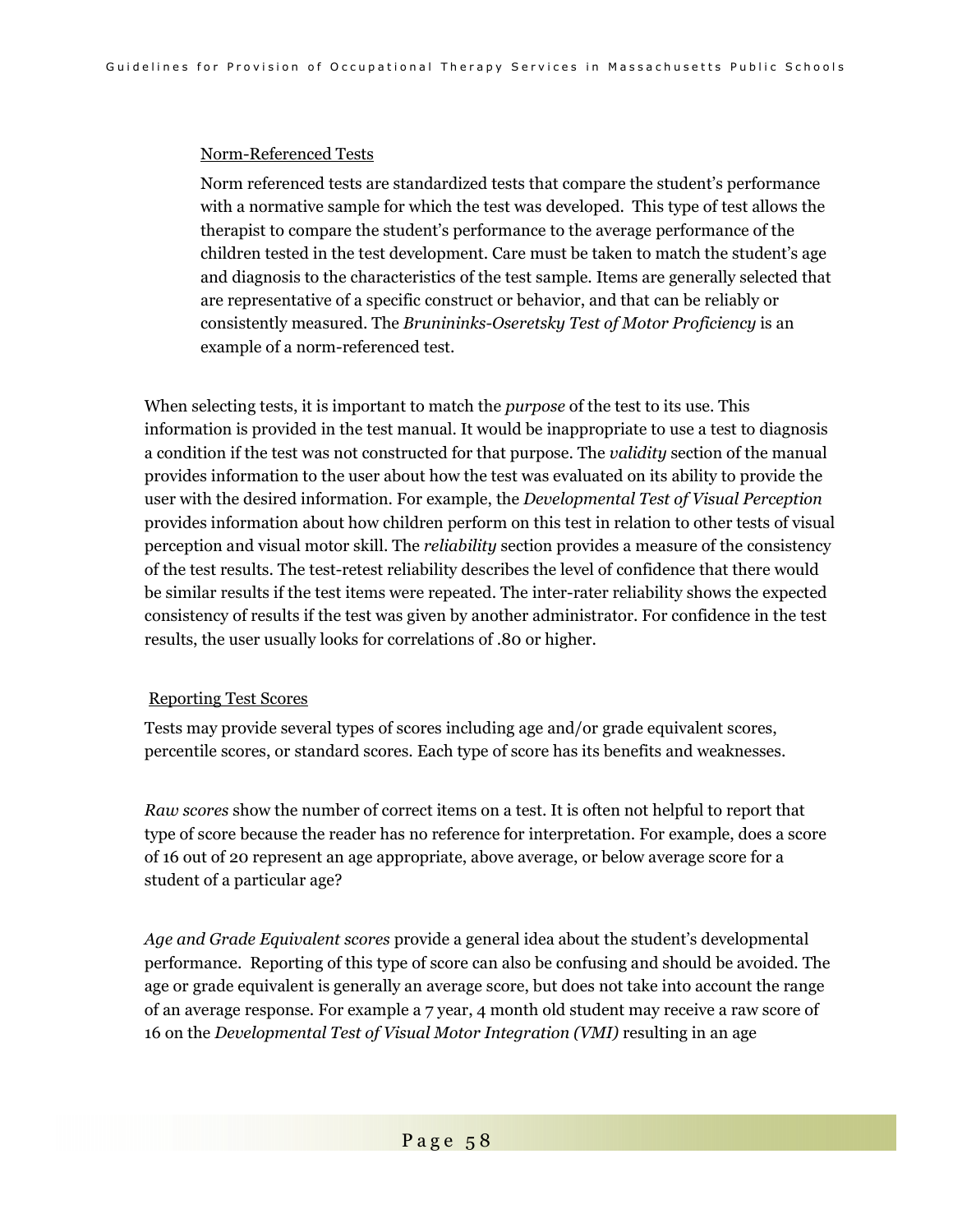Norm-Referenced Tests

Norm referenced tests are standardized tests that compare the student's performance with a normative sample for which the test was developed. This type of test allows the therapist to compare the student's performance to the average performance of the children tested in the test development. Care must be taken to match the student's age and diagnosis to the characteristics of the test sample. Items are generally selected that are representative of a specific construct or behavior, and that can be reliably or consistently measured. The *Bruininks-Oseretsky Test of Motor Proficiency* is an example of a norm-referenced test.

When selecting tests, it is important to match the *purpose* of the test to its use. This information is provided in the test manual. It would be inappropriate to use a test to diagnosis a condition if the test was not constructed for that purpose. The *validity* section of the manual provides information to the user about how the test was evaluated on its ability to provide the user with the desired information. For example, the *Developmental Test of Visual Perception* provides information about how children perform on this test in relation to other tests of visual perception and visual motor skill. The *reliability* section provides a measure of the consistency of the test results. The test-retest reliability describes the level of confidence that there would be similar results if the test items were repeated. The inter-rater reliability shows the expected consistency of results if the test was given by another administrator. For confidence in the test results, the user usually looks for correlations of .80 or higher.

Reporting Test Scores

Tests may provide several types of scores including age and/or grade equivalent scores, percentile scores, or standard scores. Each type of score has its benefits and weaknesses.

*Raw scores* show the number of correct items on a test. It is often not helpful to report that type of score because the reader has no reference for interpretation. For example, does a score of 16 out of 20 represent an age appropriate, above average, or below average score for a student of a particular age?

*Age and Grade Equivalent scores* provide a general idea about the student's developmental performance. Reporting of this type of score can also be confusing and should be avoided. The age or grade equivalent is generally an average score, but does not take into account the range of an average response. For example a 7 year, 4 month old student may receive a raw score of 16 on the *Developmental Test of Visual Motor Integration (VMI)* resulting in an age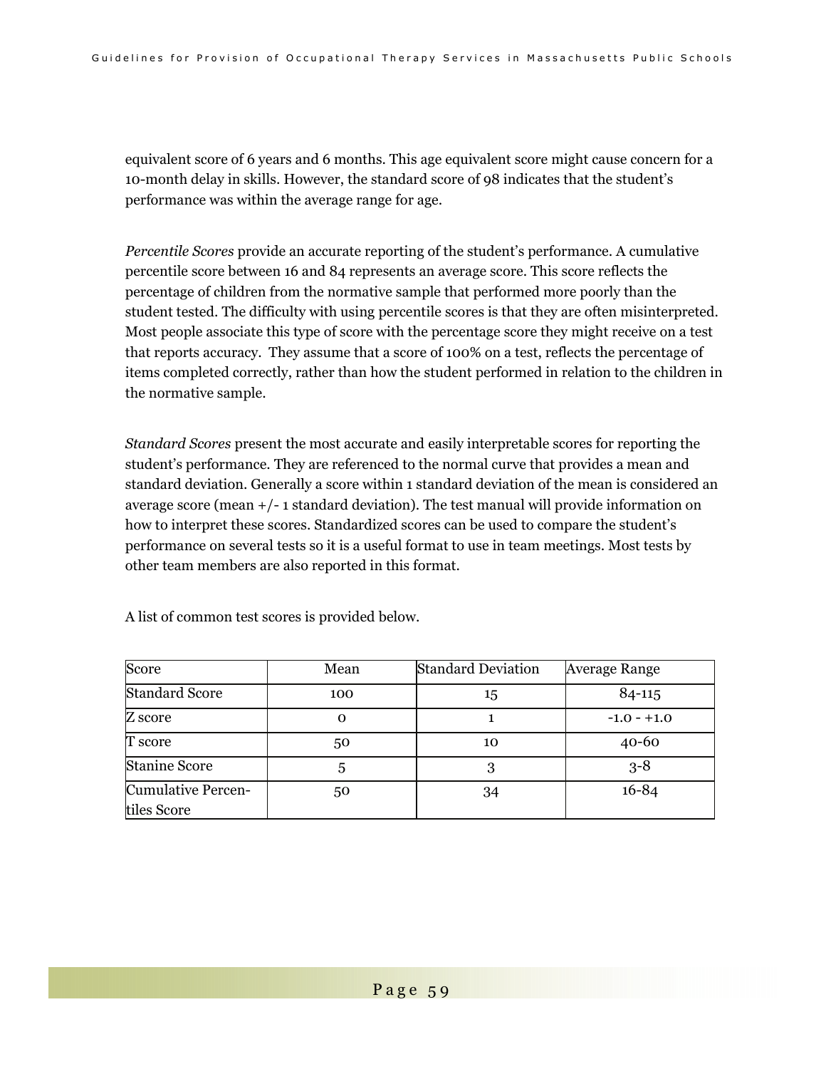equivalent score of 6 years and 6 months. This age equivalent score might cause concern for a 10-month delay in skills. However, the standard score of 98 indicates that the student's performance was within the average range for age.

*Percentile Scores* provide an accurate reporting of the student's performance. A cumulative percentile score between 16 and 84 represents an average score. This score reflects the percentage of children from the normative sample that performed more poorly than the student tested. The difficulty with using percentile scores is that they are often misinterpreted. Most people associate this type of score with the percentage score they might receive on a test that reports accuracy. They assume that a score of 100% on a test, reflects the percentage of items completed correctly, rather than how the student performed in relation to the children in the normative sample.

*Standard Scores* present the most accurate and easily interpretable scores for reporting the student's performance. They are referenced to the normal curve that provides a mean and standard deviation. Generally a score within 1 standard deviation of the mean is considered an average score (mean +/- 1 standard deviation). The test manual will provide information on how to interpret these scores. Standardized scores can be used to compare the student's performance on several tests so it is a useful format to use in team meetings. Most tests by other team members are also reported in this format.

A list of common test scores is provided below.

| Score | Mean | Standard Deviation | Average Range |
|---|---|---|---|
| Standard Score | 100 | 15 | 84-115 |
| Z score | 0 | 1 | -1.0 - +1.0 |
| T score | 50 | 10 | 40-60 |
| Stanine Score | 5 | 3 | 3-8 |
| Cumulative Percentiles Score | 50 | 34 | 16-84 |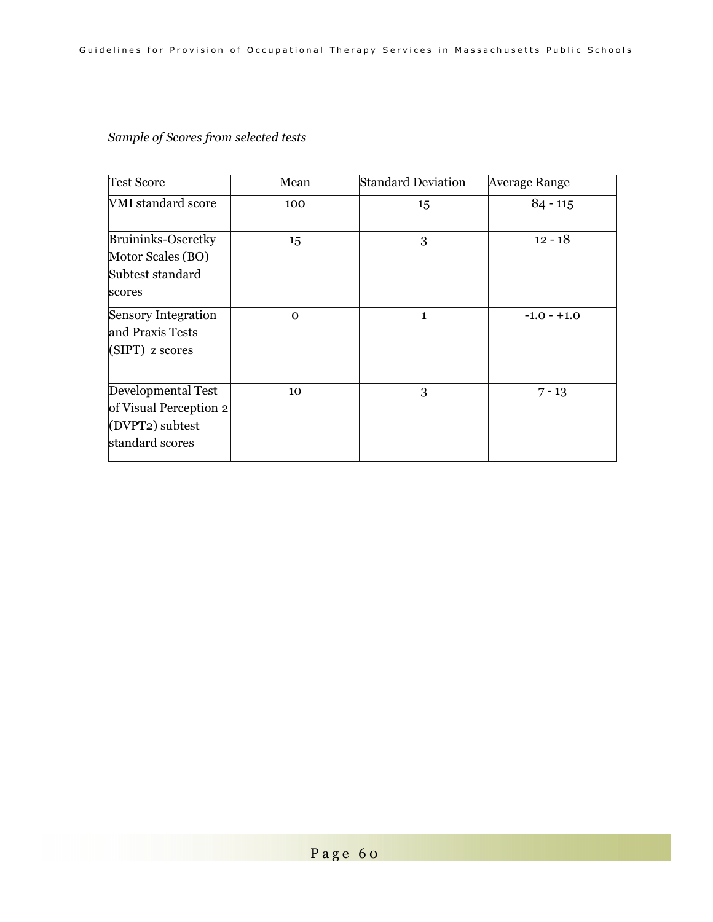*Sample of Scores from selected tests*

| Test Score | Mean | Standard Deviation | Average Range |
|---|---|---|---|
| VMI standard score | 100 | 15 | 84 - 115 |
| Bruininks-Oseretky Motor Scales (BO) Subtest standard scores | 15 | 3 | 12 - 18 |
| Sensory Integration and Praxis Tests (SIPT) z scores | 0 | 1 | -1.0 - +1.0 |
| Developmental Test of Visual Perception 2 (DVPT2) subtest standard scores | 10 | 3 | 7 - 13 |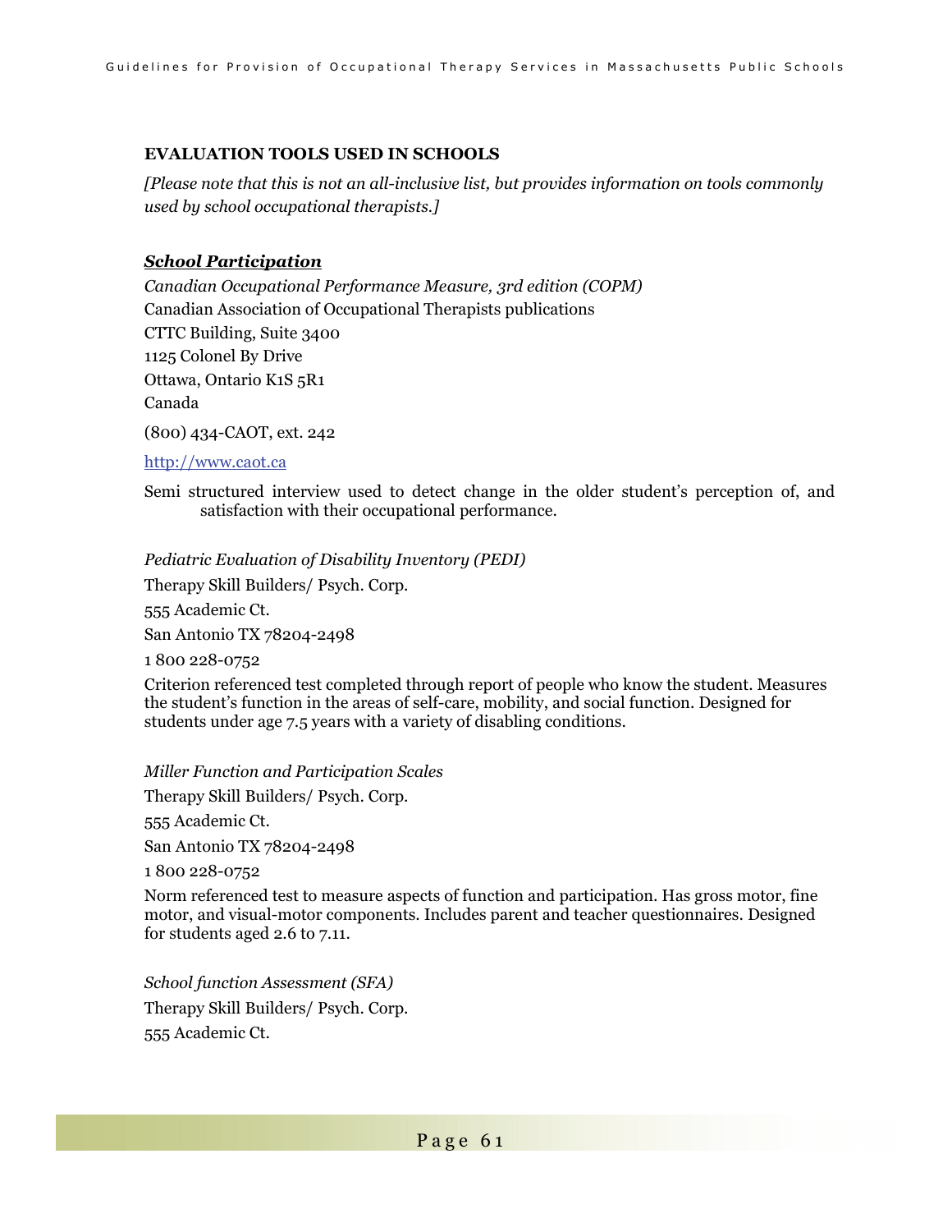### EVALUATION TOOLS USED IN SCHOOLS

*[Please note that this is not an all-inclusive list, but provides information on tools commonly used by school occupational therapists.]*

***School Participation***

*Canadian Occupational Performance Measure, 3rd edition (COPM)*
Canadian Association of Occupational Therapists publications
CTTC Building, Suite 3400
1125 Colonel By Drive
Ottawa, Ontario K1S 5R1
Canada

(800) 434-CAOT, ext. 242

http://www.caot.ca

Semi structured interview used to detect change in the older student's perception of, and satisfaction with their occupational performance.

*Pediatric Evaluation of Disability Inventory (PEDI)*
Therapy Skill Builders/ Psych. Corp.
555 Academic Ct.
San Antonio TX 78204-2498
1 800 228-0752

Criterion referenced test completed through report of people who know the student. Measures the student's function in the areas of self-care, mobility, and social function. Designed for students under age 7.5 years with a variety of disabling conditions.

*Miller Function and Participation Scales*
Therapy Skill Builders/ Psych. Corp.
555 Academic Ct.
San Antonio TX 78204-2498
1 800 228-0752

Norm referenced test to measure aspects of function and participation. Has gross motor, fine motor, and visual-motor components. Includes parent and teacher questionnaires. Designed for students aged 2.6 to 7.11.

*School function Assessment (SFA)*
Therapy Skill Builders/ Psych. Corp.
555 Academic Ct.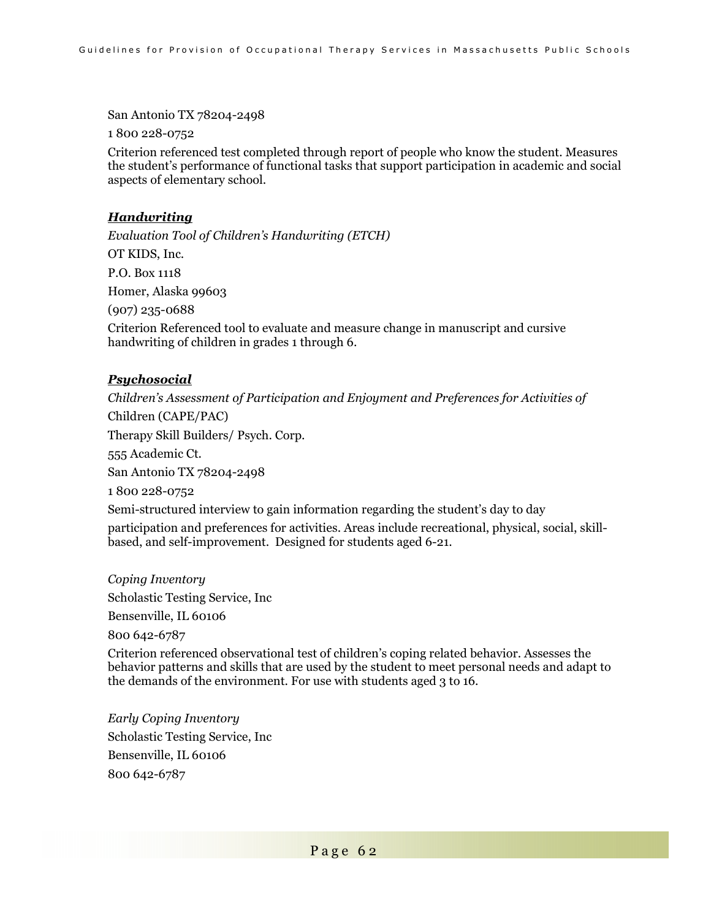San Antonio TX 78204-2498

1 800 228-0752

Criterion referenced test completed through report of people who know the student. Measures the student's performance of functional tasks that support participation in academic and social aspects of elementary school.

***Handwriting***

*Evaluation Tool of Children's Handwriting (ETCH)*

OT KIDS, Inc.

P.O. Box 1118

Homer, Alaska 99603

(907) 235-0688

Criterion Referenced tool to evaluate and measure change in manuscript and cursive handwriting of children in grades 1 through 6.

***Psychosocial***

*Children's Assessment of Participation and Enjoyment and Preferences for Activities of* Children (CAPE/PAC)

Therapy Skill Builders/ Psych. Corp.

555 Academic Ct.

San Antonio TX 78204-2498

1 800 228-0752

Semi-structured interview to gain information regarding the student's day to day participation and preferences for activities. Areas include recreational, physical, social, skill-based, and self-improvement. Designed for students aged 6-21.

*Coping Inventory*

Scholastic Testing Service, Inc

Bensenville, IL 60106

800 642-6787

Criterion referenced observational test of children's coping related behavior. Assesses the behavior patterns and skills that are used by the student to meet personal needs and adapt to the demands of the environment. For use with students aged 3 to 16.

*Early Coping Inventory*

Scholastic Testing Service, Inc

Bensenville, IL 60106

800 642-6787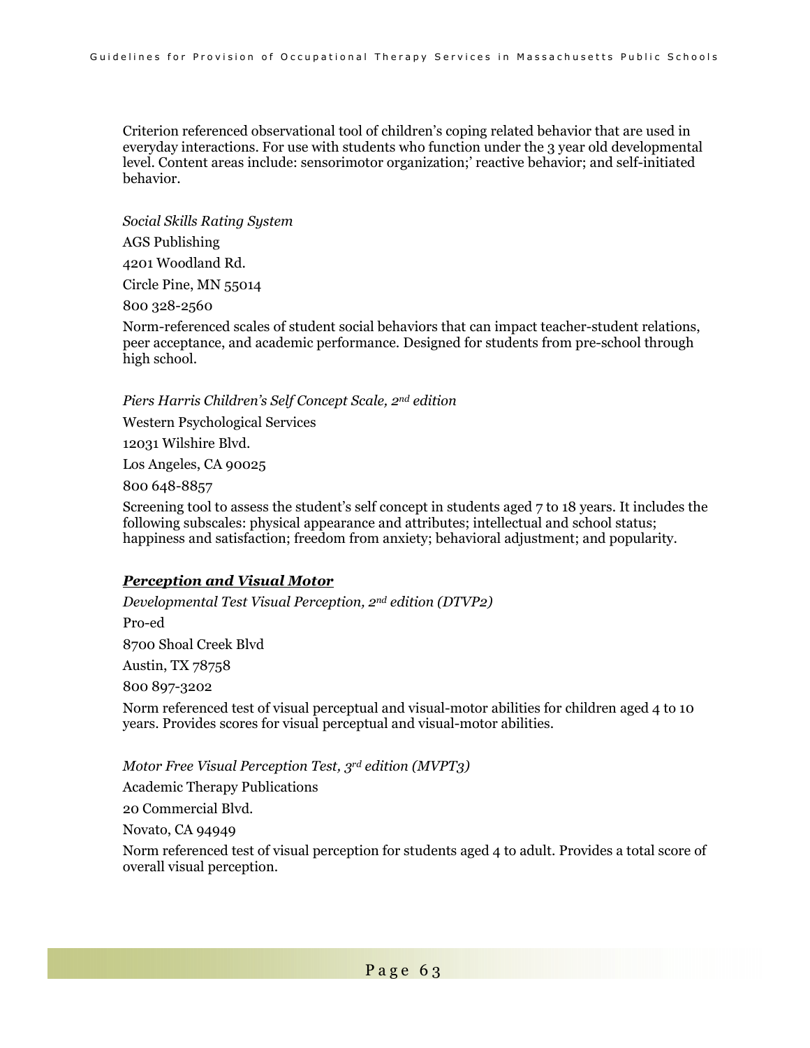Criterion referenced observational tool of children's coping related behavior that are used in everyday interactions. For use with students who function under the 3 year old developmental level. Content areas include: sensorimotor organization;' reactive behavior; and self-initiated behavior.

*Social Skills Rating System*

AGS Publishing

4201 Woodland Rd.

Circle Pine, MN 55014

800 328-2560

Norm-referenced scales of student social behaviors that can impact teacher-student relations, peer acceptance, and academic performance. Designed for students from pre-school through high school.

*Piers Harris Children's Self Concept Scale, 2nd edition*

Western Psychological Services

12031 Wilshire Blvd.

Los Angeles, CA 90025

800 648-8857

Screening tool to assess the student's self concept in students aged 7 to 18 years. It includes the following subscales: physical appearance and attributes; intellectual and school status; happiness and satisfaction; freedom from anxiety; behavioral adjustment; and popularity.

***Perception and Visual Motor***

*Developmental Test Visual Perception, 2nd edition (DTVP2)*

Pro-ed

8700 Shoal Creek Blvd

Austin, TX 78758

800 897-3202

Norm referenced test of visual perceptual and visual-motor abilities for children aged 4 to 10 years. Provides scores for visual perceptual and visual-motor abilities.

*Motor Free Visual Perception Test, 3rd edition (MVPT3)*

Academic Therapy Publications

20 Commercial Blvd.

Novato, CA 94949

Norm referenced test of visual perception for students aged 4 to adult. Provides a total score of overall visual perception.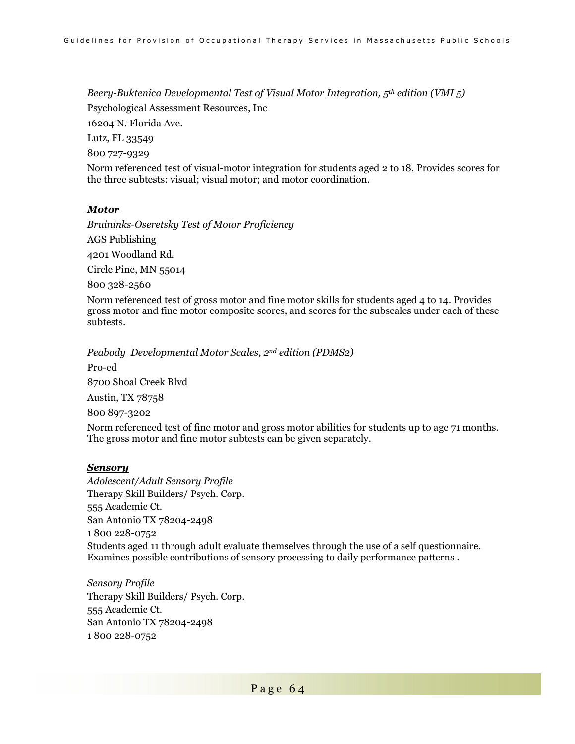*Beery-Buktenica Developmental Test of Visual Motor Integration, 5th edition (VMI 5)*

Psychological Assessment Resources, Inc

16204 N. Florida Ave.

Lutz, FL 33549

800 727-9329

Norm referenced test of visual-motor integration for students aged 2 to 18. Provides scores for the three subtests: visual; visual motor; and motor coordination.

***Motor***

*Bruininks-Oseretsky Test of Motor Proficiency*

AGS Publishing

4201 Woodland Rd.

Circle Pine, MN 55014

800 328-2560

Norm referenced test of gross motor and fine motor skills for students aged 4 to 14. Provides gross motor and fine motor composite scores, and scores for the subscales under each of these subtests.

*Peabody Developmental Motor Scales, 2nd edition (PDMS2)*

Pro-ed

8700 Shoal Creek Blvd

Austin, TX 78758

800 897-3202

Norm referenced test of fine motor and gross motor abilities for students up to age 71 months. The gross motor and fine motor subtests can be given separately.

***Sensory***

*Adolescent/Adult Sensory Profile*
Therapy Skill Builders/ Psych. Corp.
555 Academic Ct.
San Antonio TX 78204-2498
1 800 228-0752
Students aged 11 through adult evaluate themselves through the use of a self questionnaire. Examines possible contributions of sensory processing to daily performance patterns .

*Sensory Profile*
Therapy Skill Builders/ Psych. Corp.
555 Academic Ct.
San Antonio TX 78204-2498
1 800 228-0752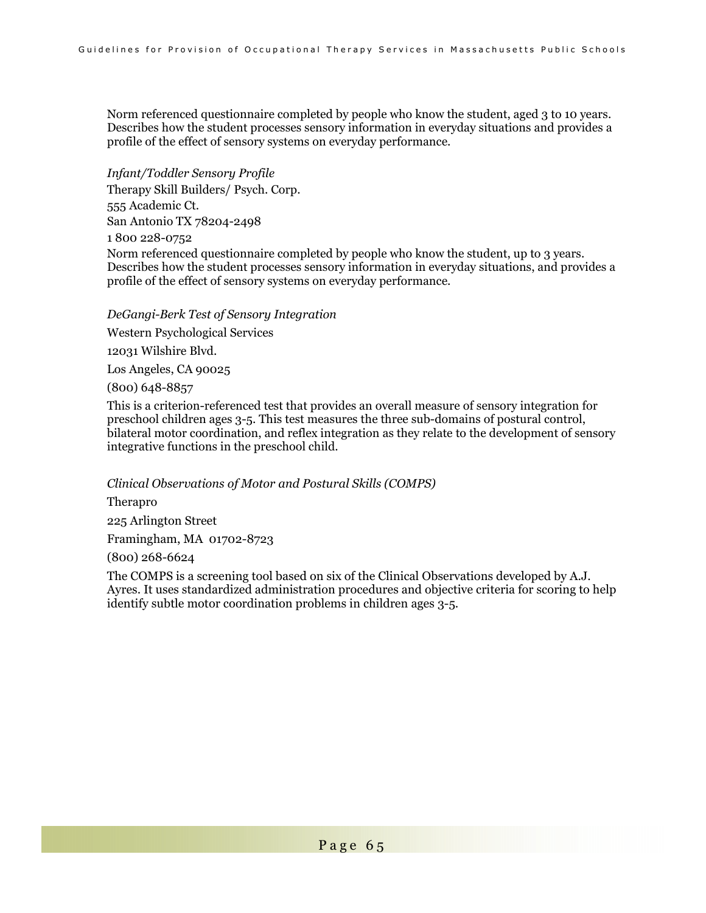Norm referenced questionnaire completed by people who know the student, aged 3 to 10 years. Describes how the student processes sensory information in everyday situations and provides a profile of the effect of sensory systems on everyday performance.

*Infant/Toddler Sensory Profile*

Therapy Skill Builders/ Psych. Corp.

555 Academic Ct.

San Antonio TX 78204-2498

1 800 228-0752

Norm referenced questionnaire completed by people who know the student, up to 3 years. Describes how the student processes sensory information in everyday situations, and provides a profile of the effect of sensory systems on everyday performance.

*DeGangi-Berk Test of Sensory Integration*

Western Psychological Services

12031 Wilshire Blvd.

Los Angeles, CA 90025

(800) 648-8857

This is a criterion-referenced test that provides an overall measure of sensory integration for preschool children ages 3-5. This test measures the three sub-domains of postural control, bilateral motor coordination, and reflex integration as they relate to the development of sensory integrative functions in the preschool child.

*Clinical Observations of Motor and Postural Skills (COMPS)*

Therapro

225 Arlington Street

Framingham, MA 01702-8723

(800) 268-6624

The COMPS is a screening tool based on six of the Clinical Observations developed by A.J. Ayres. It uses standardized administration procedures and objective criteria for scoring to help identify subtle motor coordination problems in children ages 3-5.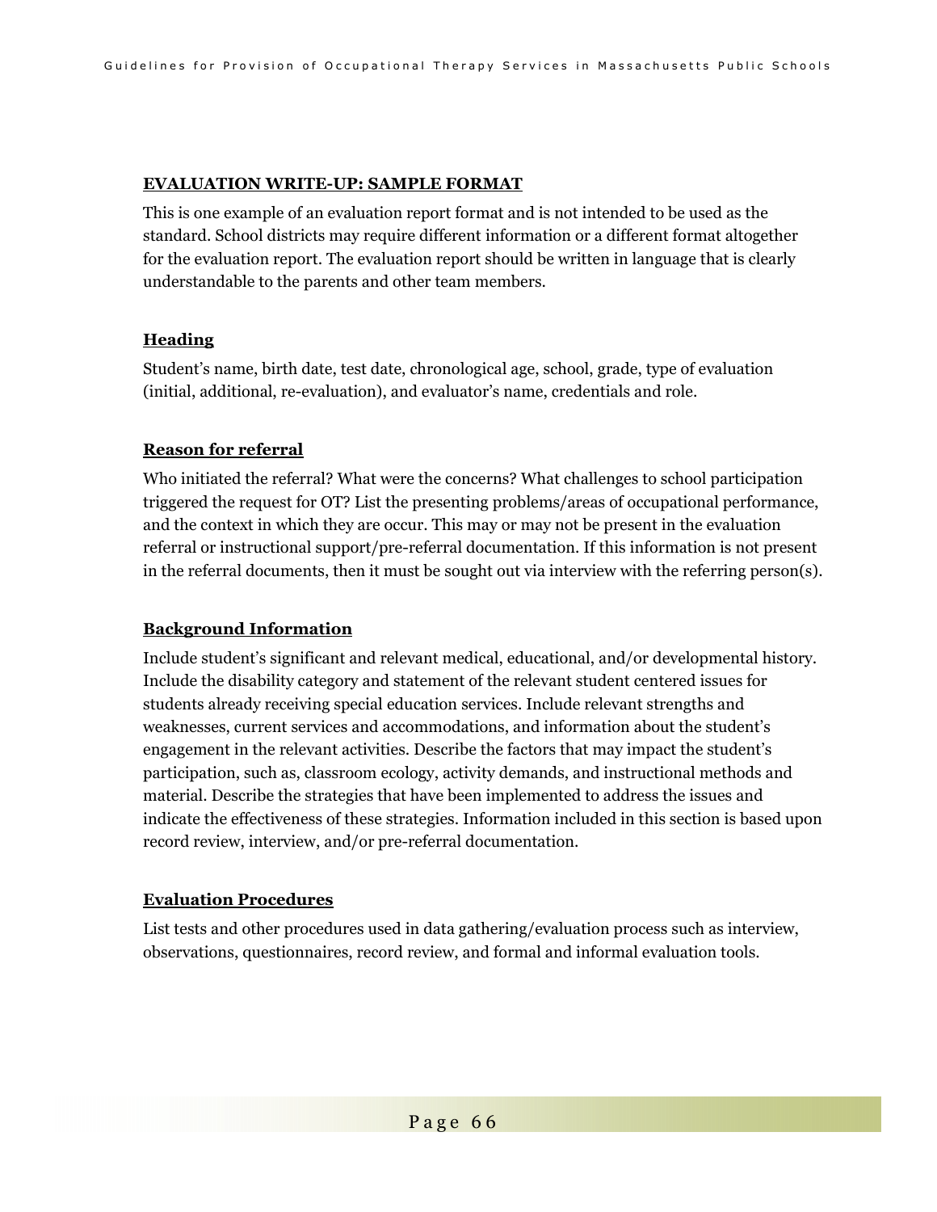## EVALUATION WRITE-UP: SAMPLE FORMAT

This is one example of an evaluation report format and is not intended to be used as the standard. School districts may require different information or a different format altogether for the evaluation report. The evaluation report should be written in language that is clearly understandable to the parents and other team members.

### Heading

Student's name, birth date, test date, chronological age, school, grade, type of evaluation (initial, additional, re-evaluation), and evaluator's name, credentials and role.

### Reason for referral

Who initiated the referral? What were the concerns? What challenges to school participation triggered the request for OT? List the presenting problems/areas of occupational performance, and the context in which they are occur. This may or may not be present in the evaluation referral or instructional support/pre-referral documentation. If this information is not present in the referral documents, then it must be sought out via interview with the referring person(s).

### Background Information

Include student's significant and relevant medical, educational, and/or developmental history. Include the disability category and statement of the relevant student centered issues for students already receiving special education services. Include relevant strengths and weaknesses, current services and accommodations, and information about the student's engagement in the relevant activities. Describe the factors that may impact the student's participation, such as, classroom ecology, activity demands, and instructional methods and material. Describe the strategies that have been implemented to address the issues and indicate the effectiveness of these strategies. Information included in this section is based upon record review, interview, and/or pre-referral documentation.

### Evaluation Procedures

List tests and other procedures used in data gathering/evaluation process such as interview, observations, questionnaires, record review, and formal and informal evaluation tools.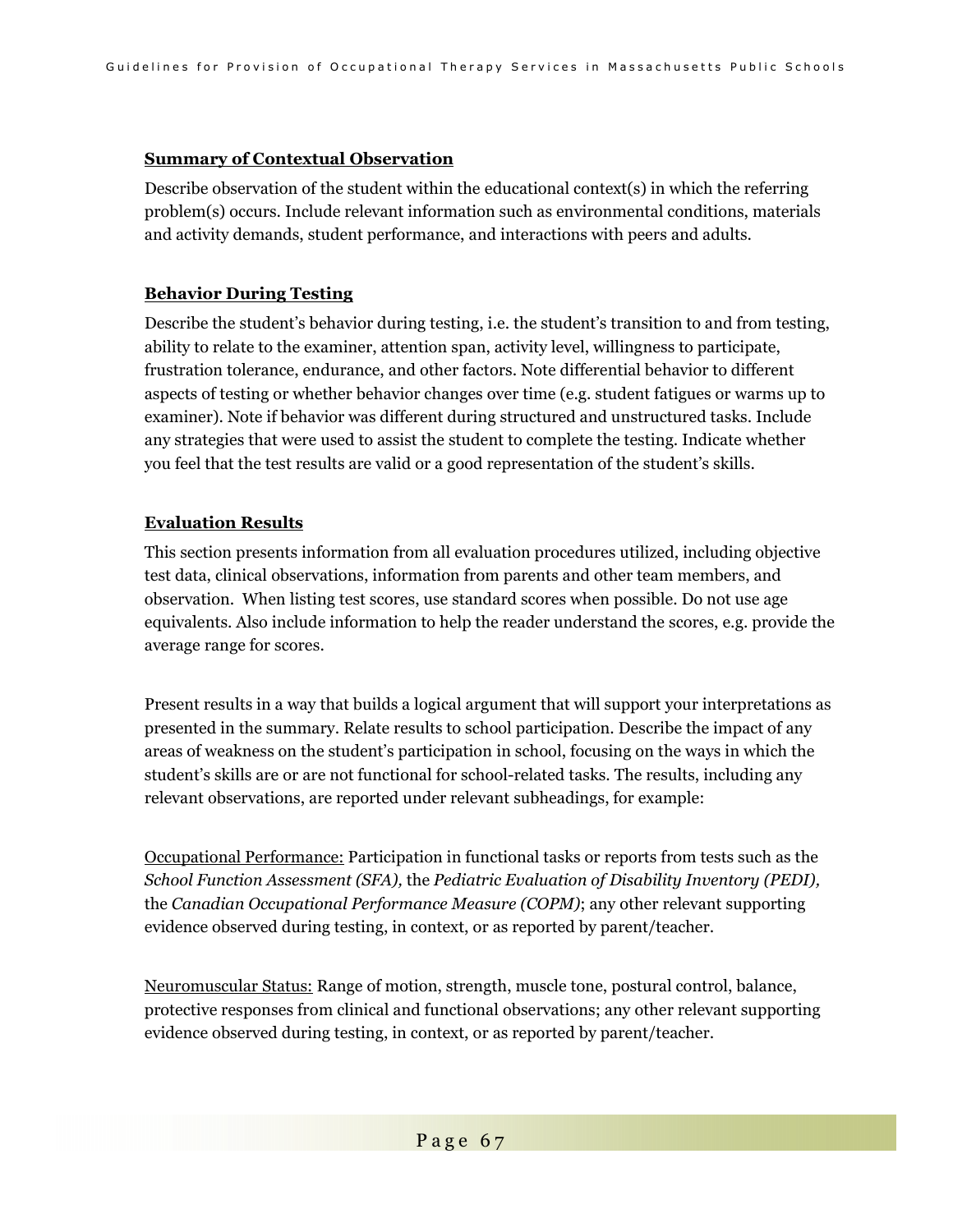**Summary of Contextual Observation**

Describe observation of the student within the educational context(s) in which the referring problem(s) occurs. Include relevant information such as environmental conditions, materials and activity demands, student performance, and interactions with peers and adults.

**Behavior During Testing**

Describe the student's behavior during testing, i.e. the student's transition to and from testing, ability to relate to the examiner, attention span, activity level, willingness to participate, frustration tolerance, endurance, and other factors. Note differential behavior to different aspects of testing or whether behavior changes over time (e.g. student fatigues or warms up to examiner). Note if behavior was different during structured and unstructured tasks. Include any strategies that were used to assist the student to complete the testing. Indicate whether you feel that the test results are valid or a good representation of the student's skills.

**Evaluation Results**

This section presents information from all evaluation procedures utilized, including objective test data, clinical observations, information from parents and other team members, and observation. When listing test scores, use standard scores when possible. Do not use age equivalents. Also include information to help the reader understand the scores, e.g. provide the average range for scores.

Present results in a way that builds a logical argument that will support your interpretations as presented in the summary. Relate results to school participation. Describe the impact of any areas of weakness on the student's participation in school, focusing on the ways in which the student's skills are or are not functional for school-related tasks. The results, including any relevant observations, are reported under relevant subheadings, for example:

Occupational Performance: Participation in functional tasks or reports from tests such as the *School Function Assessment (SFA),* the *Pediatric Evaluation of Disability Inventory (PEDI),* the *Canadian Occupational Performance Measure (COPM)*; any other relevant supporting evidence observed during testing, in context, or as reported by parent/teacher.

Neuromuscular Status: Range of motion, strength, muscle tone, postural control, balance, protective responses from clinical and functional observations; any other relevant supporting evidence observed during testing, in context, or as reported by parent/teacher.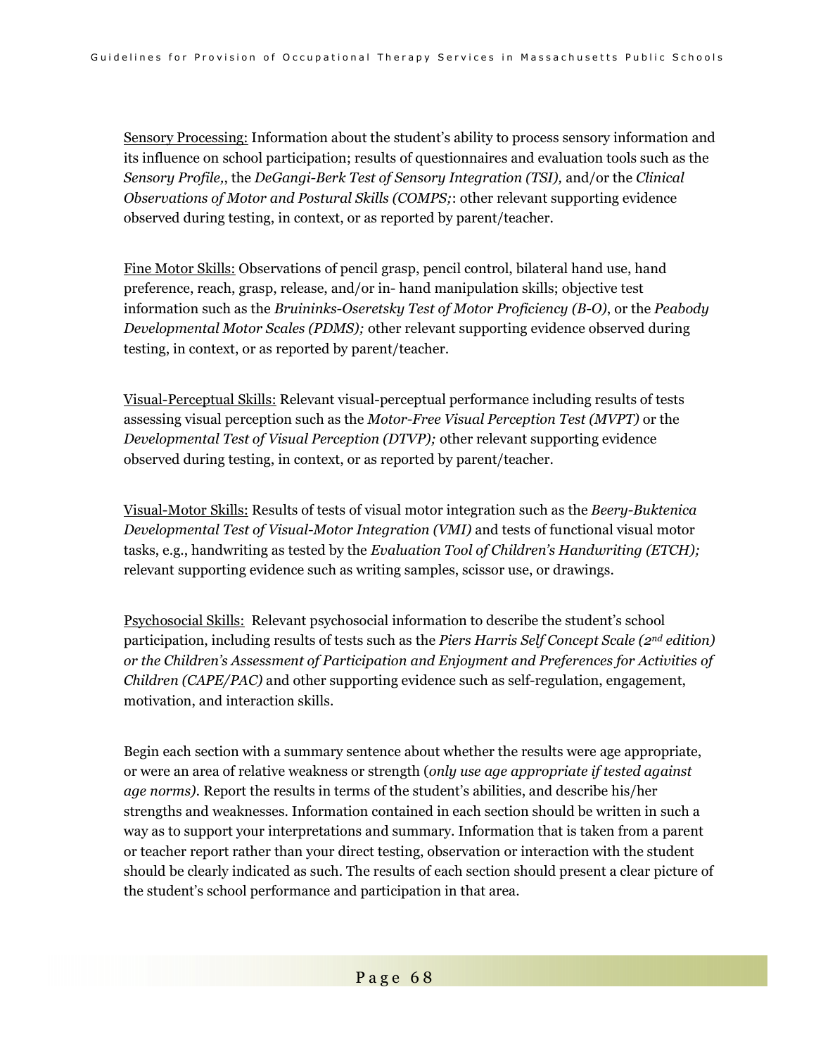<u>Sensory Processing:</u> Information about the student's ability to process sensory information and its influence on school participation; results of questionnaires and evaluation tools such as the *Sensory Profile,*, the *DeGangi-Berk Test of Sensory Integration (TSI),* and/or the *Clinical Observations of Motor and Postural Skills (COMPS;*: other relevant supporting evidence observed during testing, in context, or as reported by parent/teacher.

<u>Fine Motor Skills:</u> Observations of pencil grasp, pencil control, bilateral hand use, hand preference, reach, grasp, release, and/or in- hand manipulation skills; objective test information such as the *Bruininks-Oseretsky Test of Motor Proficiency (B-O)*, or the *Peabody Developmental Motor Scales (PDMS);* other relevant supporting evidence observed during testing, in context, or as reported by parent/teacher.

<u>Visual-Perceptual Skills:</u> Relevant visual-perceptual performance including results of tests assessing visual perception such as the *Motor-Free Visual Perception Test (MVPT)* or the *Developmental Test of Visual Perception (DTVP);* other relevant supporting evidence observed during testing, in context, or as reported by parent/teacher.

<u>Visual-Motor Skills:</u> Results of tests of visual motor integration such as the *Beery-Buktenica Developmental Test of Visual-Motor Integration (VMI)* and tests of functional visual motor tasks, e.g., handwriting as tested by the *Evaluation Tool of Children's Handwriting (ETCH);* relevant supporting evidence such as writing samples, scissor use, or drawings.

<u>Psychosocial Skills:</u> Relevant psychosocial information to describe the student's school participation, including results of tests such as the *Piers Harris Self Concept Scale (2nd edition) or the Children's Assessment of Participation and Enjoyment and Preferences for Activities of Children (CAPE/PAC)* and other supporting evidence such as self-regulation, engagement, motivation, and interaction skills.

Begin each section with a summary sentence about whether the results were age appropriate, or were an area of relative weakness or strength (*only use age appropriate if tested against age norms).* Report the results in terms of the student's abilities, and describe his/her strengths and weaknesses. Information contained in each section should be written in such a way as to support your interpretations and summary. Information that is taken from a parent or teacher report rather than your direct testing, observation or interaction with the student should be clearly indicated as such. The results of each section should present a clear picture of the student's school performance and participation in that area.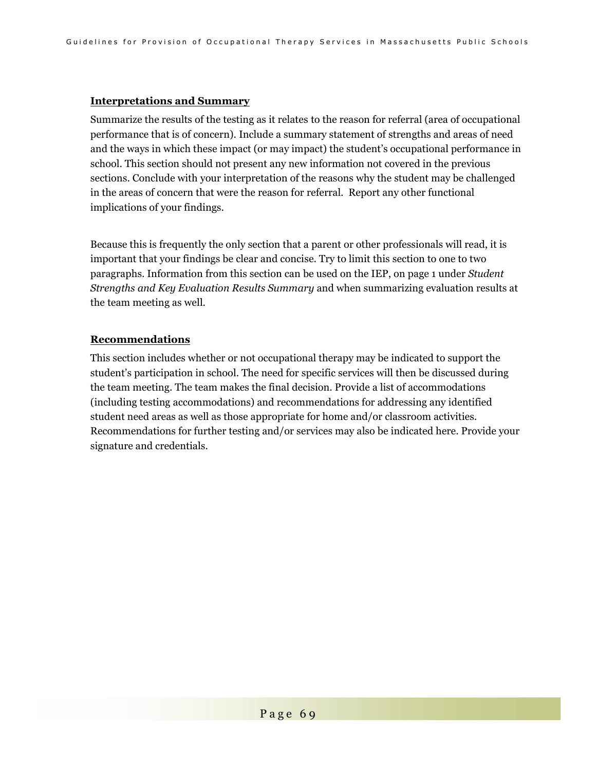**Interpretations and Summary**

Summarize the results of the testing as it relates to the reason for referral (area of occupational performance that is of concern). Include a summary statement of strengths and areas of need and the ways in which these impact (or may impact) the student's occupational performance in school. This section should not present any new information not covered in the previous sections. Conclude with your interpretation of the reasons why the student may be challenged in the areas of concern that were the reason for referral. Report any other functional implications of your findings.

Because this is frequently the only section that a parent or other professionals will read, it is important that your findings be clear and concise. Try to limit this section to one to two paragraphs. Information from this section can be used on the IEP, on page 1 under *Student Strengths and Key Evaluation Results Summary* and when summarizing evaluation results at the team meeting as well.

**Recommendations**

This section includes whether or not occupational therapy may be indicated to support the student's participation in school. The need for specific services will then be discussed during the team meeting. The team makes the final decision. Provide a list of accommodations (including testing accommodations) and recommendations for addressing any identified student need areas as well as those appropriate for home and/or classroom activities. Recommendations for further testing and/or services may also be indicated here. Provide your signature and credentials.